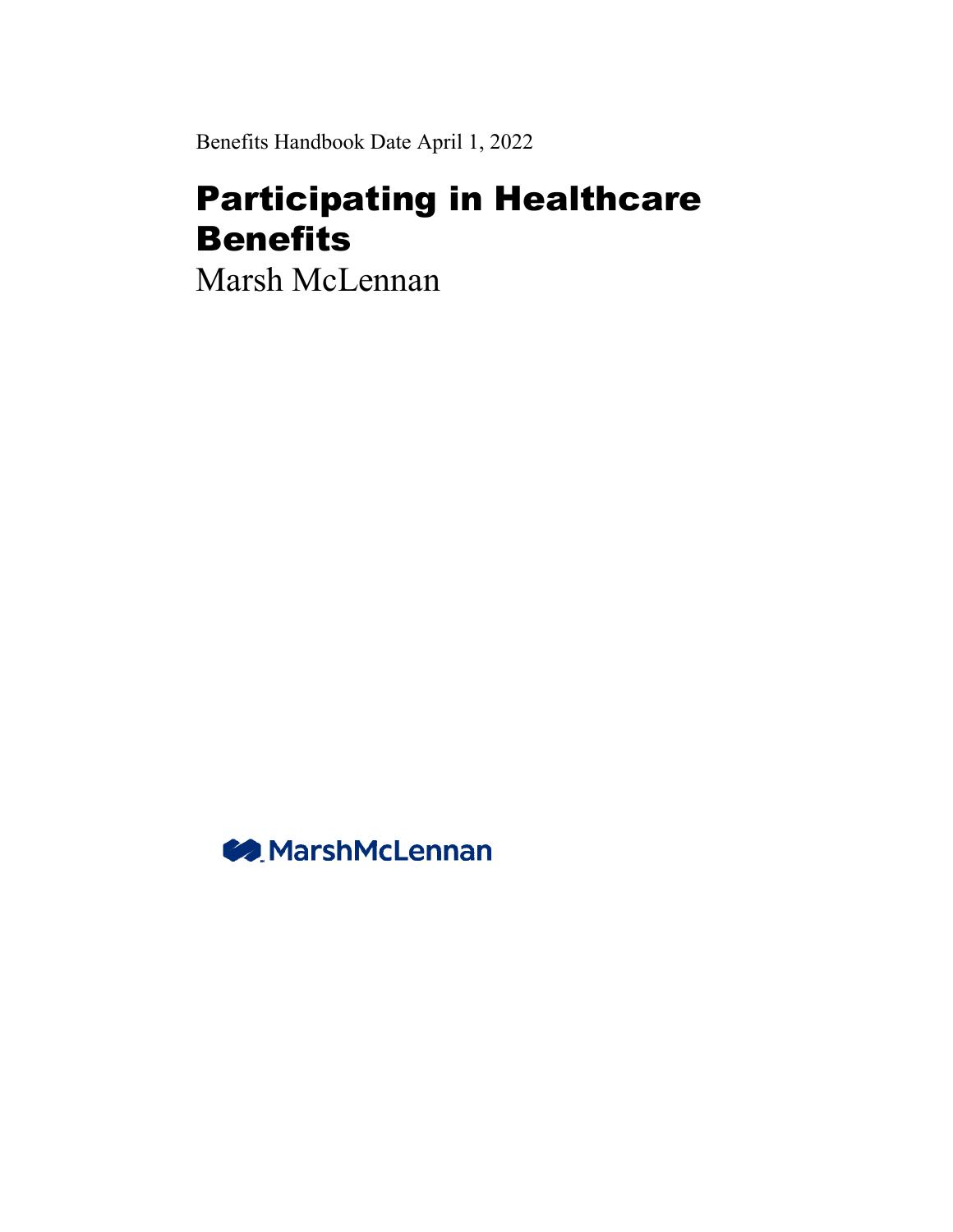Benefits Handbook Date April 1, 2022

# Participating in Healthcare Benefits

Marsh McLennan

MarshMcLennan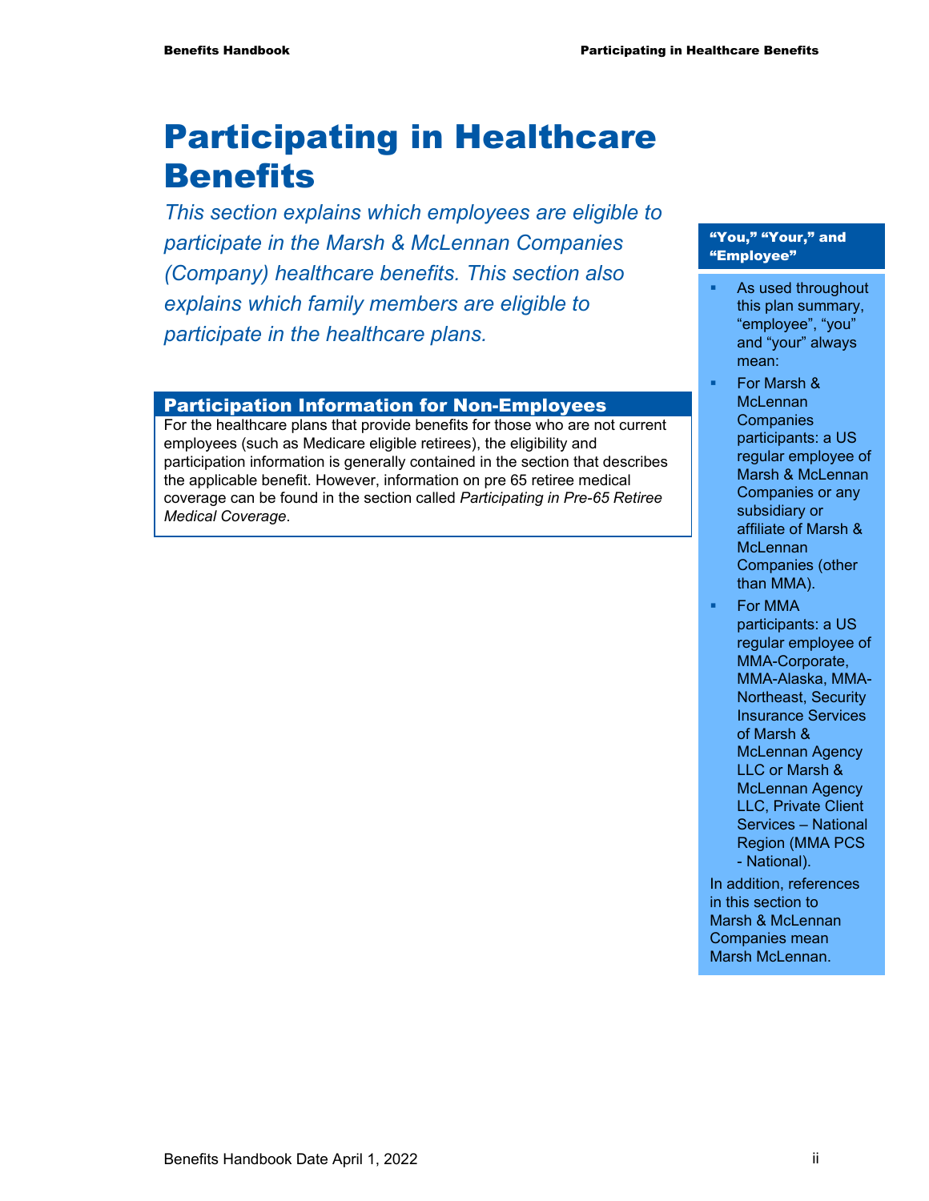# Participating in Healthcare Benefits

*This section explains which employees are eligible to participate in the Marsh & McLennan Companies (Company) healthcare benefits. This section also explains which family members are eligible to participate in the healthcare plans.*

## Participation Information for Non-Employees

For the healthcare plans that provide benefits for those who are not current employees (such as Medicare eligible retirees), the eligibility and participation information is generally contained in the section that describes the applicable benefit. However, information on pre 65 retiree medical coverage can be found in the section called *Participating in Pre-65 Retiree Medical Coverage*.

### "You," "Your," and "Employee"

- As used throughout this plan summary, "employee", "you" and "your" always mean:
- For Marsh & McLennan Companies participants: a US regular employee of Marsh & McLennan Companies or any subsidiary or affiliate of Marsh & McLennan Companies (other than MMA).
- For MMA participants: a US regular employee of MMA-Corporate, MMA-Alaska, MMA-Northeast, Security Insurance Services of Marsh & McLennan Agency LLC or Marsh & McLennan Agency LLC, Private Client Services – National Region (MMA PCS - National).

In addition, references in this section to Marsh & McLennan Companies mean Marsh McLennan.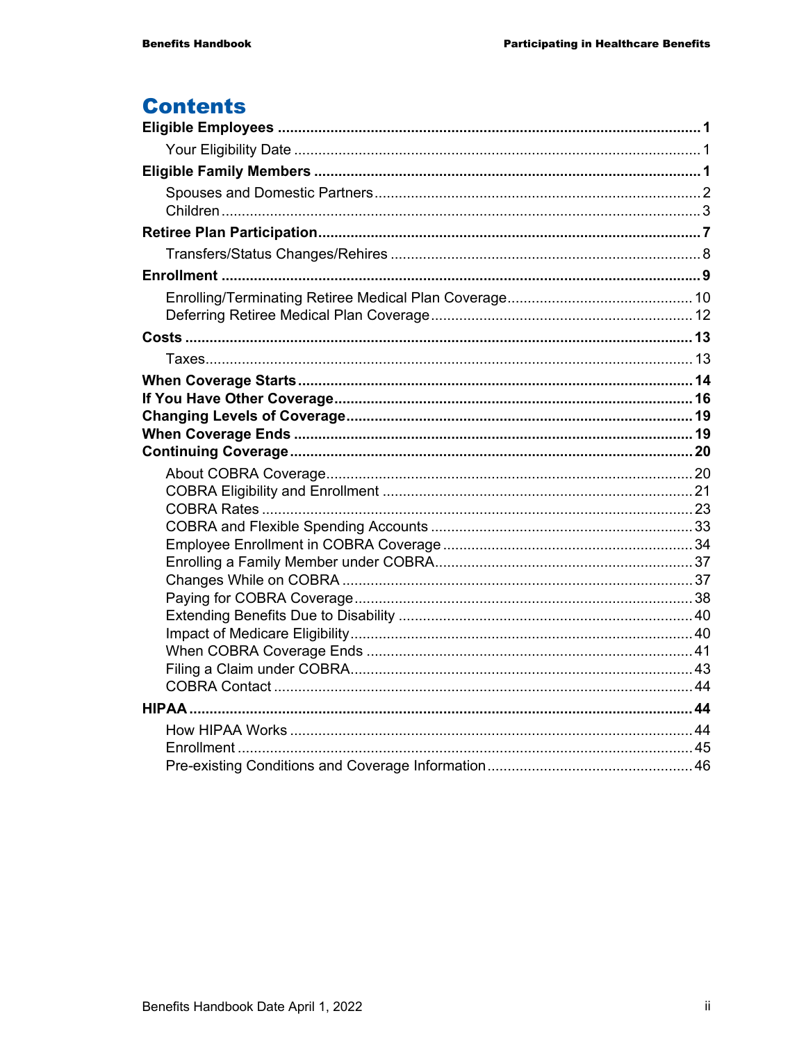# Contents

**Eligible Employees** ............................................................ **1**

- Your Eligibility Date ............................................................ 1

**Eligible Family Members** ............................................................ **1**

- Spouses and Domestic Partners ............................................................ 2
- Children ............................................................ 3

**Retiree Plan Participation** ............................................................ **7**

- Transfers/Status Changes/Rehires ............................................................ 8

**Enrollment** ............................................................ **9**

- Enrolling/Terminating Retiree Medical Plan Coverage ............................................................ 10
- Deferring Retiree Medical Plan Coverage ............................................................ 12

**Costs** ............................................................ **13**

- Taxes ............................................................ 13

**When Coverage Starts** ............................................................ **14**

**If You Have Other Coverage** ............................................................ **16**

**Changing Levels of Coverage** ............................................................ **19**

**When Coverage Ends** ............................................................ **19**

**Continuing Coverage** ............................................................ **20**

- About COBRA Coverage ............................................................ 20
- COBRA Eligibility and Enrollment ............................................................ 21
- COBRA Rates ............................................................ 23
- COBRA and Flexible Spending Accounts ............................................................ 33
- Employee Enrollment in COBRA Coverage ............................................................ 34
- Enrolling a Family Member under COBRA ............................................................ 37
- Changes While on COBRA ............................................................ 37
- Paying for COBRA Coverage ............................................................ 38
- Extending Benefits Due to Disability ............................................................ 40
- Impact of Medicare Eligibility ............................................................ 40
- When COBRA Coverage Ends ............................................................ 41
- Filing a Claim under COBRA ............................................................ 43
- COBRA Contact ............................................................ 44

**HIPAA** ............................................................ **44**

- How HIPAA Works ............................................................ 44
- Enrollment ............................................................ 45
- Pre-existing Conditions and Coverage Information ............................................................ 46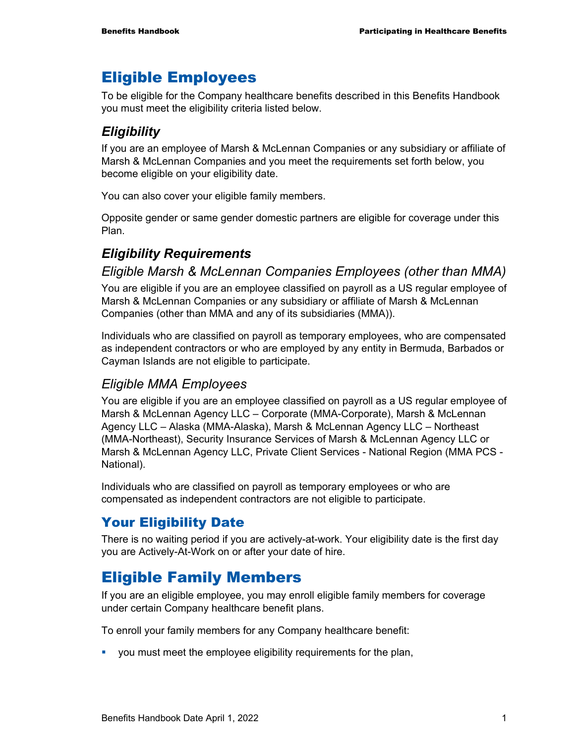# Eligible Employees

To be eligible for the Company healthcare benefits described in this Benefits Handbook you must meet the eligibility criteria listed below.

## *Eligibility*

If you are an employee of Marsh & McLennan Companies or any subsidiary or affiliate of Marsh & McLennan Companies and you meet the requirements set forth below, you become eligible on your eligibility date.

You can also cover your eligible family members.

Opposite gender or same gender domestic partners are eligible for coverage under this Plan.

## *Eligibility Requirements*

### *Eligible Marsh & McLennan Companies Employees (other than MMA)*

You are eligible if you are an employee classified on payroll as a US regular employee of Marsh & McLennan Companies or any subsidiary or affiliate of Marsh & McLennan Companies (other than MMA and any of its subsidiaries (MMA)).

Individuals who are classified on payroll as temporary employees, who are compensated as independent contractors or who are employed by any entity in Bermuda, Barbados or Cayman Islands are not eligible to participate.

### *Eligible MMA Employees*

You are eligible if you are an employee classified on payroll as a US regular employee of Marsh & McLennan Agency LLC – Corporate (MMA-Corporate), Marsh & McLennan Agency LLC – Alaska (MMA-Alaska), Marsh & McLennan Agency LLC – Northeast (MMA-Northeast), Security Insurance Services of Marsh & McLennan Agency LLC or Marsh & McLennan Agency LLC, Private Client Services - National Region (MMA PCS - National).

Individuals who are classified on payroll as temporary employees or who are compensated as independent contractors are not eligible to participate.

## Your Eligibility Date

There is no waiting period if you are actively-at-work. Your eligibility date is the first day you are Actively-At-Work on or after your date of hire.

# Eligible Family Members

If you are an eligible employee, you may enroll eligible family members for coverage under certain Company healthcare benefit plans.

To enroll your family members for any Company healthcare benefit:

- you must meet the employee eligibility requirements for the plan,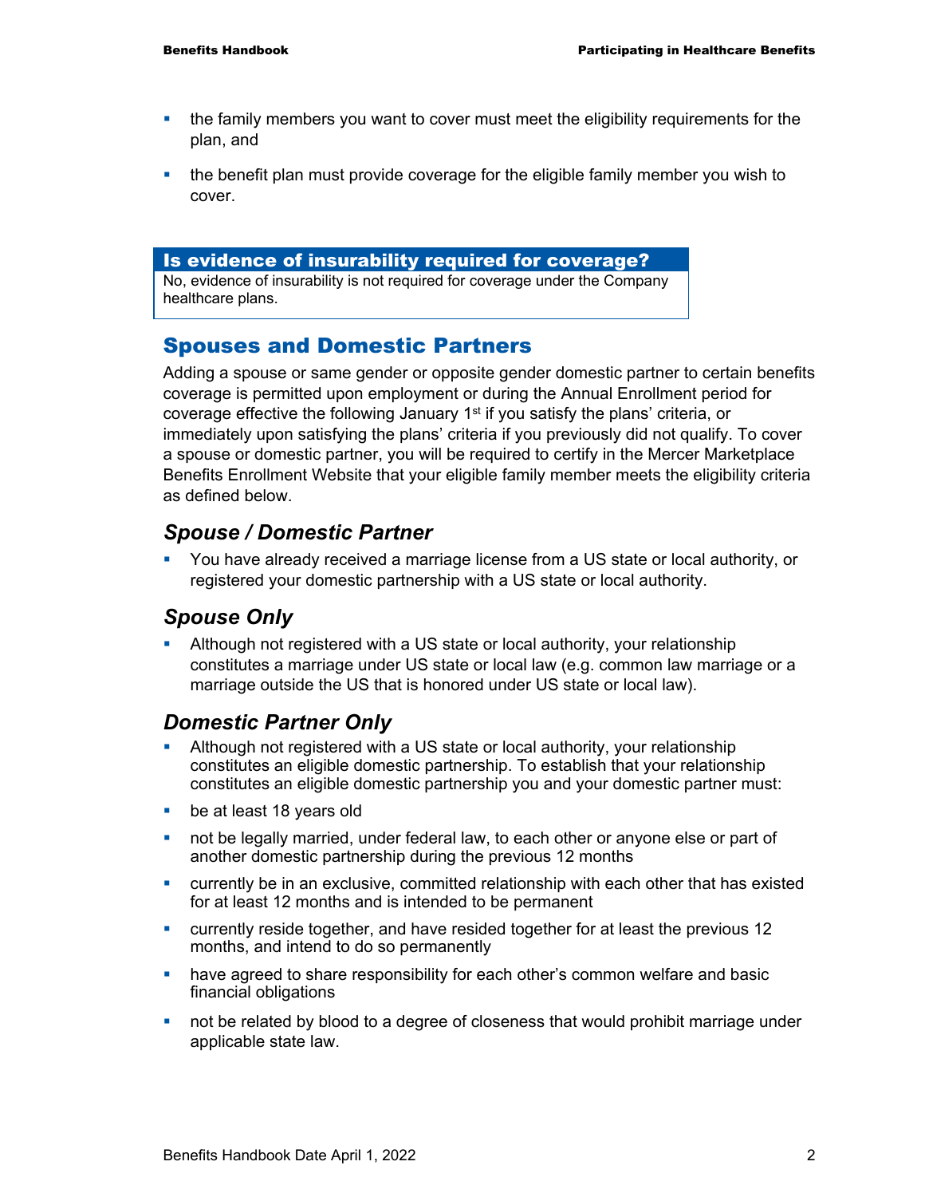- the family members you want to cover must meet the eligibility requirements for the plan, and
- the benefit plan must provide coverage for the eligible family member you wish to cover.

**Is evidence of insurability required for coverage?**

No, evidence of insurability is not required for coverage under the Company healthcare plans.

## Spouses and Domestic Partners

Adding a spouse or same gender or opposite gender domestic partner to certain benefits coverage is permitted upon employment or during the Annual Enrollment period for coverage effective the following January 1st if you satisfy the plans' criteria, or immediately upon satisfying the plans' criteria if you previously did not qualify. To cover a spouse or domestic partner, you will be required to certify in the Mercer Marketplace Benefits Enrollment Website that your eligible family member meets the eligibility criteria as defined below.

### *Spouse / Domestic Partner*

- You have already received a marriage license from a US state or local authority, or registered your domestic partnership with a US state or local authority.

### *Spouse Only*

- Although not registered with a US state or local authority, your relationship constitutes a marriage under US state or local law (e.g. common law marriage or a marriage outside the US that is honored under US state or local law).

### *Domestic Partner Only*

- Although not registered with a US state or local authority, your relationship constitutes an eligible domestic partnership. To establish that your relationship constitutes an eligible domestic partnership you and your domestic partner must:
- be at least 18 years old
- not be legally married, under federal law, to each other or anyone else or part of another domestic partnership during the previous 12 months
- currently be in an exclusive, committed relationship with each other that has existed for at least 12 months and is intended to be permanent
- currently reside together, and have resided together for at least the previous 12 months, and intend to do so permanently
- have agreed to share responsibility for each other's common welfare and basic financial obligations
- not be related by blood to a degree of closeness that would prohibit marriage under applicable state law.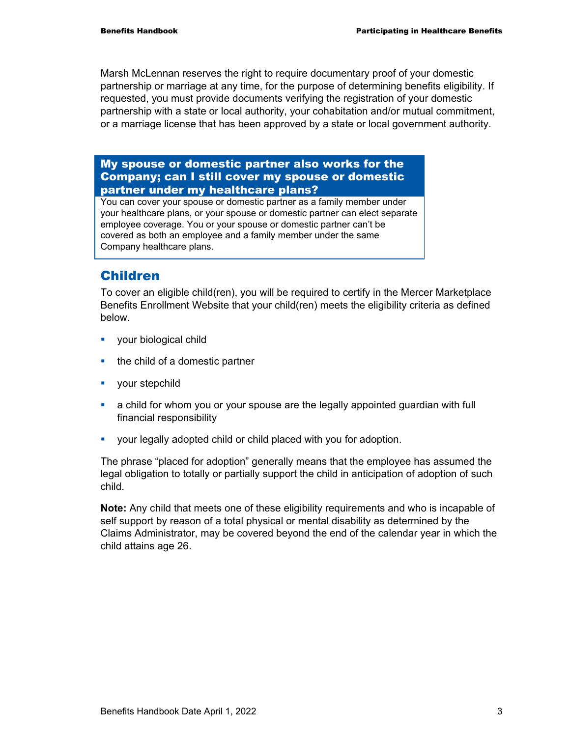Marsh McLennan reserves the right to require documentary proof of your domestic partnership or marriage at any time, for the purpose of determining benefits eligibility. If requested, you must provide documents verifying the registration of your domestic partnership with a state or local authority, your cohabitation and/or mutual commitment, or a marriage license that has been approved by a state or local government authority.

**My spouse or domestic partner also works for the Company; can I still cover my spouse or domestic partner under my healthcare plans?**

You can cover your spouse or domestic partner as a family member under your healthcare plans, or your spouse or domestic partner can elect separate employee coverage. You or your spouse or domestic partner can't be covered as both an employee and a family member under the same Company healthcare plans.

## Children

To cover an eligible child(ren), you will be required to certify in the Mercer Marketplace Benefits Enrollment Website that your child(ren) meets the eligibility criteria as defined below.

- your biological child
- the child of a domestic partner
- your stepchild
- a child for whom you or your spouse are the legally appointed guardian with full financial responsibility
- your legally adopted child or child placed with you for adoption.

The phrase "placed for adoption" generally means that the employee has assumed the legal obligation to totally or partially support the child in anticipation of adoption of such child.

**Note:** Any child that meets one of these eligibility requirements and who is incapable of self support by reason of a total physical or mental disability as determined by the Claims Administrator, may be covered beyond the end of the calendar year in which the child attains age 26.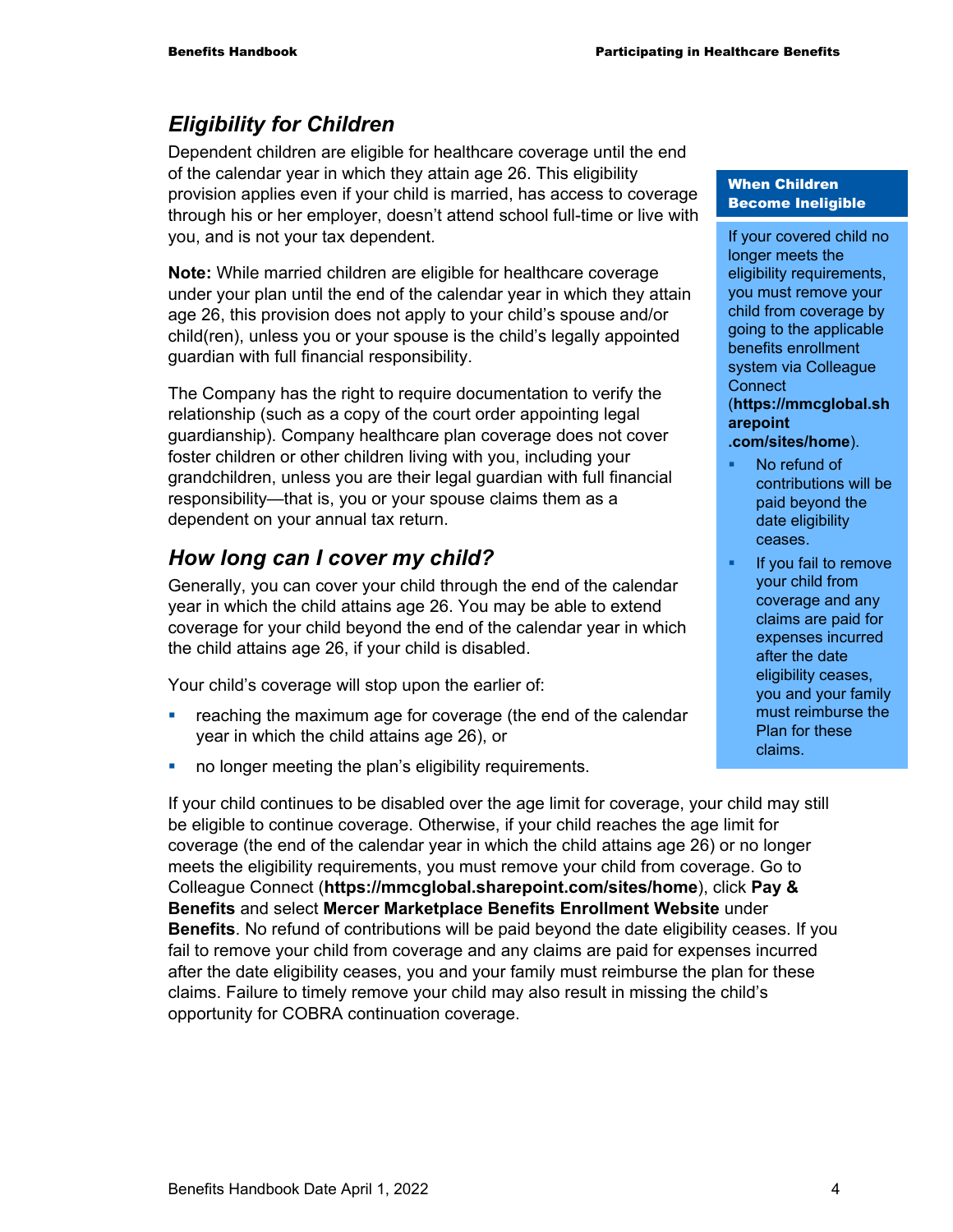## *Eligibility for Children*

Dependent children are eligible for healthcare coverage until the end of the calendar year in which they attain age 26. This eligibility provision applies even if your child is married, has access to coverage through his or her employer, doesn't attend school full-time or live with you, and is not your tax dependent.

**Note:** While married children are eligible for healthcare coverage under your plan until the end of the calendar year in which they attain age 26, this provision does not apply to your child's spouse and/or child(ren), unless you or your spouse is the child's legally appointed guardian with full financial responsibility.

The Company has the right to require documentation to verify the relationship (such as a copy of the court order appointing legal guardianship). Company healthcare plan coverage does not cover foster children or other children living with you, including your grandchildren, unless you are their legal guardian with full financial responsibility—that is, you or your spouse claims them as a dependent on your annual tax return.

**When Children Become Ineligible**

If your covered child no longer meets the eligibility requirements, you must remove your child from coverage by going to the applicable benefits enrollment system via Colleague Connect (**https://mmcglobal.sharepoint.com/sites/home**).

- No refund of contributions will be paid beyond the date eligibility ceases.
- If you fail to remove your child from coverage and any claims are paid for expenses incurred after the date eligibility ceases, you and your family must reimburse the Plan for these claims.

## *How long can I cover my child?*

Generally, you can cover your child through the end of the calendar year in which the child attains age 26. You may be able to extend coverage for your child beyond the end of the calendar year in which the child attains age 26, if your child is disabled.

Your child's coverage will stop upon the earlier of:

- reaching the maximum age for coverage (the end of the calendar year in which the child attains age 26), or
- no longer meeting the plan's eligibility requirements.

If your child continues to be disabled over the age limit for coverage, your child may still be eligible to continue coverage. Otherwise, if your child reaches the age limit for coverage (the end of the calendar year in which the child attains age 26) or no longer meets the eligibility requirements, you must remove your child from coverage. Go to Colleague Connect (**https://mmcglobal.sharepoint.com/sites/home**), click **Pay & Benefits** and select **Mercer Marketplace Benefits Enrollment Website** under **Benefits**. No refund of contributions will be paid beyond the date eligibility ceases. If you fail to remove your child from coverage and any claims are paid for expenses incurred after the date eligibility ceases, you and your family must reimburse the plan for these claims. Failure to timely remove your child may also result in missing the child's opportunity for COBRA continuation coverage.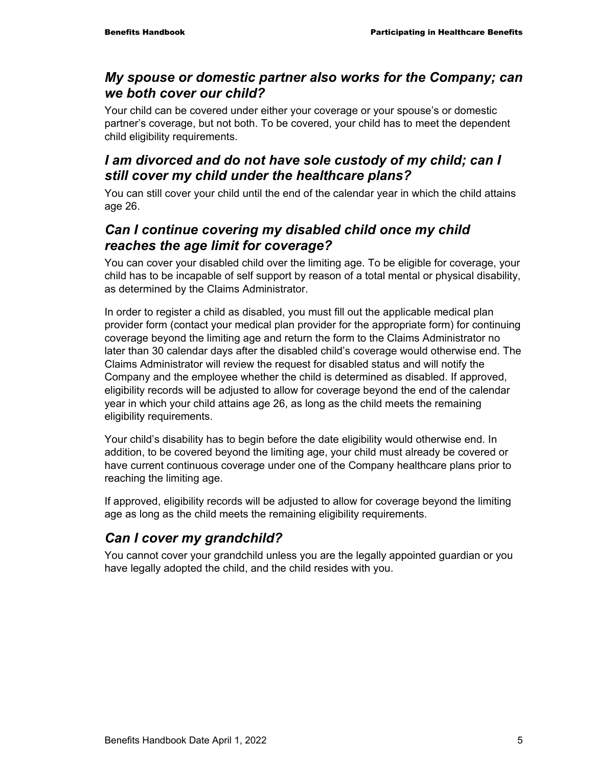## *My spouse or domestic partner also works for the Company; can we both cover our child?*

Your child can be covered under either your coverage or your spouse's or domestic partner's coverage, but not both. To be covered, your child has to meet the dependent child eligibility requirements.

## *I am divorced and do not have sole custody of my child; can I still cover my child under the healthcare plans?*

You can still cover your child until the end of the calendar year in which the child attains age 26.

## *Can I continue covering my disabled child once my child reaches the age limit for coverage?*

You can cover your disabled child over the limiting age. To be eligible for coverage, your child has to be incapable of self support by reason of a total mental or physical disability, as determined by the Claims Administrator.

In order to register a child as disabled, you must fill out the applicable medical plan provider form (contact your medical plan provider for the appropriate form) for continuing coverage beyond the limiting age and return the form to the Claims Administrator no later than 30 calendar days after the disabled child's coverage would otherwise end. The Claims Administrator will review the request for disabled status and will notify the Company and the employee whether the child is determined as disabled. If approved, eligibility records will be adjusted to allow for coverage beyond the end of the calendar year in which your child attains age 26, as long as the child meets the remaining eligibility requirements.

Your child's disability has to begin before the date eligibility would otherwise end. In addition, to be covered beyond the limiting age, your child must already be covered or have current continuous coverage under one of the Company healthcare plans prior to reaching the limiting age.

If approved, eligibility records will be adjusted to allow for coverage beyond the limiting age as long as the child meets the remaining eligibility requirements.

## *Can I cover my grandchild?*

You cannot cover your grandchild unless you are the legally appointed guardian or you have legally adopted the child, and the child resides with you.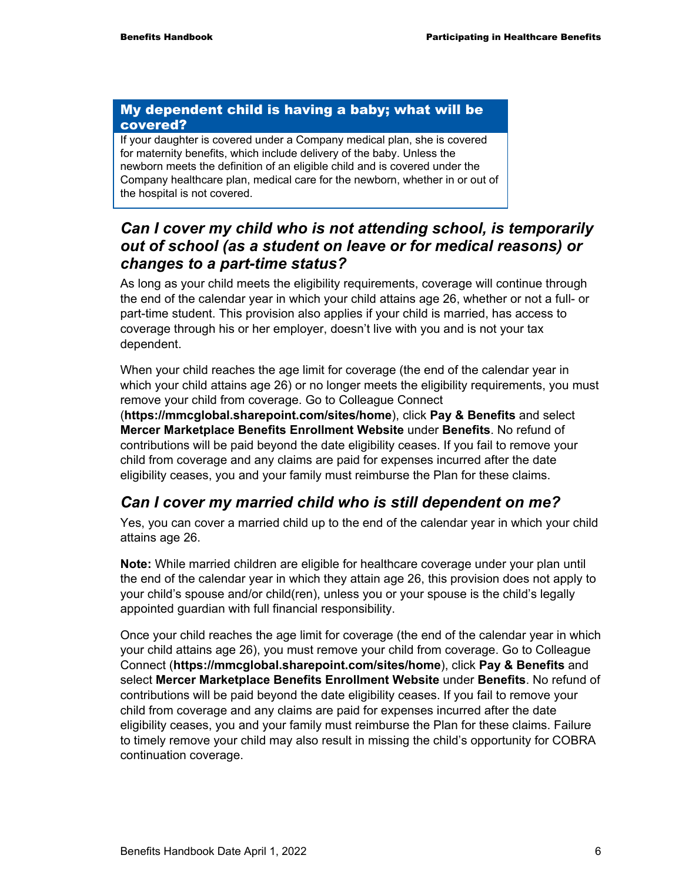### My dependent child is having a baby; what will be covered?

If your daughter is covered under a Company medical plan, she is covered for maternity benefits, which include delivery of the baby. Unless the newborn meets the definition of an eligible child and is covered under the Company healthcare plan, medical care for the newborn, whether in or out of the hospital is not covered.

## *Can I cover my child who is not attending school, is temporarily out of school (as a student on leave or for medical reasons) or changes to a part-time status?*

As long as your child meets the eligibility requirements, coverage will continue through the end of the calendar year in which your child attains age 26, whether or not a full- or part-time student. This provision also applies if your child is married, has access to coverage through his or her employer, doesn't live with you and is not your tax dependent.

When your child reaches the age limit for coverage (the end of the calendar year in which your child attains age 26) or no longer meets the eligibility requirements, you must remove your child from coverage. Go to Colleague Connect (**https://mmcglobal.sharepoint.com/sites/home**), click **Pay & Benefits** and select **Mercer Marketplace Benefits Enrollment Website** under **Benefits**. No refund of contributions will be paid beyond the date eligibility ceases. If you fail to remove your child from coverage and any claims are paid for expenses incurred after the date eligibility ceases, you and your family must reimburse the Plan for these claims.

## *Can I cover my married child who is still dependent on me?*

Yes, you can cover a married child up to the end of the calendar year in which your child attains age 26.

**Note:** While married children are eligible for healthcare coverage under your plan until the end of the calendar year in which they attain age 26, this provision does not apply to your child's spouse and/or child(ren), unless you or your spouse is the child's legally appointed guardian with full financial responsibility.

Once your child reaches the age limit for coverage (the end of the calendar year in which your child attains age 26), you must remove your child from coverage. Go to Colleague Connect (**https://mmcglobal.sharepoint.com/sites/home**), click **Pay & Benefits** and select **Mercer Marketplace Benefits Enrollment Website** under **Benefits**. No refund of contributions will be paid beyond the date eligibility ceases. If you fail to remove your child from coverage and any claims are paid for expenses incurred after the date eligibility ceases, you and your family must reimburse the Plan for these claims. Failure to timely remove your child may also result in missing the child's opportunity for COBRA continuation coverage.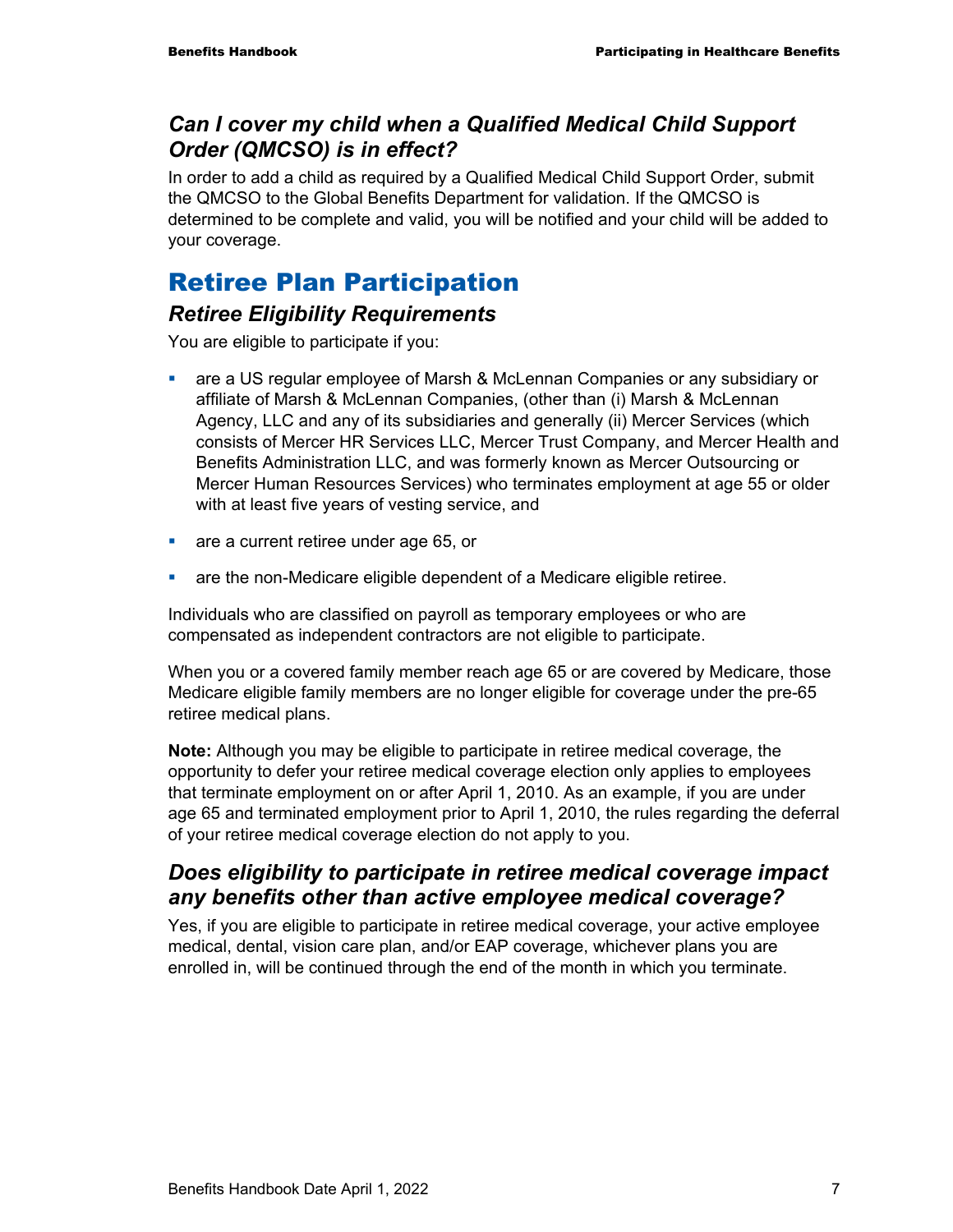### *Can I cover my child when a Qualified Medical Child Support Order (QMCSO) is in effect?*

In order to add a child as required by a Qualified Medical Child Support Order, submit the QMCSO to the Global Benefits Department for validation. If the QMCSO is determined to be complete and valid, you will be notified and your child will be added to your coverage.

## Retiree Plan Participation

### *Retiree Eligibility Requirements*

You are eligible to participate if you:

- are a US regular employee of Marsh & McLennan Companies or any subsidiary or affiliate of Marsh & McLennan Companies, (other than (i) Marsh & McLennan Agency, LLC and any of its subsidiaries and generally (ii) Mercer Services (which consists of Mercer HR Services LLC, Mercer Trust Company, and Mercer Health and Benefits Administration LLC, and was formerly known as Mercer Outsourcing or Mercer Human Resources Services) who terminates employment at age 55 or older with at least five years of vesting service, and
- are a current retiree under age 65, or
- are the non-Medicare eligible dependent of a Medicare eligible retiree.

Individuals who are classified on payroll as temporary employees or who are compensated as independent contractors are not eligible to participate.

When you or a covered family member reach age 65 or are covered by Medicare, those Medicare eligible family members are no longer eligible for coverage under the pre-65 retiree medical plans.

**Note:** Although you may be eligible to participate in retiree medical coverage, the opportunity to defer your retiree medical coverage election only applies to employees that terminate employment on or after April 1, 2010. As an example, if you are under age 65 and terminated employment prior to April 1, 2010, the rules regarding the deferral of your retiree medical coverage election do not apply to you.

### *Does eligibility to participate in retiree medical coverage impact any benefits other than active employee medical coverage?*

Yes, if you are eligible to participate in retiree medical coverage, your active employee medical, dental, vision care plan, and/or EAP coverage, whichever plans you are enrolled in, will be continued through the end of the month in which you terminate.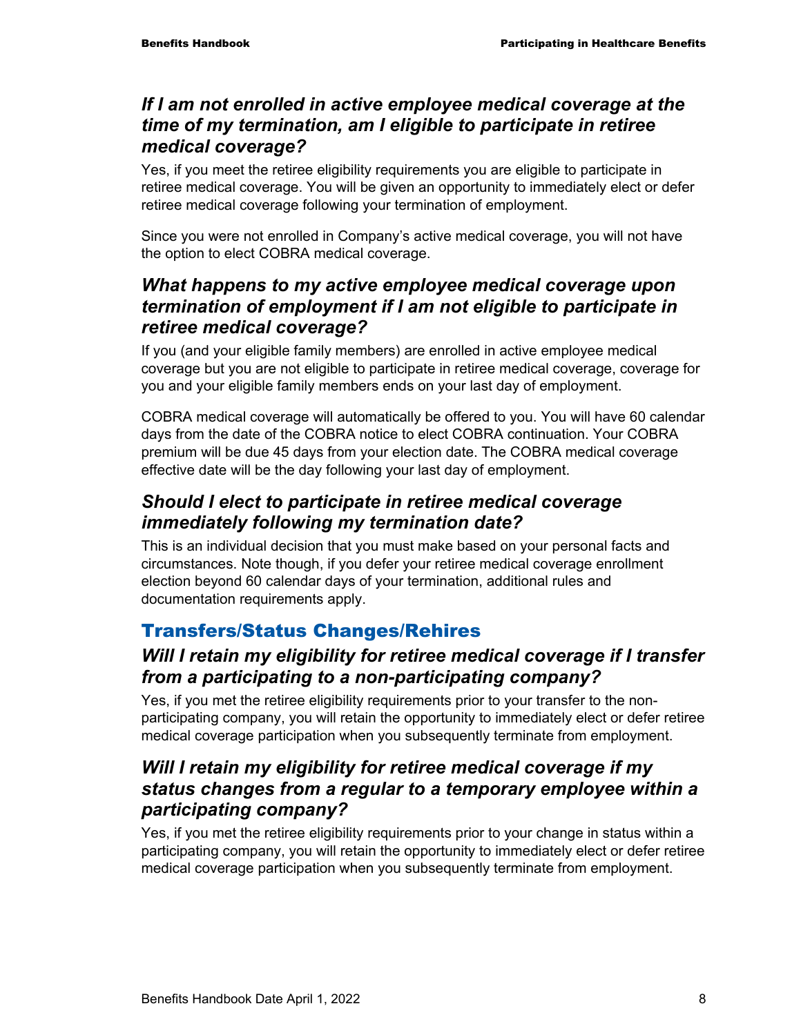### *If I am not enrolled in active employee medical coverage at the time of my termination, am I eligible to participate in retiree medical coverage?*

Yes, if you meet the retiree eligibility requirements you are eligible to participate in retiree medical coverage. You will be given an opportunity to immediately elect or defer retiree medical coverage following your termination of employment.

Since you were not enrolled in Company's active medical coverage, you will not have the option to elect COBRA medical coverage.

### *What happens to my active employee medical coverage upon termination of employment if I am not eligible to participate in retiree medical coverage?*

If you (and your eligible family members) are enrolled in active employee medical coverage but you are not eligible to participate in retiree medical coverage, coverage for you and your eligible family members ends on your last day of employment.

COBRA medical coverage will automatically be offered to you. You will have 60 calendar days from the date of the COBRA notice to elect COBRA continuation. Your COBRA premium will be due 45 days from your election date. The COBRA medical coverage effective date will be the day following your last day of employment.

### *Should I elect to participate in retiree medical coverage immediately following my termination date?*

This is an individual decision that you must make based on your personal facts and circumstances. Note though, if you defer your retiree medical coverage enrollment election beyond 60 calendar days of your termination, additional rules and documentation requirements apply.

## Transfers/Status Changes/Rehires

### *Will I retain my eligibility for retiree medical coverage if I transfer from a participating to a non-participating company?*

Yes, if you met the retiree eligibility requirements prior to your transfer to the non-participating company, you will retain the opportunity to immediately elect or defer retiree medical coverage participation when you subsequently terminate from employment.

### *Will I retain my eligibility for retiree medical coverage if my status changes from a regular to a temporary employee within a participating company?*

Yes, if you met the retiree eligibility requirements prior to your change in status within a participating company, you will retain the opportunity to immediately elect or defer retiree medical coverage participation when you subsequently terminate from employment.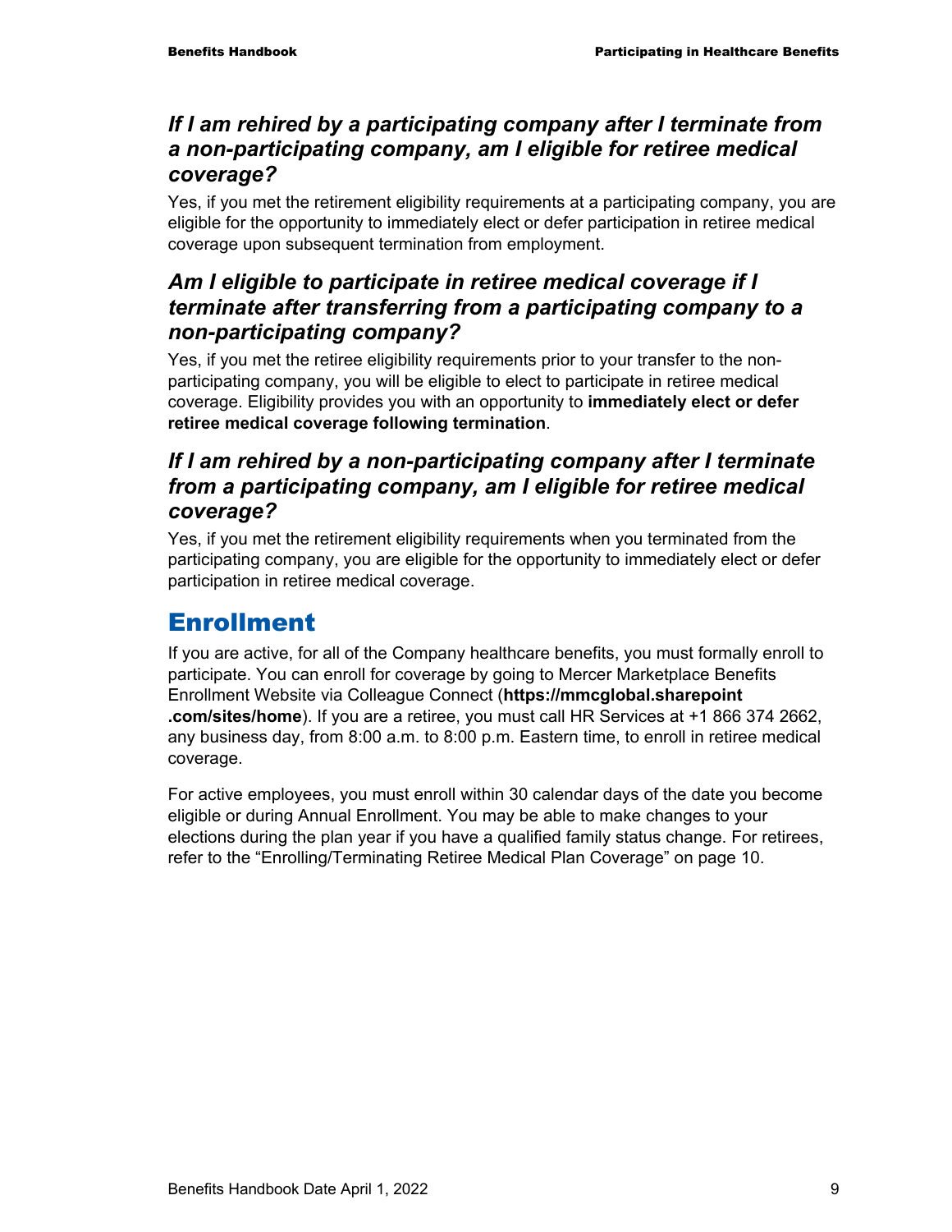### *If I am rehired by a participating company after I terminate from a non-participating company, am I eligible for retiree medical coverage?*

Yes, if you met the retirement eligibility requirements at a participating company, you are eligible for the opportunity to immediately elect or defer participation in retiree medical coverage upon subsequent termination from employment.

### *Am I eligible to participate in retiree medical coverage if I terminate after transferring from a participating company to a non-participating company?*

Yes, if you met the retiree eligibility requirements prior to your transfer to the non-participating company, you will be eligible to elect to participate in retiree medical coverage. Eligibility provides you with an opportunity to **immediately elect or defer retiree medical coverage following termination**.

### *If I am rehired by a non-participating company after I terminate from a participating company, am I eligible for retiree medical coverage?*

Yes, if you met the retirement eligibility requirements when you terminated from the participating company, you are eligible for the opportunity to immediately elect or defer participation in retiree medical coverage.

## Enrollment

If you are active, for all of the Company healthcare benefits, you must formally enroll to participate. You can enroll for coverage by going to Mercer Marketplace Benefits Enrollment Website via Colleague Connect (**https://mmcglobal.sharepoint.com/sites/home**). If you are a retiree, you must call HR Services at +1 866 374 2662, any business day, from 8:00 a.m. to 8:00 p.m. Eastern time, to enroll in retiree medical coverage.

For active employees, you must enroll within 30 calendar days of the date you become eligible or during Annual Enrollment. You may be able to make changes to your elections during the plan year if you have a qualified family status change. For retirees, refer to the “Enrolling/Terminating Retiree Medical Plan Coverage” on page 10.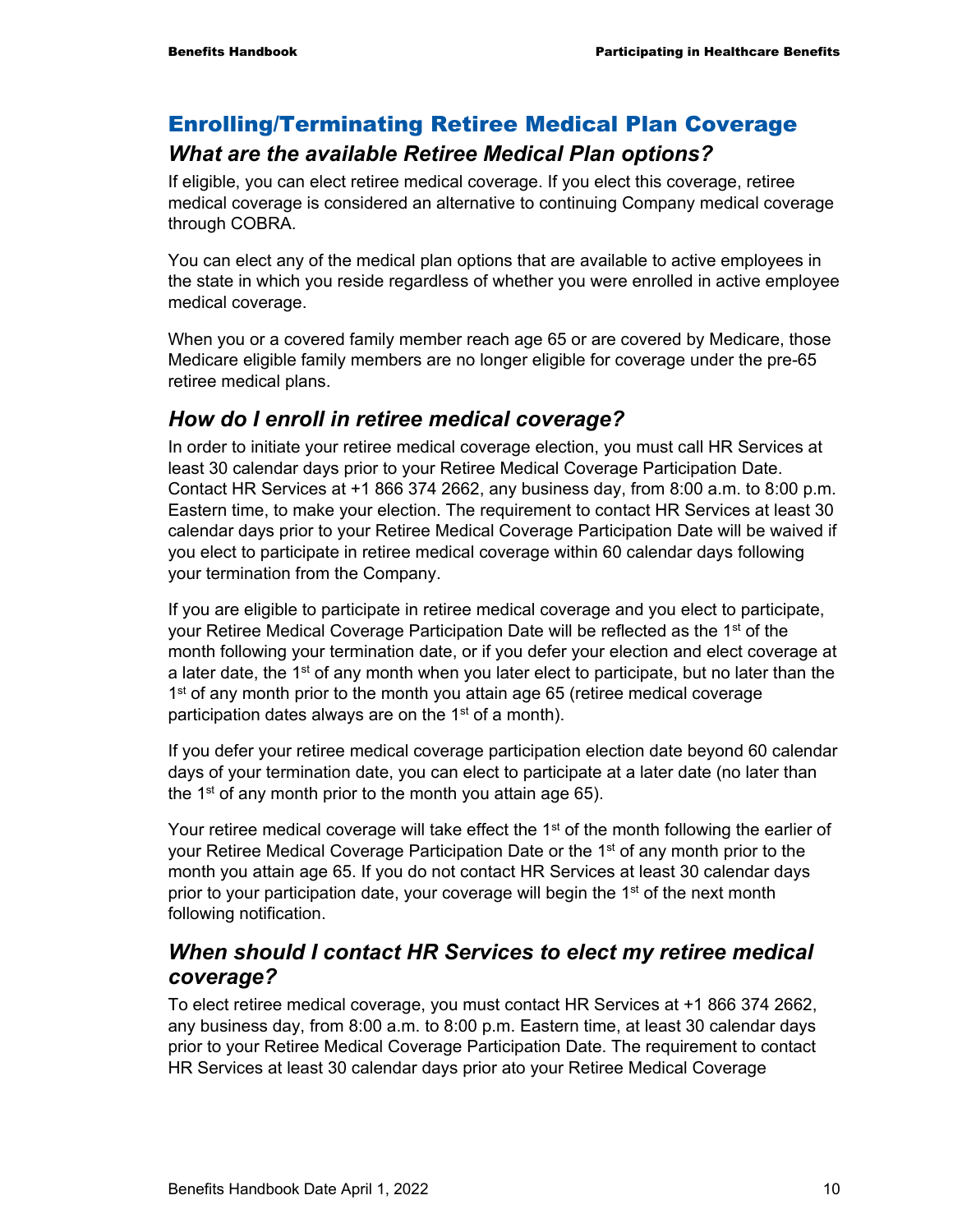## Enrolling/Terminating Retiree Medical Plan Coverage

### *What are the available Retiree Medical Plan options?*

If eligible, you can elect retiree medical coverage. If you elect this coverage, retiree medical coverage is considered an alternative to continuing Company medical coverage through COBRA.

You can elect any of the medical plan options that are available to active employees in the state in which you reside regardless of whether you were enrolled in active employee medical coverage.

When you or a covered family member reach age 65 or are covered by Medicare, those Medicare eligible family members are no longer eligible for coverage under the pre-65 retiree medical plans.

### *How do I enroll in retiree medical coverage?*

In order to initiate your retiree medical coverage election, you must call HR Services at least 30 calendar days prior to your Retiree Medical Coverage Participation Date. Contact HR Services at +1 866 374 2662, any business day, from 8:00 a.m. to 8:00 p.m. Eastern time, to make your election. The requirement to contact HR Services at least 30 calendar days prior to your Retiree Medical Coverage Participation Date will be waived if you elect to participate in retiree medical coverage within 60 calendar days following your termination from the Company.

If you are eligible to participate in retiree medical coverage and you elect to participate, your Retiree Medical Coverage Participation Date will be reflected as the 1st of the month following your termination date, or if you defer your election and elect coverage at a later date, the 1st of any month when you later elect to participate, but no later than the 1st of any month prior to the month you attain age 65 (retiree medical coverage participation dates always are on the 1st of a month).

If you defer your retiree medical coverage participation election date beyond 60 calendar days of your termination date, you can elect to participate at a later date (no later than the 1st of any month prior to the month you attain age 65).

Your retiree medical coverage will take effect the 1st of the month following the earlier of your Retiree Medical Coverage Participation Date or the 1st of any month prior to the month you attain age 65. If you do not contact HR Services at least 30 calendar days prior to your participation date, your coverage will begin the 1st of the next month following notification.

### *When should I contact HR Services to elect my retiree medical coverage?*

To elect retiree medical coverage, you must contact HR Services at +1 866 374 2662, any business day, from 8:00 a.m. to 8:00 p.m. Eastern time, at least 30 calendar days prior to your Retiree Medical Coverage Participation Date. The requirement to contact HR Services at least 30 calendar days prior ato your Retiree Medical Coverage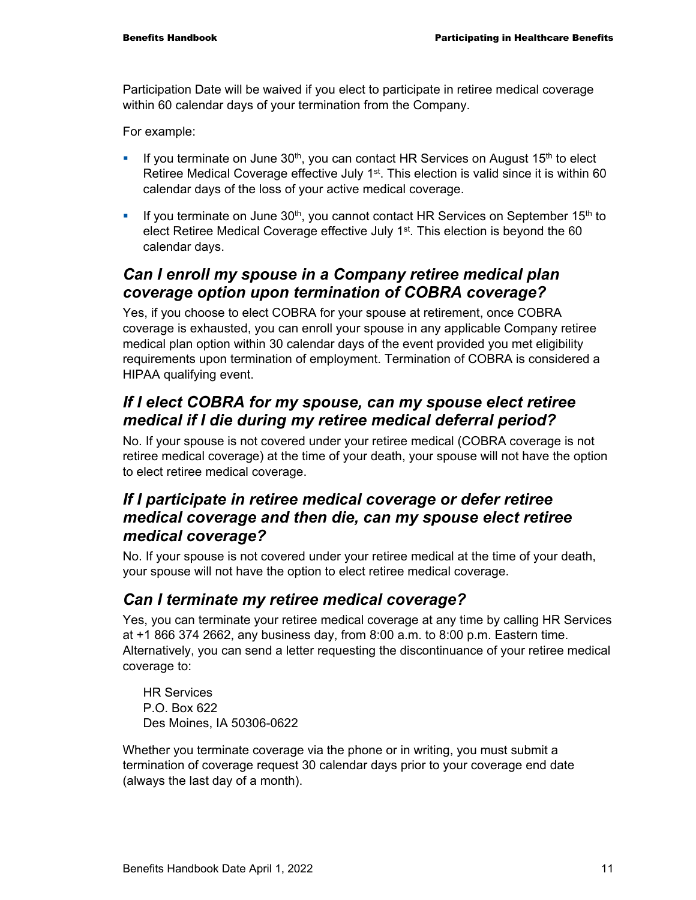Participation Date will be waived if you elect to participate in retiree medical coverage within 60 calendar days of your termination from the Company.

For example:

- If you terminate on June 30th, you can contact HR Services on August 15th to elect Retiree Medical Coverage effective July 1st. This election is valid since it is within 60 calendar days of the loss of your active medical coverage.
- If you terminate on June 30th, you cannot contact HR Services on September 15th to elect Retiree Medical Coverage effective July 1st. This election is beyond the 60 calendar days.

## *Can I enroll my spouse in a Company retiree medical plan coverage option upon termination of COBRA coverage?*

Yes, if you choose to elect COBRA for your spouse at retirement, once COBRA coverage is exhausted, you can enroll your spouse in any applicable Company retiree medical plan option within 30 calendar days of the event provided you met eligibility requirements upon termination of employment. Termination of COBRA is considered a HIPAA qualifying event.

## *If I elect COBRA for my spouse, can my spouse elect retiree medical if I die during my retiree medical deferral period?*

No. If your spouse is not covered under your retiree medical (COBRA coverage is not retiree medical coverage) at the time of your death, your spouse will not have the option to elect retiree medical coverage.

## *If I participate in retiree medical coverage or defer retiree medical coverage and then die, can my spouse elect retiree medical coverage?*

No. If your spouse is not covered under your retiree medical at the time of your death, your spouse will not have the option to elect retiree medical coverage.

## *Can I terminate my retiree medical coverage?*

Yes, you can terminate your retiree medical coverage at any time by calling HR Services at +1 866 374 2662, any business day, from 8:00 a.m. to 8:00 p.m. Eastern time. Alternatively, you can send a letter requesting the discontinuance of your retiree medical coverage to:

HR Services  
P.O. Box 622  
Des Moines, IA 50306-0622

Whether you terminate coverage via the phone or in writing, you must submit a termination of coverage request 30 calendar days prior to your coverage end date (always the last day of a month).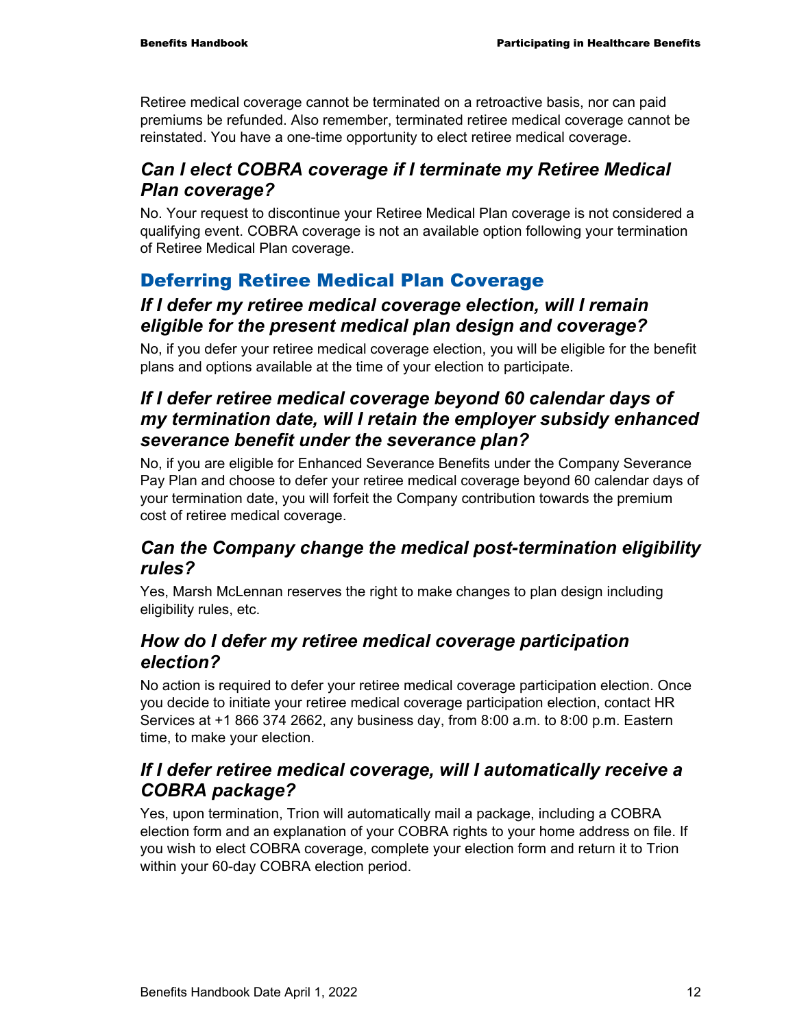Retiree medical coverage cannot be terminated on a retroactive basis, nor can paid premiums be refunded. Also remember, terminated retiree medical coverage cannot be reinstated. You have a one-time opportunity to elect retiree medical coverage.

### *Can I elect COBRA coverage if I terminate my Retiree Medical Plan coverage?*

No. Your request to discontinue your Retiree Medical Plan coverage is not considered a qualifying event. COBRA coverage is not an available option following your termination of Retiree Medical Plan coverage.

## Deferring Retiree Medical Plan Coverage

### *If I defer my retiree medical coverage election, will I remain eligible for the present medical plan design and coverage?*

No, if you defer your retiree medical coverage election, you will be eligible for the benefit plans and options available at the time of your election to participate.

### *If I defer retiree medical coverage beyond 60 calendar days of my termination date, will I retain the employer subsidy enhanced severance benefit under the severance plan?*

No, if you are eligible for Enhanced Severance Benefits under the Company Severance Pay Plan and choose to defer your retiree medical coverage beyond 60 calendar days of your termination date, you will forfeit the Company contribution towards the premium cost of retiree medical coverage.

### *Can the Company change the medical post-termination eligibility rules?*

Yes, Marsh McLennan reserves the right to make changes to plan design including eligibility rules, etc.

### *How do I defer my retiree medical coverage participation election?*

No action is required to defer your retiree medical coverage participation election. Once you decide to initiate your retiree medical coverage participation election, contact HR Services at +1 866 374 2662, any business day, from 8:00 a.m. to 8:00 p.m. Eastern time, to make your election.

### *If I defer retiree medical coverage, will I automatically receive a COBRA package?*

Yes, upon termination, Trion will automatically mail a package, including a COBRA election form and an explanation of your COBRA rights to your home address on file. If you wish to elect COBRA coverage, complete your election form and return it to Trion within your 60-day COBRA election period.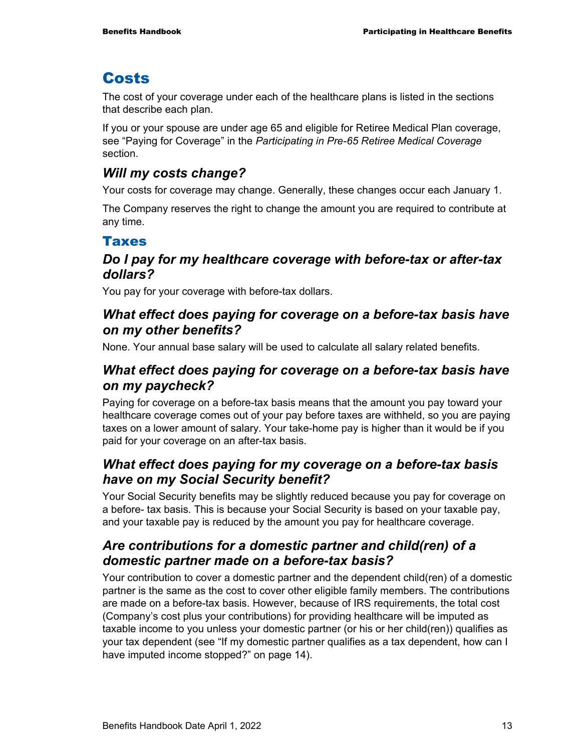# Costs

The cost of your coverage under each of the healthcare plans is listed in the sections that describe each plan.

If you or your spouse are under age 65 and eligible for Retiree Medical Plan coverage, see "Paying for Coverage" in the *Participating in Pre-65 Retiree Medical Coverage* section.

### *Will my costs change?*

Your costs for coverage may change. Generally, these changes occur each January 1.

The Company reserves the right to change the amount you are required to contribute at any time.

## Taxes

### *Do I pay for my healthcare coverage with before-tax or after-tax dollars?*

You pay for your coverage with before-tax dollars.

### *What effect does paying for coverage on a before-tax basis have on my other benefits?*

None. Your annual base salary will be used to calculate all salary related benefits.

### *What effect does paying for coverage on a before-tax basis have on my paycheck?*

Paying for coverage on a before-tax basis means that the amount you pay toward your healthcare coverage comes out of your pay before taxes are withheld, so you are paying taxes on a lower amount of salary. Your take-home pay is higher than it would be if you paid for your coverage on an after-tax basis.

### *What effect does paying for my coverage on a before-tax basis have on my Social Security benefit?*

Your Social Security benefits may be slightly reduced because you pay for coverage on a before- tax basis. This is because your Social Security is based on your taxable pay, and your taxable pay is reduced by the amount you pay for healthcare coverage.

### *Are contributions for a domestic partner and child(ren) of a domestic partner made on a before-tax basis?*

Your contribution to cover a domestic partner and the dependent child(ren) of a domestic partner is the same as the cost to cover other eligible family members. The contributions are made on a before-tax basis. However, because of IRS requirements, the total cost (Company's cost plus your contributions) for providing healthcare will be imputed as taxable income to you unless your domestic partner (or his or her child(ren)) qualifies as your tax dependent (see "If my domestic partner qualifies as a tax dependent, how can I have imputed income stopped?" on page 14).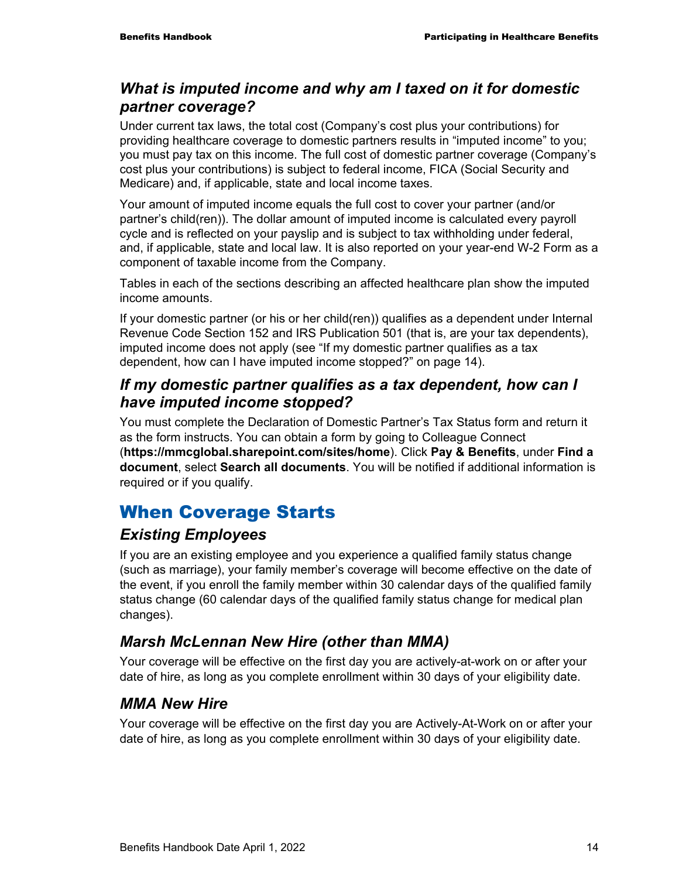### *What is imputed income and why am I taxed on it for domestic partner coverage?*

Under current tax laws, the total cost (Company's cost plus your contributions) for providing healthcare coverage to domestic partners results in "imputed income" to you; you must pay tax on this income. The full cost of domestic partner coverage (Company's cost plus your contributions) is subject to federal income, FICA (Social Security and Medicare) and, if applicable, state and local income taxes.

Your amount of imputed income equals the full cost to cover your partner (and/or partner's child(ren)). The dollar amount of imputed income is calculated every payroll cycle and is reflected on your payslip and is subject to tax withholding under federal, and, if applicable, state and local law. It is also reported on your year-end W-2 Form as a component of taxable income from the Company.

Tables in each of the sections describing an affected healthcare plan show the imputed income amounts.

If your domestic partner (or his or her child(ren)) qualifies as a dependent under Internal Revenue Code Section 152 and IRS Publication 501 (that is, are your tax dependents), imputed income does not apply (see "If my domestic partner qualifies as a tax dependent, how can I have imputed income stopped?" on page 14).

### *If my domestic partner qualifies as a tax dependent, how can I have imputed income stopped?*

You must complete the Declaration of Domestic Partner's Tax Status form and return it as the form instructs. You can obtain a form by going to Colleague Connect (**https://mmcglobal.sharepoint.com/sites/home**). Click **Pay & Benefits**, under **Find a document**, select **Search all documents**. You will be notified if additional information is required or if you qualify.

## When Coverage Starts

### *Existing Employees*

If you are an existing employee and you experience a qualified family status change (such as marriage), your family member's coverage will become effective on the date of the event, if you enroll the family member within 30 calendar days of the qualified family status change (60 calendar days of the qualified family status change for medical plan changes).

### *Marsh McLennan New Hire (other than MMA)*

Your coverage will be effective on the first day you are actively-at-work on or after your date of hire, as long as you complete enrollment within 30 days of your eligibility date.

### *MMA New Hire*

Your coverage will be effective on the first day you are Actively-At-Work on or after your date of hire, as long as you complete enrollment within 30 days of your eligibility date.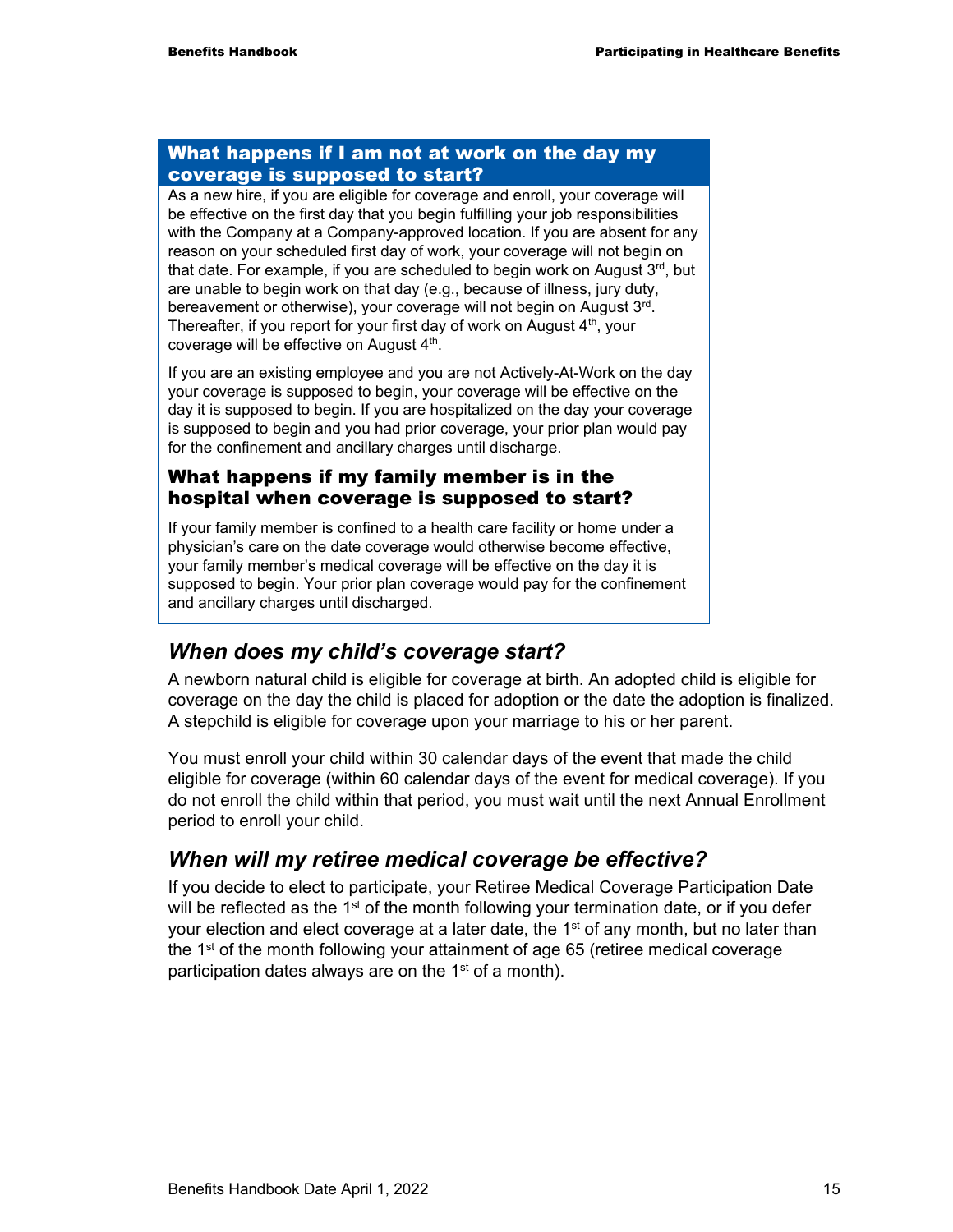### What happens if I am not at work on the day my coverage is supposed to start?

As a new hire, if you are eligible for coverage and enroll, your coverage will be effective on the first day that you begin fulfilling your job responsibilities with the Company at a Company-approved location. If you are absent for any reason on your scheduled first day of work, your coverage will not begin on that date. For example, if you are scheduled to begin work on August 3rd, but are unable to begin work on that day (e.g., because of illness, jury duty, bereavement or otherwise), your coverage will not begin on August 3rd. Thereafter, if you report for your first day of work on August 4th, your coverage will be effective on August 4th.

If you are an existing employee and you are not Actively-At-Work on the day your coverage is supposed to begin, your coverage will be effective on the day it is supposed to begin. If you are hospitalized on the day your coverage is supposed to begin and you had prior coverage, your prior plan would pay for the confinement and ancillary charges until discharge.

### What happens if my family member is in the hospital when coverage is supposed to start?

If your family member is confined to a health care facility or home under a physician's care on the date coverage would otherwise become effective, your family member's medical coverage will be effective on the day it is supposed to begin. Your prior plan coverage would pay for the confinement and ancillary charges until discharged.

## *When does my child's coverage start?*

A newborn natural child is eligible for coverage at birth. An adopted child is eligible for coverage on the day the child is placed for adoption or the date the adoption is finalized. A stepchild is eligible for coverage upon your marriage to his or her parent.

You must enroll your child within 30 calendar days of the event that made the child eligible for coverage (within 60 calendar days of the event for medical coverage). If you do not enroll the child within that period, you must wait until the next Annual Enrollment period to enroll your child.

## *When will my retiree medical coverage be effective?*

If you decide to elect to participate, your Retiree Medical Coverage Participation Date will be reflected as the 1st of the month following your termination date, or if you defer your election and elect coverage at a later date, the 1st of any month, but no later than the 1st of the month following your attainment of age 65 (retiree medical coverage participation dates always are on the 1st of a month).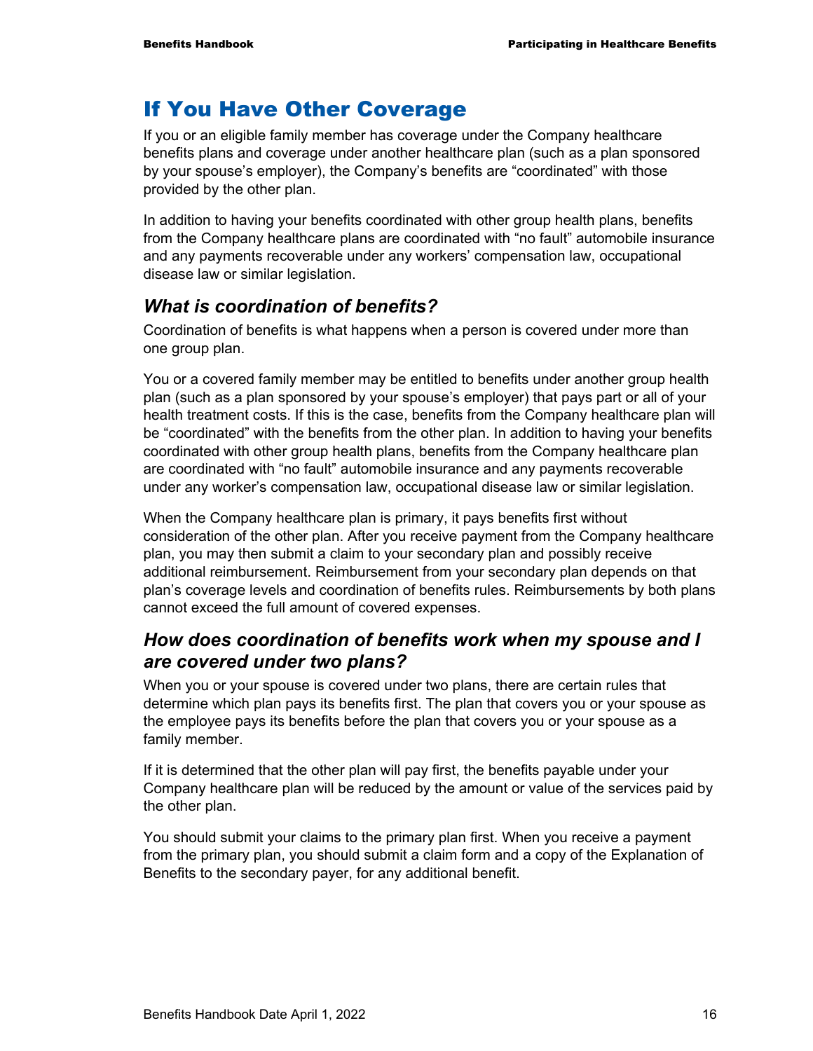# If You Have Other Coverage

If you or an eligible family member has coverage under the Company healthcare benefits plans and coverage under another healthcare plan (such as a plan sponsored by your spouse's employer), the Company's benefits are "coordinated" with those provided by the other plan.

In addition to having your benefits coordinated with other group health plans, benefits from the Company healthcare plans are coordinated with "no fault" automobile insurance and any payments recoverable under any workers' compensation law, occupational disease law or similar legislation.

## *What is coordination of benefits?*

Coordination of benefits is what happens when a person is covered under more than one group plan.

You or a covered family member may be entitled to benefits under another group health plan (such as a plan sponsored by your spouse's employer) that pays part or all of your health treatment costs. If this is the case, benefits from the Company healthcare plan will be "coordinated" with the benefits from the other plan. In addition to having your benefits coordinated with other group health plans, benefits from the Company healthcare plan are coordinated with "no fault" automobile insurance and any payments recoverable under any worker's compensation law, occupational disease law or similar legislation.

When the Company healthcare plan is primary, it pays benefits first without consideration of the other plan. After you receive payment from the Company healthcare plan, you may then submit a claim to your secondary plan and possibly receive additional reimbursement. Reimbursement from your secondary plan depends on that plan's coverage levels and coordination of benefits rules. Reimbursements by both plans cannot exceed the full amount of covered expenses.

## *How does coordination of benefits work when my spouse and I are covered under two plans?*

When you or your spouse is covered under two plans, there are certain rules that determine which plan pays its benefits first. The plan that covers you or your spouse as the employee pays its benefits before the plan that covers you or your spouse as a family member.

If it is determined that the other plan will pay first, the benefits payable under your Company healthcare plan will be reduced by the amount or value of the services paid by the other plan.

You should submit your claims to the primary plan first. When you receive a payment from the primary plan, you should submit a claim form and a copy of the Explanation of Benefits to the secondary payer, for any additional benefit.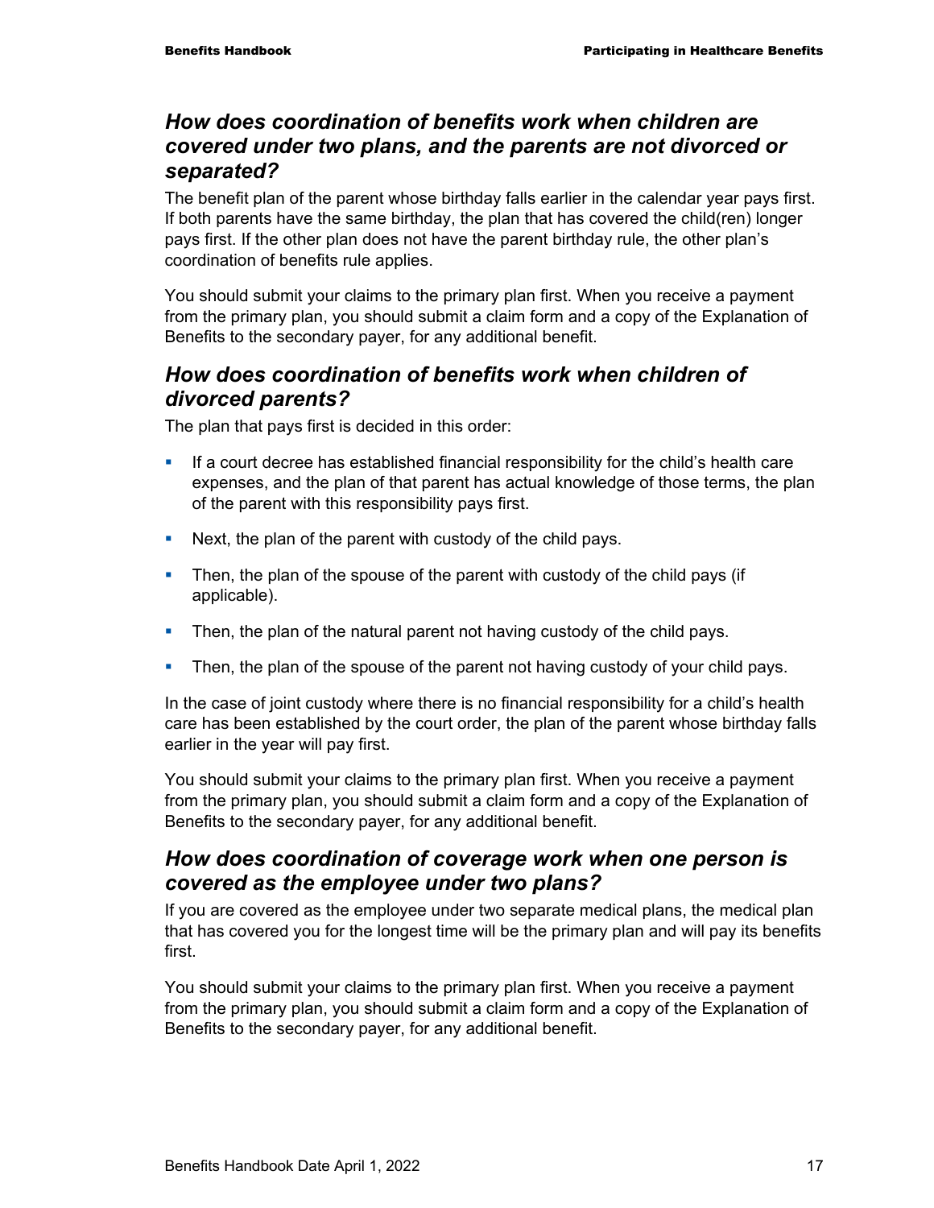## *How does coordination of benefits work when children are covered under two plans, and the parents are not divorced or separated?*

The benefit plan of the parent whose birthday falls earlier in the calendar year pays first. If both parents have the same birthday, the plan that has covered the child(ren) longer pays first. If the other plan does not have the parent birthday rule, the other plan's coordination of benefits rule applies.

You should submit your claims to the primary plan first. When you receive a payment from the primary plan, you should submit a claim form and a copy of the Explanation of Benefits to the secondary payer, for any additional benefit.

## *How does coordination of benefits work when children of divorced parents?*

The plan that pays first is decided in this order:

- If a court decree has established financial responsibility for the child's health care expenses, and the plan of that parent has actual knowledge of those terms, the plan of the parent with this responsibility pays first.
- Next, the plan of the parent with custody of the child pays.
- Then, the plan of the spouse of the parent with custody of the child pays (if applicable).
- Then, the plan of the natural parent not having custody of the child pays.
- Then, the plan of the spouse of the parent not having custody of your child pays.

In the case of joint custody where there is no financial responsibility for a child's health care has been established by the court order, the plan of the parent whose birthday falls earlier in the year will pay first.

You should submit your claims to the primary plan first. When you receive a payment from the primary plan, you should submit a claim form and a copy of the Explanation of Benefits to the secondary payer, for any additional benefit.

## *How does coordination of coverage work when one person is covered as the employee under two plans?*

If you are covered as the employee under two separate medical plans, the medical plan that has covered you for the longest time will be the primary plan and will pay its benefits first.

You should submit your claims to the primary plan first. When you receive a payment from the primary plan, you should submit a claim form and a copy of the Explanation of Benefits to the secondary payer, for any additional benefit.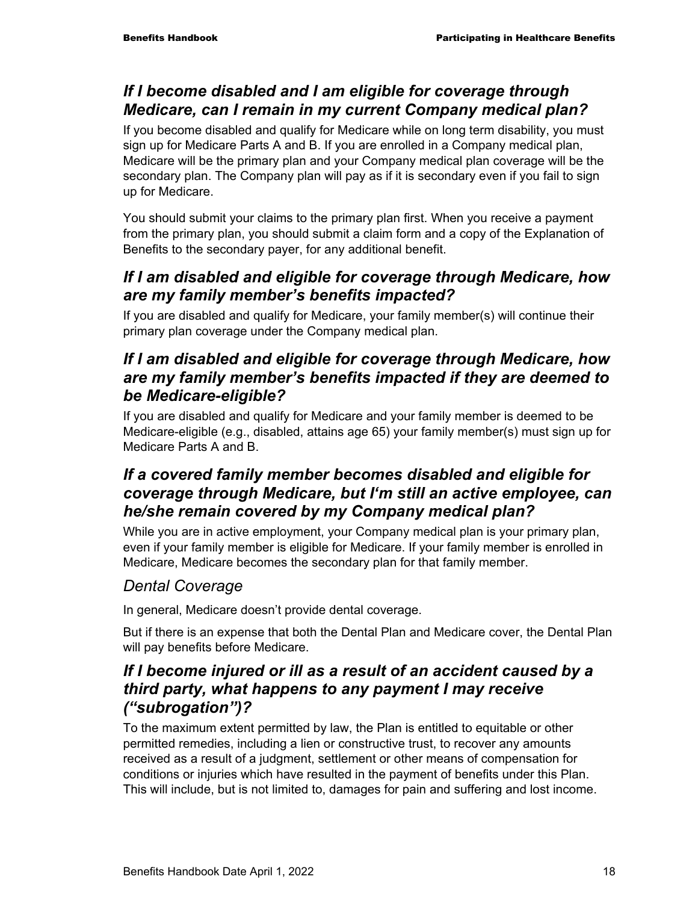### *If I become disabled and I am eligible for coverage through Medicare, can I remain in my current Company medical plan?*

If you become disabled and qualify for Medicare while on long term disability, you must sign up for Medicare Parts A and B. If you are enrolled in a Company medical plan, Medicare will be the primary plan and your Company medical plan coverage will be the secondary plan. The Company plan will pay as if it is secondary even if you fail to sign up for Medicare.

You should submit your claims to the primary plan first. When you receive a payment from the primary plan, you should submit a claim form and a copy of the Explanation of Benefits to the secondary payer, for any additional benefit.

### *If I am disabled and eligible for coverage through Medicare, how are my family member's benefits impacted?*

If you are disabled and qualify for Medicare, your family member(s) will continue their primary plan coverage under the Company medical plan.

### *If I am disabled and eligible for coverage through Medicare, how are my family member's benefits impacted if they are deemed to be Medicare-eligible?*

If you are disabled and qualify for Medicare and your family member is deemed to be Medicare-eligible (e.g., disabled, attains age 65) your family member(s) must sign up for Medicare Parts A and B.

### *If a covered family member becomes disabled and eligible for coverage through Medicare, but I'm still an active employee, can he/she remain covered by my Company medical plan?*

While you are in active employment, your Company medical plan is your primary plan, even if your family member is eligible for Medicare. If your family member is enrolled in Medicare, Medicare becomes the secondary plan for that family member.

#### *Dental Coverage*

In general, Medicare doesn't provide dental coverage.

But if there is an expense that both the Dental Plan and Medicare cover, the Dental Plan will pay benefits before Medicare.

### *If I become injured or ill as a result of an accident caused by a third party, what happens to any payment I may receive ("subrogation")?*

To the maximum extent permitted by law, the Plan is entitled to equitable or other permitted remedies, including a lien or constructive trust, to recover any amounts received as a result of a judgment, settlement or other means of compensation for conditions or injuries which have resulted in the payment of benefits under this Plan. This will include, but is not limited to, damages for pain and suffering and lost income.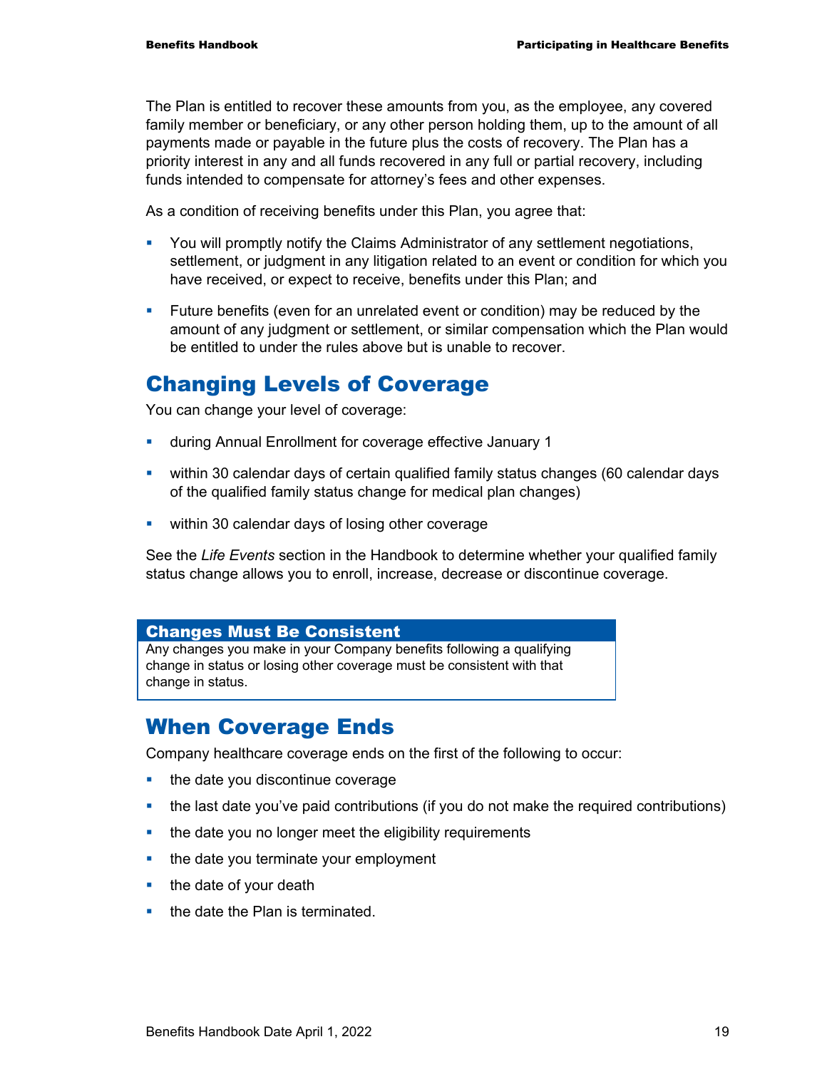The Plan is entitled to recover these amounts from you, as the employee, any covered family member or beneficiary, or any other person holding them, up to the amount of all payments made or payable in the future plus the costs of recovery. The Plan has a priority interest in any and all funds recovered in any full or partial recovery, including funds intended to compensate for attorney's fees and other expenses.

As a condition of receiving benefits under this Plan, you agree that:

- You will promptly notify the Claims Administrator of any settlement negotiations, settlement, or judgment in any litigation related to an event or condition for which you have received, or expect to receive, benefits under this Plan; and
- Future benefits (even for an unrelated event or condition) may be reduced by the amount of any judgment or settlement, or similar compensation which the Plan would be entitled to under the rules above but is unable to recover.

## Changing Levels of Coverage

You can change your level of coverage:

- during Annual Enrollment for coverage effective January 1
- within 30 calendar days of certain qualified family status changes (60 calendar days of the qualified family status change for medical plan changes)
- within 30 calendar days of losing other coverage

See the *Life Events* section in the Handbook to determine whether your qualified family status change allows you to enroll, increase, decrease or discontinue coverage.

**Changes Must Be Consistent**

Any changes you make in your Company benefits following a qualifying change in status or losing other coverage must be consistent with that change in status.

## When Coverage Ends

Company healthcare coverage ends on the first of the following to occur:

- the date you discontinue coverage
- the last date you've paid contributions (if you do not make the required contributions)
- the date you no longer meet the eligibility requirements
- the date you terminate your employment
- the date of your death
- the date the Plan is terminated.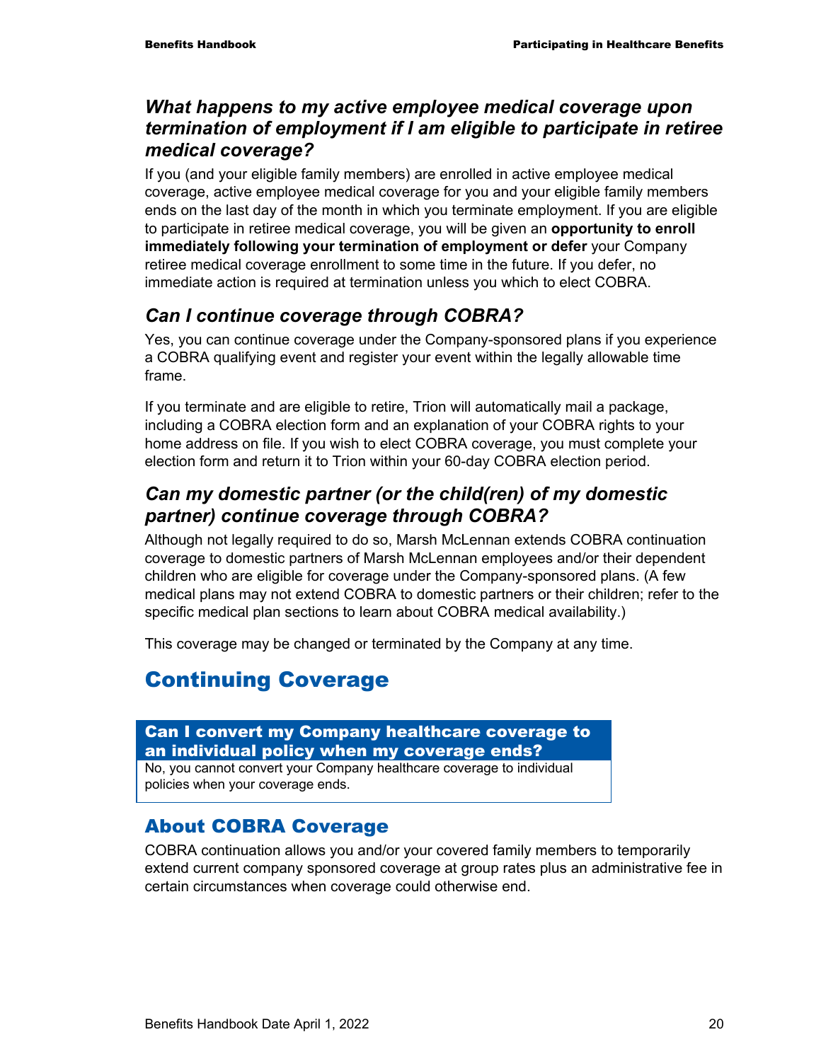### *What happens to my active employee medical coverage upon termination of employment if I am eligible to participate in retiree medical coverage?*

If you (and your eligible family members) are enrolled in active employee medical coverage, active employee medical coverage for you and your eligible family members ends on the last day of the month in which you terminate employment. If you are eligible to participate in retiree medical coverage, you will be given an **opportunity to enroll immediately following your termination of employment or defer** your Company retiree medical coverage enrollment to some time in the future. If you defer, no immediate action is required at termination unless you which to elect COBRA.

### *Can I continue coverage through COBRA?*

Yes, you can continue coverage under the Company-sponsored plans if you experience a COBRA qualifying event and register your event within the legally allowable time frame.

If you terminate and are eligible to retire, Trion will automatically mail a package, including a COBRA election form and an explanation of your COBRA rights to your home address on file. If you wish to elect COBRA coverage, you must complete your election form and return it to Trion within your 60-day COBRA election period.

### *Can my domestic partner (or the child(ren) of my domestic partner) continue coverage through COBRA?*

Although not legally required to do so, Marsh McLennan extends COBRA continuation coverage to domestic partners of Marsh McLennan employees and/or their dependent children who are eligible for coverage under the Company-sponsored plans. (A few medical plans may not extend COBRA to domestic partners or their children; refer to the specific medical plan sections to learn about COBRA medical availability.)

This coverage may be changed or terminated by the Company at any time.

# Continuing Coverage

**Can I convert my Company healthcare coverage to an individual policy when my coverage ends?**

No, you cannot convert your Company healthcare coverage to individual policies when your coverage ends.

## About COBRA Coverage

COBRA continuation allows you and/or your covered family members to temporarily extend current company sponsored coverage at group rates plus an administrative fee in certain circumstances when coverage could otherwise end.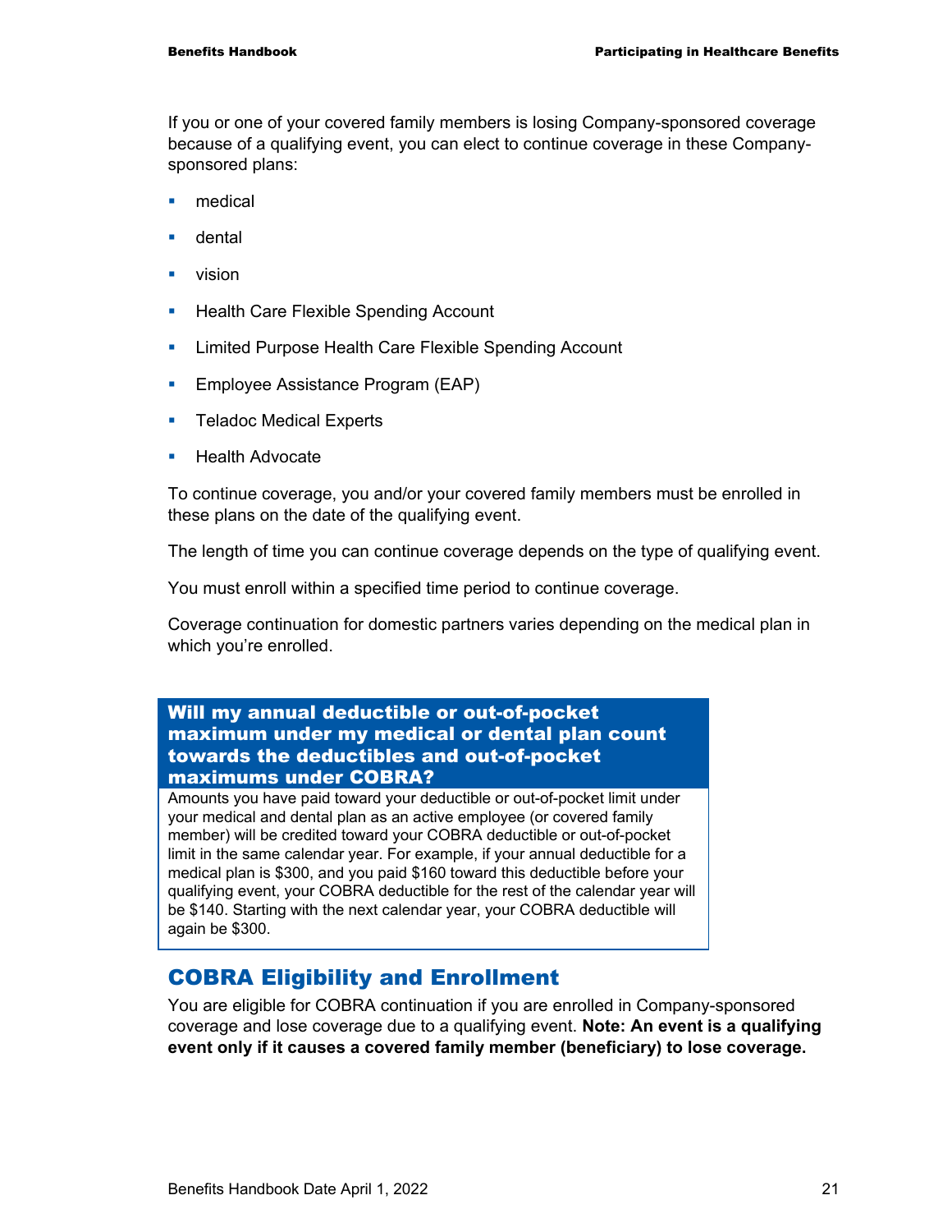If you or one of your covered family members is losing Company-sponsored coverage because of a qualifying event, you can elect to continue coverage in these Company-sponsored plans:

- medical
- dental
- vision
- Health Care Flexible Spending Account
- Limited Purpose Health Care Flexible Spending Account
- Employee Assistance Program (EAP)
- Teladoc Medical Experts
- Health Advocate

To continue coverage, you and/or your covered family members must be enrolled in these plans on the date of the qualifying event.

The length of time you can continue coverage depends on the type of qualifying event.

You must enroll within a specified time period to continue coverage.

Coverage continuation for domestic partners varies depending on the medical plan in which you're enrolled.

**Will my annual deductible or out-of-pocket maximum under my medical or dental plan count towards the deductibles and out-of-pocket maximums under COBRA?**

Amounts you have paid toward your deductible or out-of-pocket limit under your medical and dental plan as an active employee (or covered family member) will be credited toward your COBRA deductible or out-of-pocket limit in the same calendar year. For example, if your annual deductible for a medical plan is $300, and you paid $160 toward this deductible before your qualifying event, your COBRA deductible for the rest of the calendar year will be $140. Starting with the next calendar year, your COBRA deductible will again be $300.

## COBRA Eligibility and Enrollment

You are eligible for COBRA continuation if you are enrolled in Company-sponsored coverage and lose coverage due to a qualifying event. **Note: An event is a qualifying event only if it causes a covered family member (beneficiary) to lose coverage.**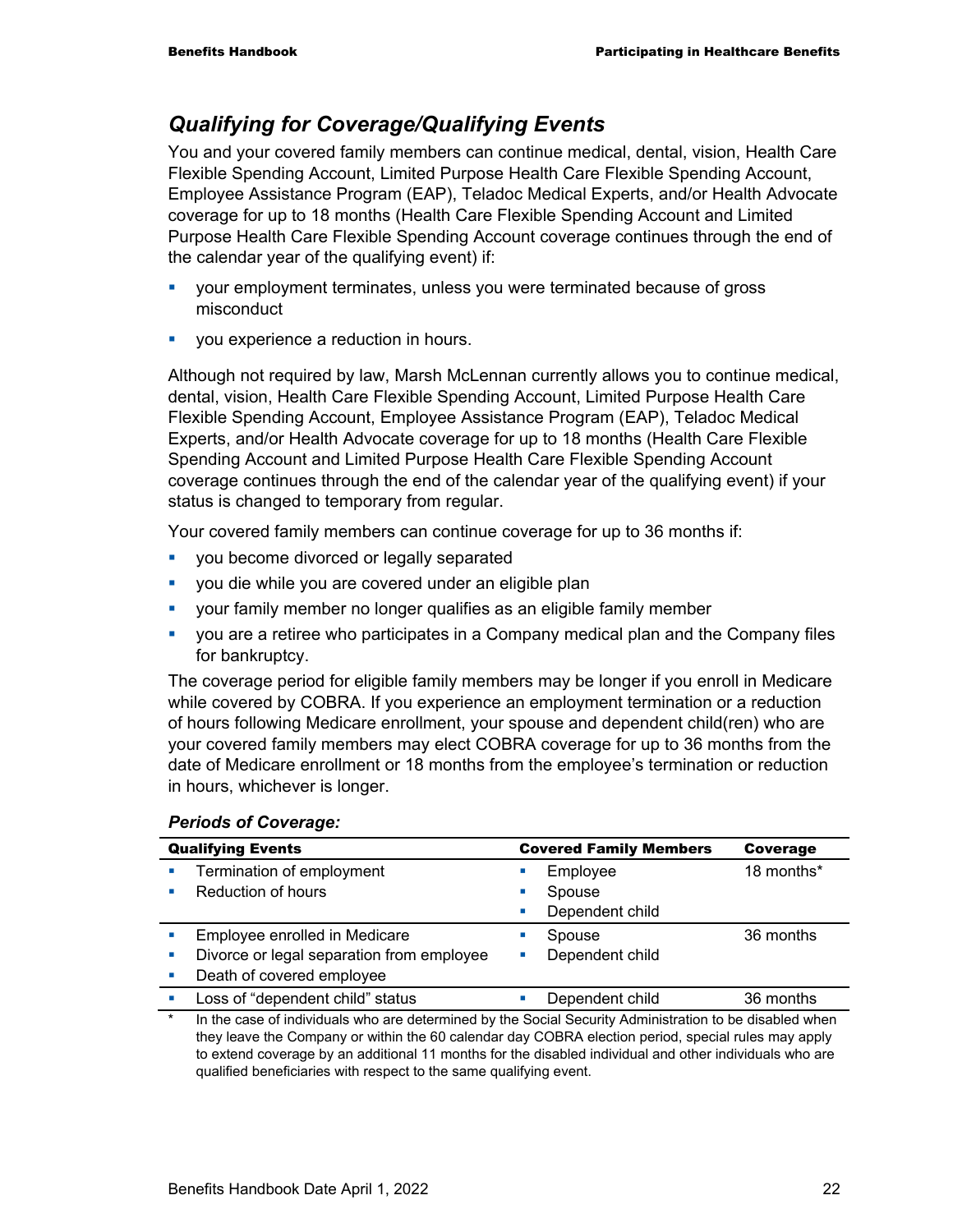## *Qualifying for Coverage/Qualifying Events*

You and your covered family members can continue medical, dental, vision, Health Care Flexible Spending Account, Limited Purpose Health Care Flexible Spending Account, Employee Assistance Program (EAP), Teladoc Medical Experts, and/or Health Advocate coverage for up to 18 months (Health Care Flexible Spending Account and Limited Purpose Health Care Flexible Spending Account coverage continues through the end of the calendar year of the qualifying event) if:

- your employment terminates, unless you were terminated because of gross misconduct
- you experience a reduction in hours.

Although not required by law, Marsh McLennan currently allows you to continue medical, dental, vision, Health Care Flexible Spending Account, Limited Purpose Health Care Flexible Spending Account, Employee Assistance Program (EAP), Teladoc Medical Experts, and/or Health Advocate coverage for up to 18 months (Health Care Flexible Spending Account and Limited Purpose Health Care Flexible Spending Account coverage continues through the end of the calendar year of the qualifying event) if your status is changed to temporary from regular.

Your covered family members can continue coverage for up to 36 months if:

- you become divorced or legally separated
- you die while you are covered under an eligible plan
- your family member no longer qualifies as an eligible family member
- you are a retiree who participates in a Company medical plan and the Company files for bankruptcy.

The coverage period for eligible family members may be longer if you enroll in Medicare while covered by COBRA. If you experience an employment termination or a reduction of hours following Medicare enrollment, your spouse and dependent child(ren) who are your covered family members may elect COBRA coverage for up to 36 months from the date of Medicare enrollment or 18 months from the employee's termination or reduction in hours, whichever is longer.

### *Periods of Coverage:*

| Qualifying Events | Covered Family Members | Coverage |
|---|---|---|
| ▪ Termination of employment<br>▪ Reduction of hours | ▪ Employee<br>▪ Spouse<br>▪ Dependent child | 18 months* |
| ▪ Employee enrolled in Medicare<br>▪ Divorce or legal separation from employee<br>▪ Death of covered employee | ▪ Spouse<br>▪ Dependent child | 36 months |
| ▪ Loss of "dependent child" status | ▪ Dependent child | 36 months |

\* In the case of individuals who are determined by the Social Security Administration to be disabled when they leave the Company or within the 60 calendar day COBRA election period, special rules may apply to extend coverage by an additional 11 months for the disabled individual and other individuals who are qualified beneficiaries with respect to the same qualifying event.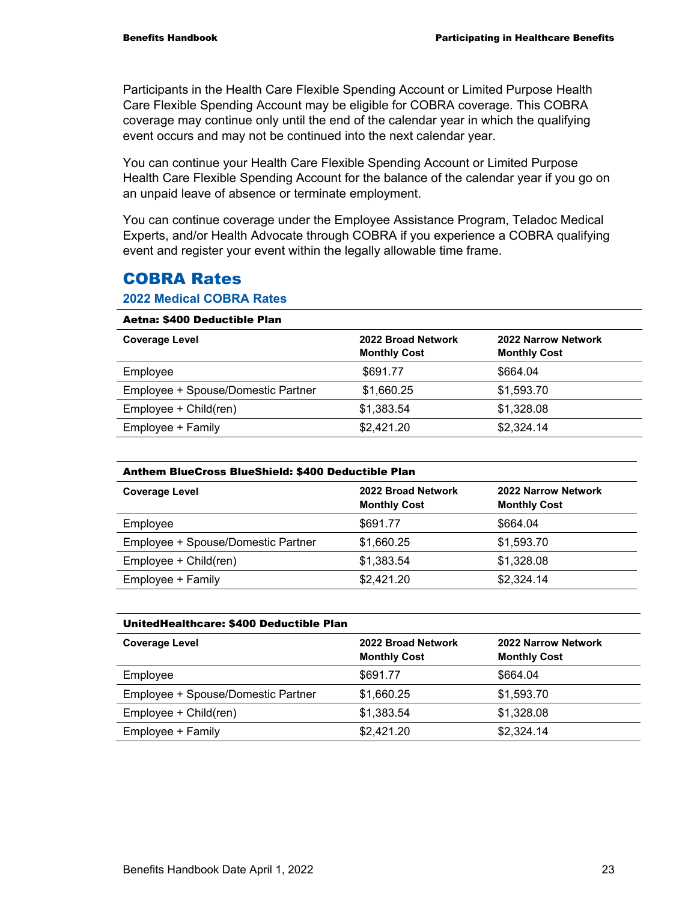Participants in the Health Care Flexible Spending Account or Limited Purpose Health Care Flexible Spending Account may be eligible for COBRA coverage. This COBRA coverage may continue only until the end of the calendar year in which the qualifying event occurs and may not be continued into the next calendar year.

You can continue your Health Care Flexible Spending Account or Limited Purpose Health Care Flexible Spending Account for the balance of the calendar year if you go on an unpaid leave of absence or terminate employment.

You can continue coverage under the Employee Assistance Program, Teladoc Medical Experts, and/or Health Advocate through COBRA if you experience a COBRA qualifying event and register your event within the legally allowable time frame.

## COBRA Rates

### 2022 Medical COBRA Rates

**Aetna: $400 Deductible Plan**

| Coverage Level | 2022 Broad Network Monthly Cost | 2022 Narrow Network Monthly Cost |
|---|---|---|
| Employee | $691.77 | $664.04 |
| Employee + Spouse/Domestic Partner | $1,660.25 | $1,593.70 |
| Employee + Child(ren) | $1,383.54 | $1,328.08 |
| Employee + Family | $2,421.20 | $2,324.14 |

**Anthem BlueCross BlueShield: $400 Deductible Plan**

| Coverage Level | 2022 Broad Network Monthly Cost | 2022 Narrow Network Monthly Cost |
|---|---|---|
| Employee | $691.77 | $664.04 |
| Employee + Spouse/Domestic Partner | $1,660.25 | $1,593.70 |
| Employee + Child(ren) | $1,383.54 | $1,328.08 |
| Employee + Family | $2,421.20 | $2,324.14 |

**UnitedHealthcare: $400 Deductible Plan**

| Coverage Level | 2022 Broad Network Monthly Cost | 2022 Narrow Network Monthly Cost |
|---|---|---|
| Employee | $691.77 | $664.04 |
| Employee + Spouse/Domestic Partner | $1,660.25 | $1,593.70 |
| Employee + Child(ren) | $1,383.54 | $1,328.08 |
| Employee + Family | $2,421.20 | $2,324.14 |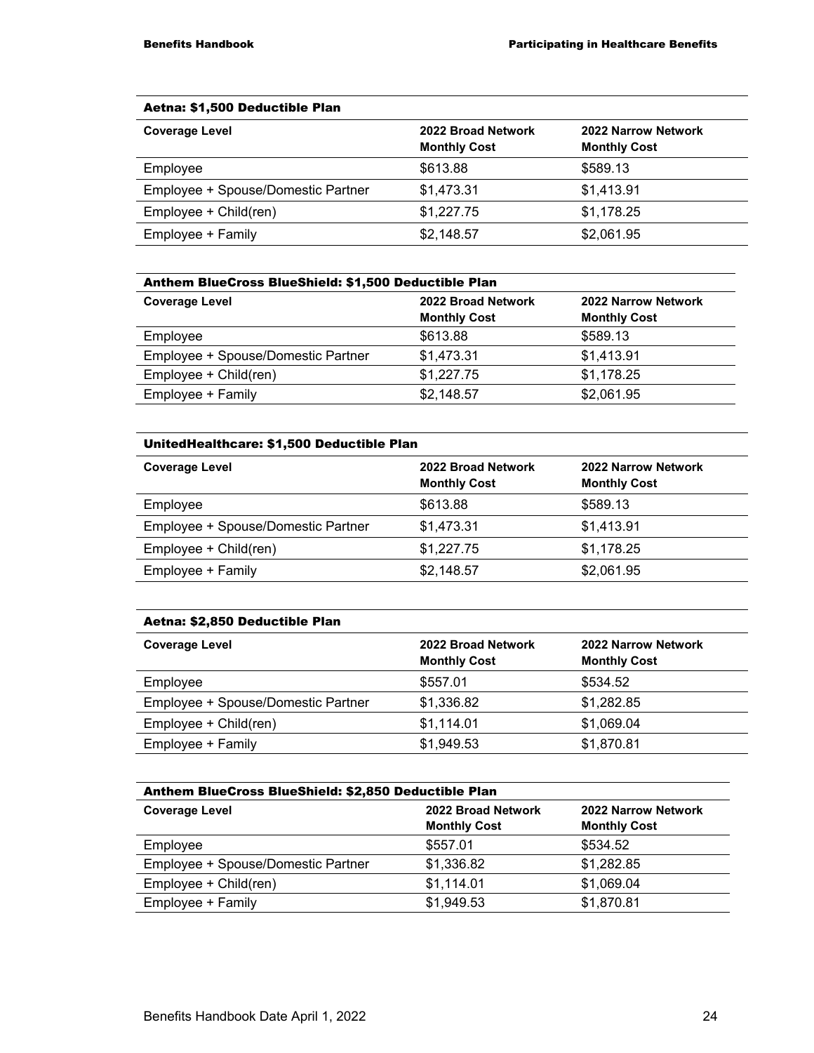**Aetna: $1,500 Deductible Plan**

| Coverage Level | 2022 Broad Network Monthly Cost | 2022 Narrow Network Monthly Cost |
|---|---|---|
| Employee | $613.88 | $589.13 |
| Employee + Spouse/Domestic Partner | $1,473.31 | $1,413.91 |
| Employee + Child(ren) | $1,227.75 | $1,178.25 |
| Employee + Family | $2,148.57 | $2,061.95 |

**Anthem BlueCross BlueShield: $1,500 Deductible Plan**

| Coverage Level | 2022 Broad Network Monthly Cost | 2022 Narrow Network Monthly Cost |
|---|---|---|
| Employee | $613.88 | $589.13 |
| Employee + Spouse/Domestic Partner | $1,473.31 | $1,413.91 |
| Employee + Child(ren) | $1,227.75 | $1,178.25 |
| Employee + Family | $2,148.57 | $2,061.95 |

**UnitedHealthcare: $1,500 Deductible Plan**

| Coverage Level | 2022 Broad Network Monthly Cost | 2022 Narrow Network Monthly Cost |
|---|---|---|
| Employee | $613.88 | $589.13 |
| Employee + Spouse/Domestic Partner | $1,473.31 | $1,413.91 |
| Employee + Child(ren) | $1,227.75 | $1,178.25 |
| Employee + Family | $2,148.57 | $2,061.95 |

**Aetna: $2,850 Deductible Plan**

| Coverage Level | 2022 Broad Network Monthly Cost | 2022 Narrow Network Monthly Cost |
|---|---|---|
| Employee | $557.01 | $534.52 |
| Employee + Spouse/Domestic Partner | $1,336.82 | $1,282.85 |
| Employee + Child(ren) | $1,114.01 | $1,069.04 |
| Employee + Family | $1,949.53 | $1,870.81 |

**Anthem BlueCross BlueShield: $2,850 Deductible Plan**

| Coverage Level | 2022 Broad Network Monthly Cost | 2022 Narrow Network Monthly Cost |
|---|---|---|
| Employee | $557.01 | $534.52 |
| Employee + Spouse/Domestic Partner | $1,336.82 | $1,282.85 |
| Employee + Child(ren) | $1,114.01 | $1,069.04 |
| Employee + Family | $1,949.53 | $1,870.81 |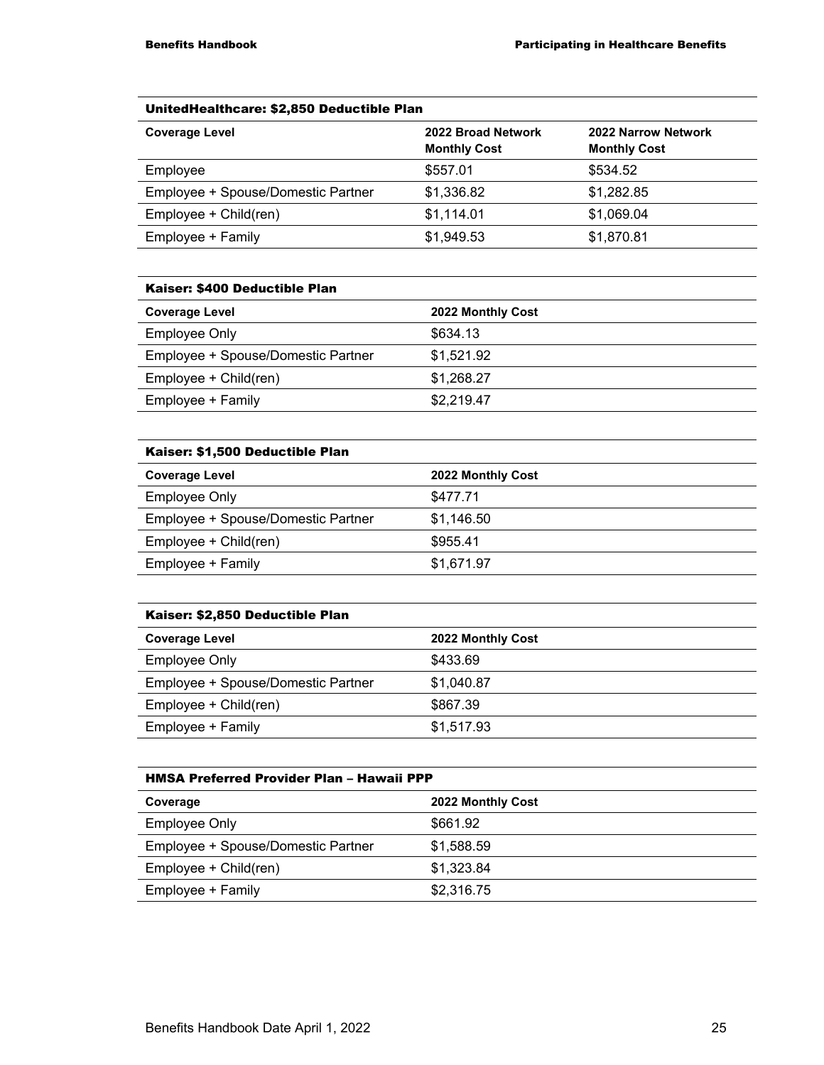| UnitedHealthcare: $2,850 Deductible Plan | | |
|---|---|---|
| **Coverage Level** | **2022 Broad Network Monthly Cost** | **2022 Narrow Network Monthly Cost** |
| Employee | $557.01 | $534.52 |
| Employee + Spouse/Domestic Partner | $1,336.82 | $1,282.85 |
| Employee + Child(ren) | $1,114.01 | $1,069.04 |
| Employee + Family | $1,949.53 | $1,870.81 |

| Kaiser: $400 Deductible Plan | |
|---|---|
| **Coverage Level** | **2022 Monthly Cost** |
| Employee Only | $634.13 |
| Employee + Spouse/Domestic Partner | $1,521.92 |
| Employee + Child(ren) | $1,268.27 |
| Employee + Family | $2,219.47 |

| Kaiser: $1,500 Deductible Plan | |
|---|---|
| **Coverage Level** | **2022 Monthly Cost** |
| Employee Only | $477.71 |
| Employee + Spouse/Domestic Partner | $1,146.50 |
| Employee + Child(ren) | $955.41 |
| Employee + Family | $1,671.97 |

| Kaiser: $2,850 Deductible Plan | |
|---|---|
| **Coverage Level** | **2022 Monthly Cost** |
| Employee Only | $433.69 |
| Employee + Spouse/Domestic Partner | $1,040.87 |
| Employee + Child(ren) | $867.39 |
| Employee + Family | $1,517.93 |

| HMSA Preferred Provider Plan – Hawaii PPP | |
|---|---|
| **Coverage** | **2022 Monthly Cost** |
| Employee Only | $661.92 |
| Employee + Spouse/Domestic Partner | $1,588.59 |
| Employee + Child(ren) | $1,323.84 |
| Employee + Family | $2,316.75 |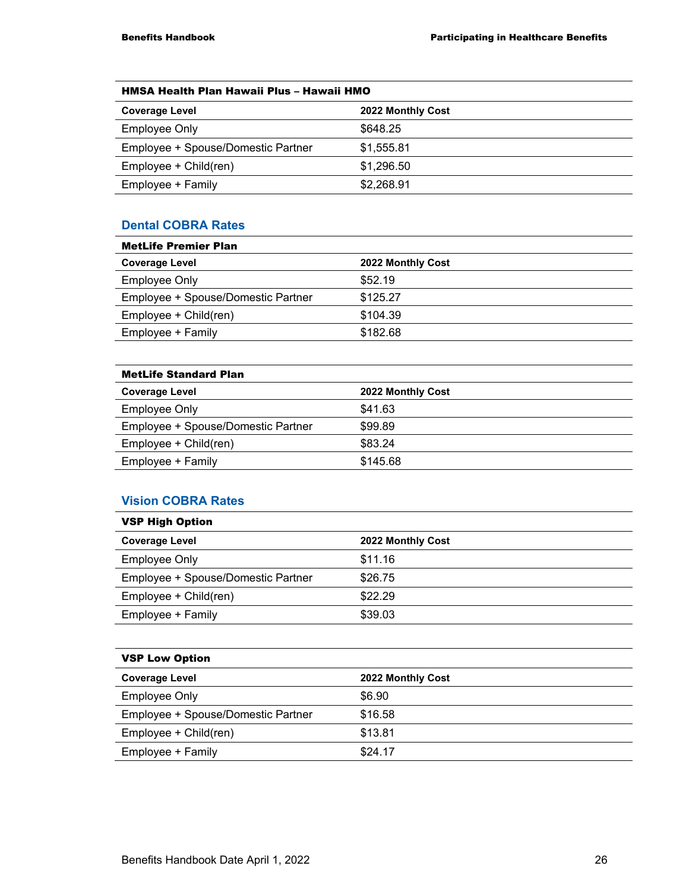| HMSA Health Plan Hawaii Plus – Hawaii HMO | |
|---|---|
| **Coverage Level** | **2022 Monthly Cost** |
| Employee Only | $648.25 |
| Employee + Spouse/Domestic Partner | $1,555.81 |
| Employee + Child(ren) | $1,296.50 |
| Employee + Family | $2,268.91 |

## Dental COBRA Rates

| MetLife Premier Plan | |
|---|---|
| **Coverage Level** | **2022 Monthly Cost** |
| Employee Only | $52.19 |
| Employee + Spouse/Domestic Partner | $125.27 |
| Employee + Child(ren) | $104.39 |
| Employee + Family | $182.68 |

| MetLife Standard Plan | |
|---|---|
| **Coverage Level** | **2022 Monthly Cost** |
| Employee Only | $41.63 |
| Employee + Spouse/Domestic Partner | $99.89 |
| Employee + Child(ren) | $83.24 |
| Employee + Family | $145.68 |

## Vision COBRA Rates

| VSP High Option | |
|---|---|
| **Coverage Level** | **2022 Monthly Cost** |
| Employee Only | $11.16 |
| Employee + Spouse/Domestic Partner | $26.75 |
| Employee + Child(ren) | $22.29 |
| Employee + Family | $39.03 |

| VSP Low Option | |
|---|---|
| **Coverage Level** | **2022 Monthly Cost** |
| Employee Only | $6.90 |
| Employee + Spouse/Domestic Partner | $16.58 |
| Employee + Child(ren) | $13.81 |
| Employee + Family | $24.17 |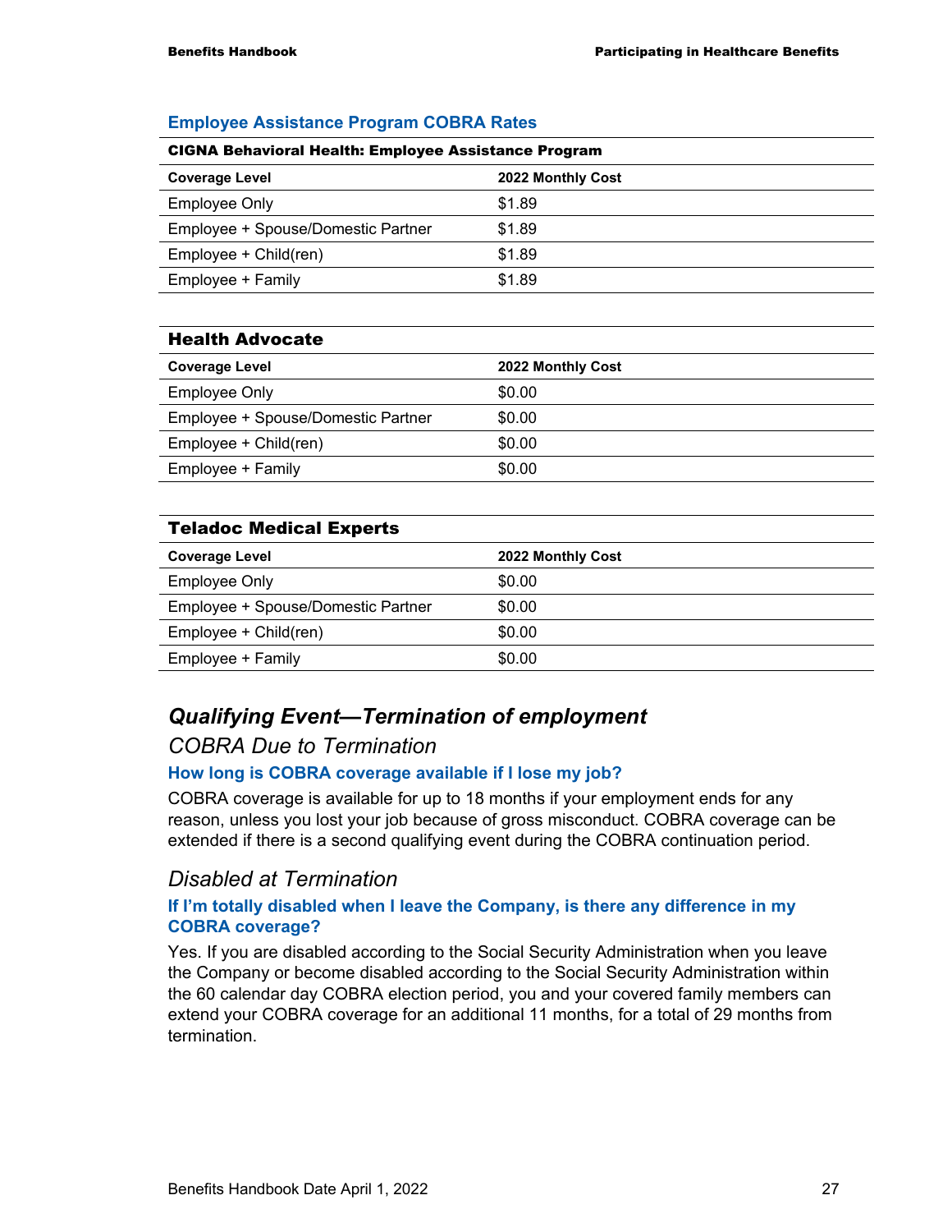### Employee Assistance Program COBRA Rates

| CIGNA Behavioral Health: Employee Assistance Program | |
|---|---|
| **Coverage Level** | **2022 Monthly Cost** |
| Employee Only | $1.89 |
| Employee + Spouse/Domestic Partner | $1.89 |
| Employee + Child(ren) | $1.89 |
| Employee + Family | $1.89 |

| Health Advocate | |
|---|---|
| **Coverage Level** | **2022 Monthly Cost** |
| Employee Only | $0.00 |
| Employee + Spouse/Domestic Partner | $0.00 |
| Employee + Child(ren) | $0.00 |
| Employee + Family | $0.00 |

| Teladoc Medical Experts | |
|---|---|
| **Coverage Level** | **2022 Monthly Cost** |
| Employee Only | $0.00 |
| Employee + Spouse/Domestic Partner | $0.00 |
| Employee + Child(ren) | $0.00 |
| Employee + Family | $0.00 |

## *Qualifying Event—Termination of employment*

### *COBRA Due to Termination*

#### How long is COBRA coverage available if I lose my job?

COBRA coverage is available for up to 18 months if your employment ends for any reason, unless you lost your job because of gross misconduct. COBRA coverage can be extended if there is a second qualifying event during the COBRA continuation period.

### *Disabled at Termination*

#### If I'm totally disabled when I leave the Company, is there any difference in my COBRA coverage?

Yes. If you are disabled according to the Social Security Administration when you leave the Company or become disabled according to the Social Security Administration within the 60 calendar day COBRA election period, you and your covered family members can extend your COBRA coverage for an additional 11 months, for a total of 29 months from termination.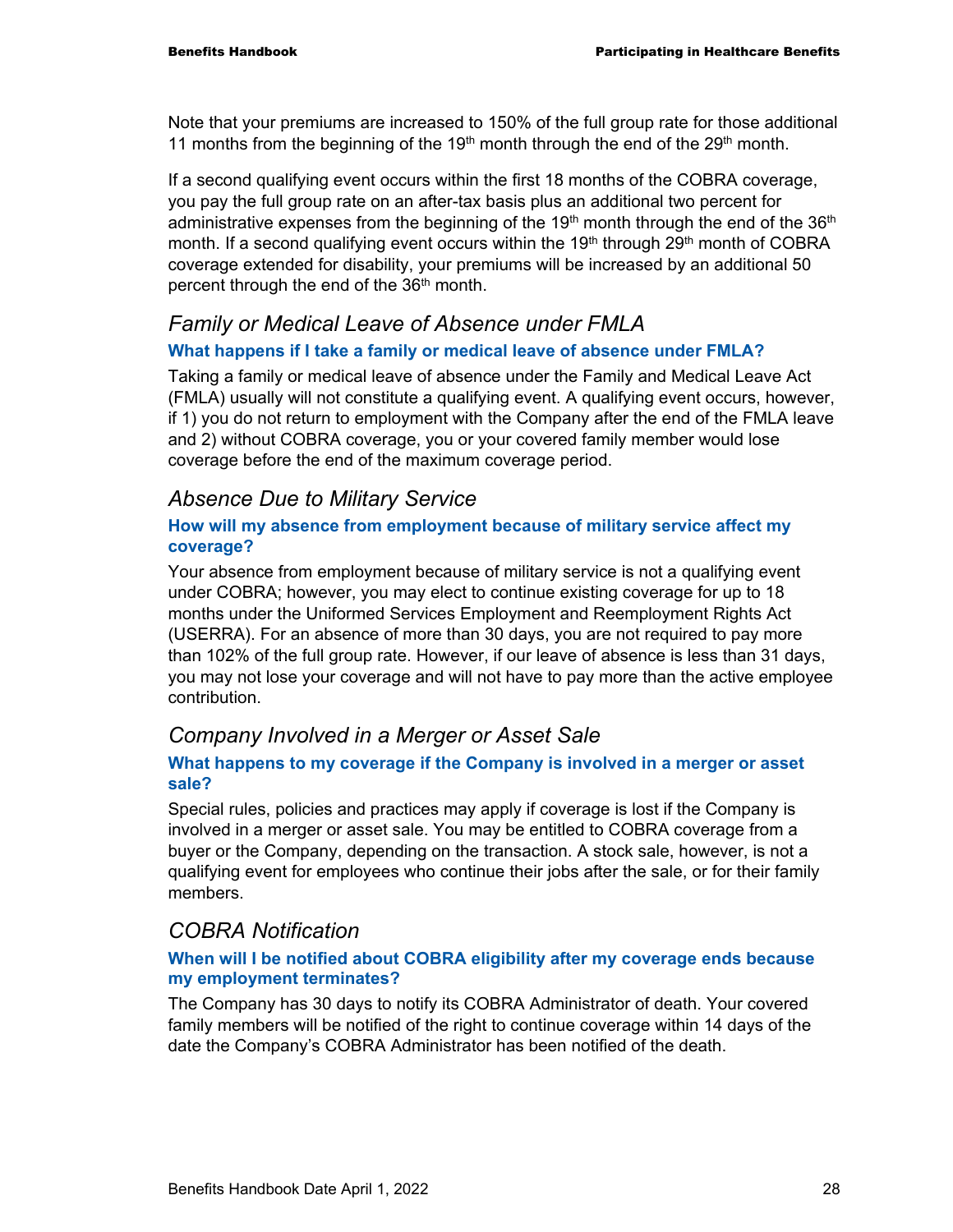Note that your premiums are increased to 150% of the full group rate for those additional 11 months from the beginning of the 19th month through the end of the 29th month.

If a second qualifying event occurs within the first 18 months of the COBRA coverage, you pay the full group rate on an after-tax basis plus an additional two percent for administrative expenses from the beginning of the 19th month through the end of the 36th month. If a second qualifying event occurs within the 19th through 29th month of COBRA coverage extended for disability, your premiums will be increased by an additional 50 percent through the end of the 36th month.

## *Family or Medical Leave of Absence under FMLA*

### What happens if I take a family or medical leave of absence under FMLA?

Taking a family or medical leave of absence under the Family and Medical Leave Act (FMLA) usually will not constitute a qualifying event. A qualifying event occurs, however, if 1) you do not return to employment with the Company after the end of the FMLA leave and 2) without COBRA coverage, you or your covered family member would lose coverage before the end of the maximum coverage period.

## *Absence Due to Military Service*

### How will my absence from employment because of military service affect my coverage?

Your absence from employment because of military service is not a qualifying event under COBRA; however, you may elect to continue existing coverage for up to 18 months under the Uniformed Services Employment and Reemployment Rights Act (USERRA). For an absence of more than 30 days, you are not required to pay more than 102% of the full group rate. However, if our leave of absence is less than 31 days, you may not lose your coverage and will not have to pay more than the active employee contribution.

## *Company Involved in a Merger or Asset Sale*

### What happens to my coverage if the Company is involved in a merger or asset sale?

Special rules, policies and practices may apply if coverage is lost if the Company is involved in a merger or asset sale. You may be entitled to COBRA coverage from a buyer or the Company, depending on the transaction. A stock sale, however, is not a qualifying event for employees who continue their jobs after the sale, or for their family members.

## *COBRA Notification*

### When will I be notified about COBRA eligibility after my coverage ends because my employment terminates?

The Company has 30 days to notify its COBRA Administrator of death. Your covered family members will be notified of the right to continue coverage within 14 days of the date the Company's COBRA Administrator has been notified of the death.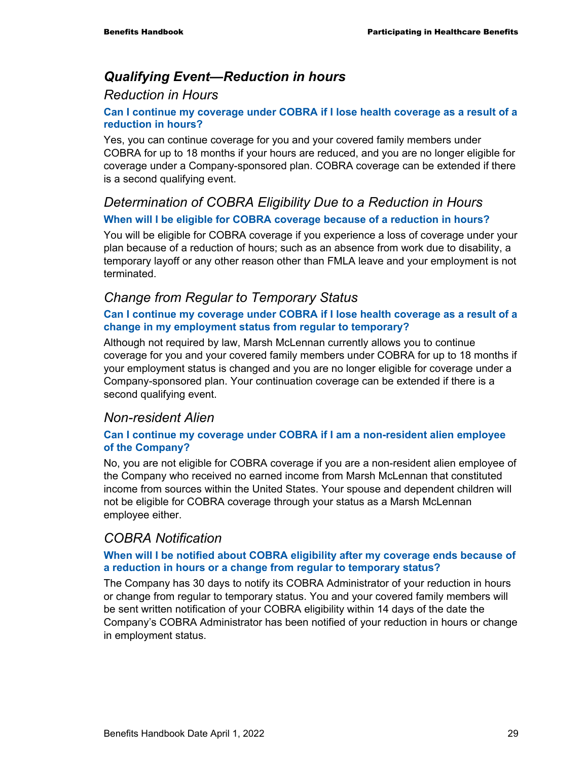## *Qualifying Event—Reduction in hours*

### *Reduction in Hours*

**Can I continue my coverage under COBRA if I lose health coverage as a result of a reduction in hours?**

Yes, you can continue coverage for you and your covered family members under COBRA for up to 18 months if your hours are reduced, and you are no longer eligible for coverage under a Company-sponsored plan. COBRA coverage can be extended if there is a second qualifying event.

### *Determination of COBRA Eligibility Due to a Reduction in Hours*

**When will I be eligible for COBRA coverage because of a reduction in hours?**

You will be eligible for COBRA coverage if you experience a loss of coverage under your plan because of a reduction of hours; such as an absence from work due to disability, a temporary layoff or any other reason other than FMLA leave and your employment is not terminated.

### *Change from Regular to Temporary Status*

**Can I continue my coverage under COBRA if I lose health coverage as a result of a change in my employment status from regular to temporary?**

Although not required by law, Marsh McLennan currently allows you to continue coverage for you and your covered family members under COBRA for up to 18 months if your employment status is changed and you are no longer eligible for coverage under a Company-sponsored plan. Your continuation coverage can be extended if there is a second qualifying event.

### *Non-resident Alien*

**Can I continue my coverage under COBRA if I am a non-resident alien employee of the Company?**

No, you are not eligible for COBRA coverage if you are a non-resident alien employee of the Company who received no earned income from Marsh McLennan that constituted income from sources within the United States. Your spouse and dependent children will not be eligible for COBRA coverage through your status as a Marsh McLennan employee either.

### *COBRA Notification*

**When will I be notified about COBRA eligibility after my coverage ends because of a reduction in hours or a change from regular to temporary status?**

The Company has 30 days to notify its COBRA Administrator of your reduction in hours or change from regular to temporary status. You and your covered family members will be sent written notification of your COBRA eligibility within 14 days of the date the Company's COBRA Administrator has been notified of your reduction in hours or change in employment status.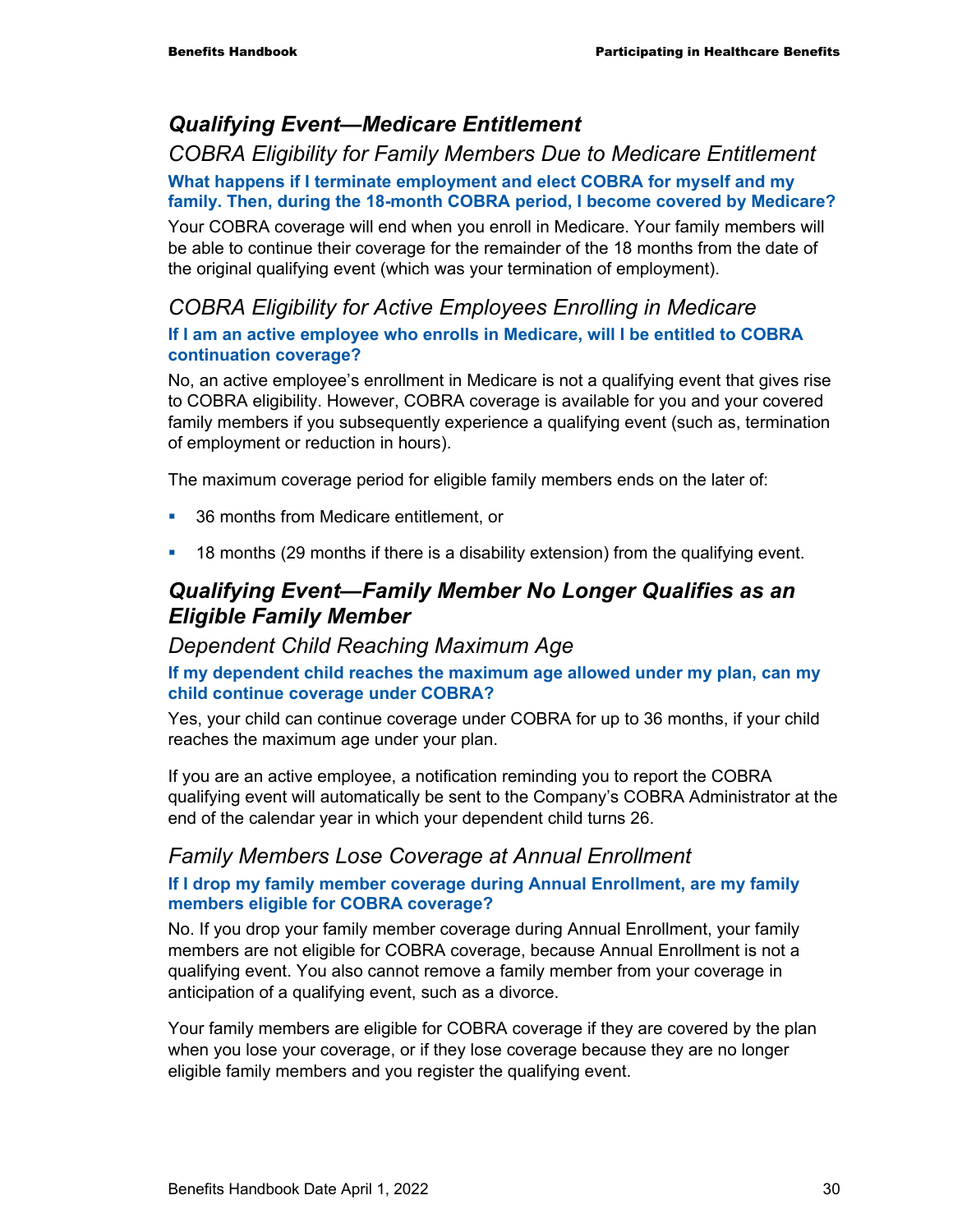## *Qualifying Event—Medicare Entitlement*

### *COBRA Eligibility for Family Members Due to Medicare Entitlement*

**What happens if I terminate employment and elect COBRA for myself and my family. Then, during the 18-month COBRA period, I become covered by Medicare?**

Your COBRA coverage will end when you enroll in Medicare. Your family members will be able to continue their coverage for the remainder of the 18 months from the date of the original qualifying event (which was your termination of employment).

### *COBRA Eligibility for Active Employees Enrolling in Medicare*

**If I am an active employee who enrolls in Medicare, will I be entitled to COBRA continuation coverage?**

No, an active employee's enrollment in Medicare is not a qualifying event that gives rise to COBRA eligibility. However, COBRA coverage is available for you and your covered family members if you subsequently experience a qualifying event (such as, termination of employment or reduction in hours).

The maximum coverage period for eligible family members ends on the later of:

- 36 months from Medicare entitlement, or
- 18 months (29 months if there is a disability extension) from the qualifying event.

## *Qualifying Event—Family Member No Longer Qualifies as an Eligible Family Member*

### *Dependent Child Reaching Maximum Age*

**If my dependent child reaches the maximum age allowed under my plan, can my child continue coverage under COBRA?**

Yes, your child can continue coverage under COBRA for up to 36 months, if your child reaches the maximum age under your plan.

If you are an active employee, a notification reminding you to report the COBRA qualifying event will automatically be sent to the Company's COBRA Administrator at the end of the calendar year in which your dependent child turns 26.

### *Family Members Lose Coverage at Annual Enrollment*

**If I drop my family member coverage during Annual Enrollment, are my family members eligible for COBRA coverage?**

No. If you drop your family member coverage during Annual Enrollment, your family members are not eligible for COBRA coverage, because Annual Enrollment is not a qualifying event. You also cannot remove a family member from your coverage in anticipation of a qualifying event, such as a divorce.

Your family members are eligible for COBRA coverage if they are covered by the plan when you lose your coverage, or if they lose coverage because they are no longer eligible family members and you register the qualifying event.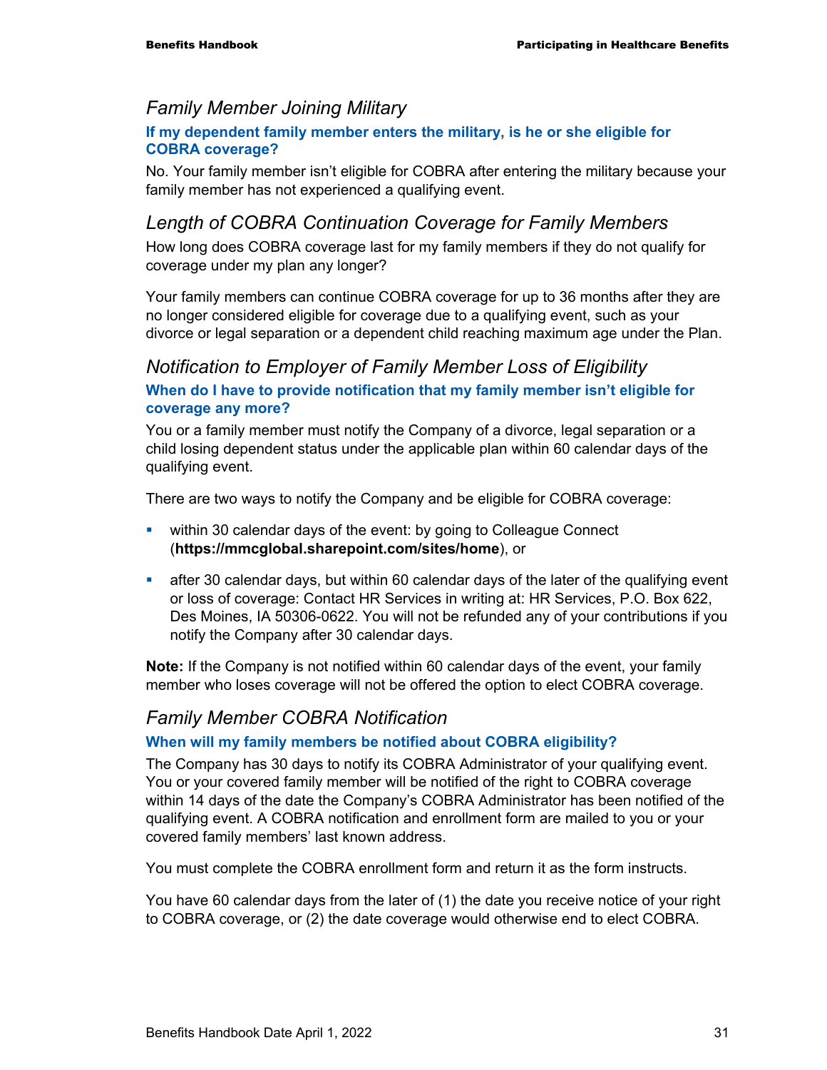## *Family Member Joining Military*

**If my dependent family member enters the military, is he or she eligible for COBRA coverage?**

No. Your family member isn't eligible for COBRA after entering the military because your family member has not experienced a qualifying event.

## *Length of COBRA Continuation Coverage for Family Members*

How long does COBRA coverage last for my family members if they do not qualify for coverage under my plan any longer?

Your family members can continue COBRA coverage for up to 36 months after they are no longer considered eligible for coverage due to a qualifying event, such as your divorce or legal separation or a dependent child reaching maximum age under the Plan.

## *Notification to Employer of Family Member Loss of Eligibility*

**When do I have to provide notification that my family member isn't eligible for coverage any more?**

You or a family member must notify the Company of a divorce, legal separation or a child losing dependent status under the applicable plan within 60 calendar days of the qualifying event.

There are two ways to notify the Company and be eligible for COBRA coverage:

- within 30 calendar days of the event: by going to Colleague Connect (**https://mmcglobal.sharepoint.com/sites/home**), or
- after 30 calendar days, but within 60 calendar days of the later of the qualifying event or loss of coverage: Contact HR Services in writing at: HR Services, P.O. Box 622, Des Moines, IA 50306-0622. You will not be refunded any of your contributions if you notify the Company after 30 calendar days.

**Note:** If the Company is not notified within 60 calendar days of the event, your family member who loses coverage will not be offered the option to elect COBRA coverage.

## *Family Member COBRA Notification*

**When will my family members be notified about COBRA eligibility?**

The Company has 30 days to notify its COBRA Administrator of your qualifying event. You or your covered family member will be notified of the right to COBRA coverage within 14 days of the date the Company's COBRA Administrator has been notified of the qualifying event. A COBRA notification and enrollment form are mailed to you or your covered family members' last known address.

You must complete the COBRA enrollment form and return it as the form instructs.

You have 60 calendar days from the later of (1) the date you receive notice of your right to COBRA coverage, or (2) the date coverage would otherwise end to elect COBRA.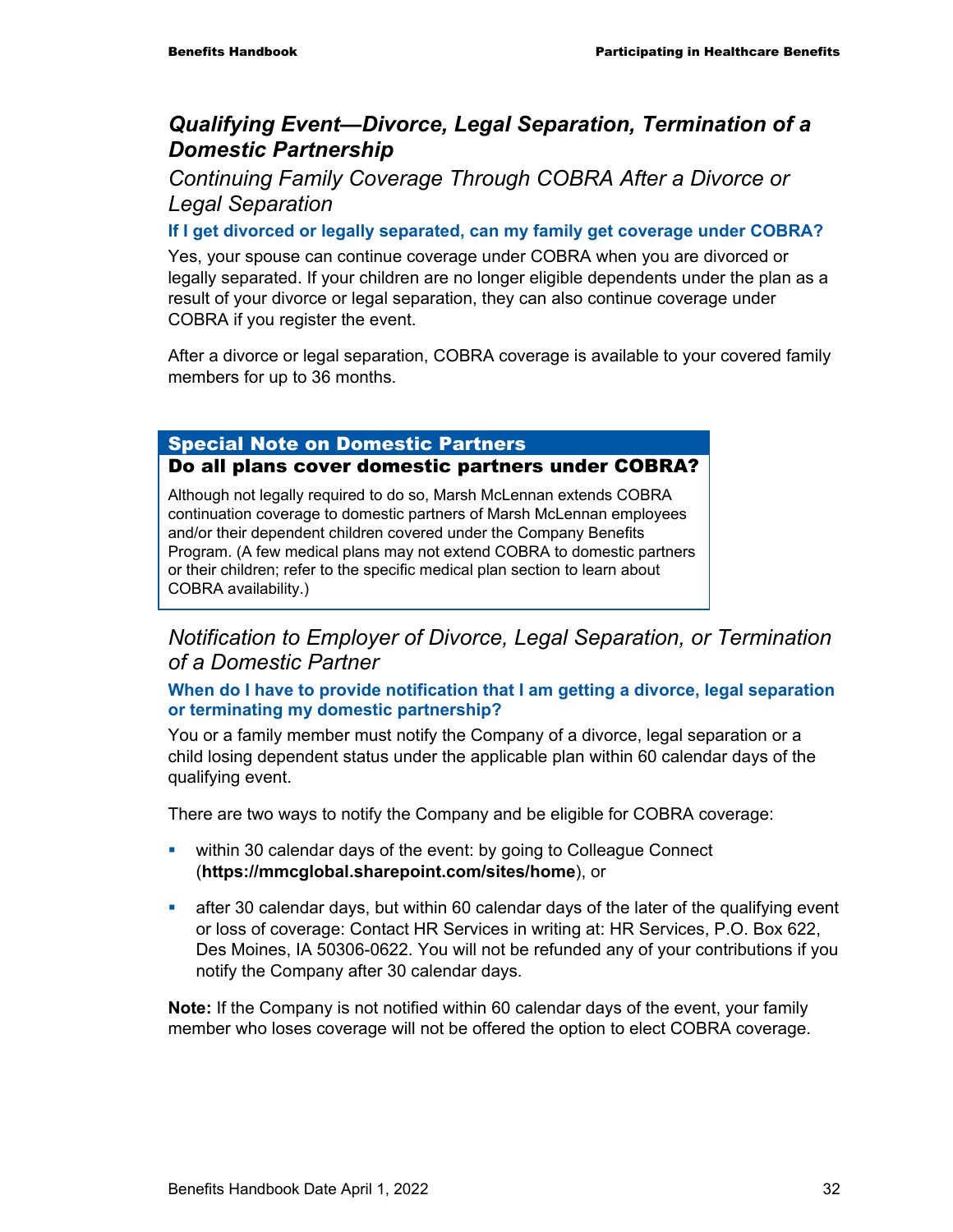## *Qualifying Event—Divorce, Legal Separation, Termination of a Domestic Partnership*

### *Continuing Family Coverage Through COBRA After a Divorce or Legal Separation*

**If I get divorced or legally separated, can my family get coverage under COBRA?**

Yes, your spouse can continue coverage under COBRA when you are divorced or legally separated. If your children are no longer eligible dependents under the plan as a result of your divorce or legal separation, they can also continue coverage under COBRA if you register the event.

After a divorce or legal separation, COBRA coverage is available to your covered family members for up to 36 months.

> **Special Note on Domestic Partners**
>
> **Do all plans cover domestic partners under COBRA?**
>
> Although not legally required to do so, Marsh McLennan extends COBRA continuation coverage to domestic partners of Marsh McLennan employees and/or their dependent children covered under the Company Benefits Program. (A few medical plans may not extend COBRA to domestic partners or their children; refer to the specific medical plan section to learn about COBRA availability.)

### *Notification to Employer of Divorce, Legal Separation, or Termination of a Domestic Partner*

**When do I have to provide notification that I am getting a divorce, legal separation or terminating my domestic partnership?**

You or a family member must notify the Company of a divorce, legal separation or a child losing dependent status under the applicable plan within 60 calendar days of the qualifying event.

There are two ways to notify the Company and be eligible for COBRA coverage:

- within 30 calendar days of the event: by going to Colleague Connect (**https://mmcglobal.sharepoint.com/sites/home**), or
- after 30 calendar days, but within 60 calendar days of the later of the qualifying event or loss of coverage: Contact HR Services in writing at: HR Services, P.O. Box 622, Des Moines, IA 50306-0622. You will not be refunded any of your contributions if you notify the Company after 30 calendar days.

**Note:** If the Company is not notified within 60 calendar days of the event, your family member who loses coverage will not be offered the option to elect COBRA coverage.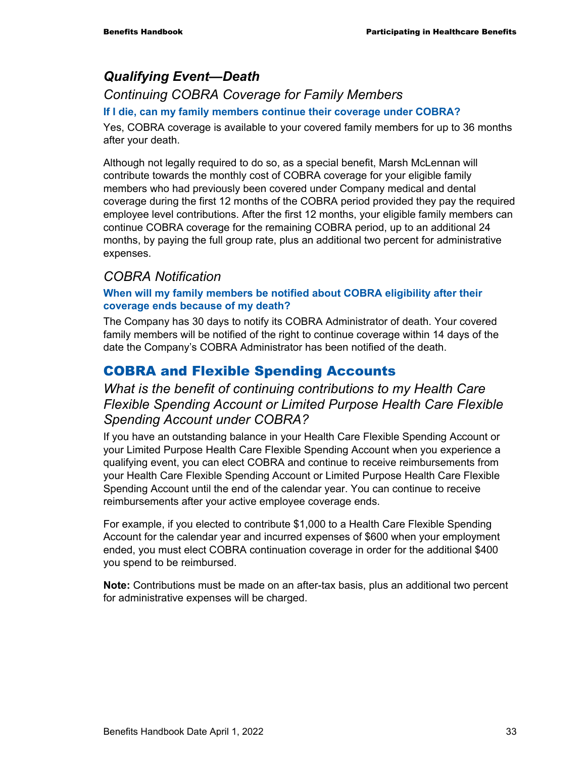### *Qualifying Event—Death*

#### *Continuing COBRA Coverage for Family Members*

**If I die, can my family members continue their coverage under COBRA?**

Yes, COBRA coverage is available to your covered family members for up to 36 months after your death.

Although not legally required to do so, as a special benefit, Marsh McLennan will contribute towards the monthly cost of COBRA coverage for your eligible family members who had previously been covered under Company medical and dental coverage during the first 12 months of the COBRA period provided they pay the required employee level contributions. After the first 12 months, your eligible family members can continue COBRA coverage for the remaining COBRA period, up to an additional 24 months, by paying the full group rate, plus an additional two percent for administrative expenses.

#### *COBRA Notification*

**When will my family members be notified about COBRA eligibility after their coverage ends because of my death?**

The Company has 30 days to notify its COBRA Administrator of death. Your covered family members will be notified of the right to continue coverage within 14 days of the date the Company's COBRA Administrator has been notified of the death.

## COBRA and Flexible Spending Accounts

#### *What is the benefit of continuing contributions to my Health Care Flexible Spending Account or Limited Purpose Health Care Flexible Spending Account under COBRA?*

If you have an outstanding balance in your Health Care Flexible Spending Account or your Limited Purpose Health Care Flexible Spending Account when you experience a qualifying event, you can elect COBRA and continue to receive reimbursements from your Health Care Flexible Spending Account or Limited Purpose Health Care Flexible Spending Account until the end of the calendar year. You can continue to receive reimbursements after your active employee coverage ends.

For example, if you elected to contribute $1,000 to a Health Care Flexible Spending Account for the calendar year and incurred expenses of $600 when your employment ended, you must elect COBRA continuation coverage in order for the additional $400 you spend to be reimbursed.

**Note:** Contributions must be made on an after-tax basis, plus an additional two percent for administrative expenses will be charged.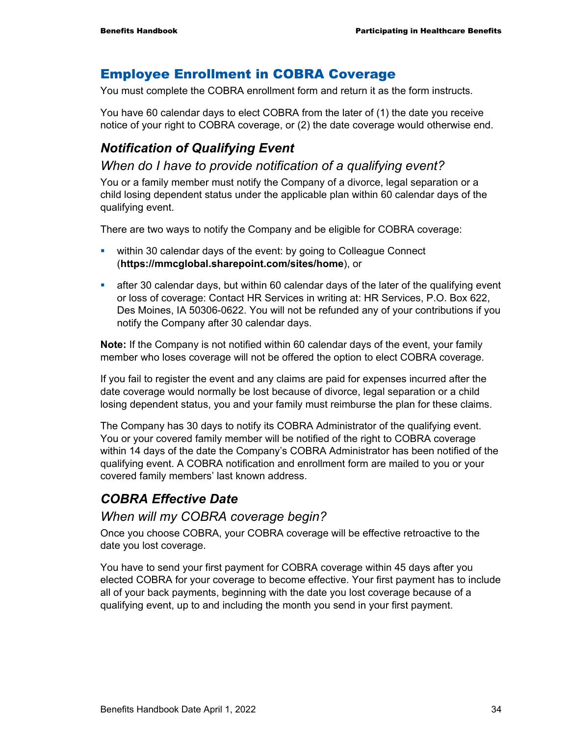## Employee Enrollment in COBRA Coverage

You must complete the COBRA enrollment form and return it as the form instructs.

You have 60 calendar days to elect COBRA from the later of (1) the date you receive notice of your right to COBRA coverage, or (2) the date coverage would otherwise end.

### *Notification of Qualifying Event*

#### *When do I have to provide notification of a qualifying event?*

You or a family member must notify the Company of a divorce, legal separation or a child losing dependent status under the applicable plan within 60 calendar days of the qualifying event.

There are two ways to notify the Company and be eligible for COBRA coverage:

- within 30 calendar days of the event: by going to Colleague Connect (**https://mmcglobal.sharepoint.com/sites/home**), or
- after 30 calendar days, but within 60 calendar days of the later of the qualifying event or loss of coverage: Contact HR Services in writing at: HR Services, P.O. Box 622, Des Moines, IA 50306-0622. You will not be refunded any of your contributions if you notify the Company after 30 calendar days.

**Note:** If the Company is not notified within 60 calendar days of the event, your family member who loses coverage will not be offered the option to elect COBRA coverage.

If you fail to register the event and any claims are paid for expenses incurred after the date coverage would normally be lost because of divorce, legal separation or a child losing dependent status, you and your family must reimburse the plan for these claims.

The Company has 30 days to notify its COBRA Administrator of the qualifying event. You or your covered family member will be notified of the right to COBRA coverage within 14 days of the date the Company's COBRA Administrator has been notified of the qualifying event. A COBRA notification and enrollment form are mailed to you or your covered family members' last known address.

### *COBRA Effective Date*

#### *When will my COBRA coverage begin?*

Once you choose COBRA, your COBRA coverage will be effective retroactive to the date you lost coverage.

You have to send your first payment for COBRA coverage within 45 days after you elected COBRA for your coverage to become effective. Your first payment has to include all of your back payments, beginning with the date you lost coverage because of a qualifying event, up to and including the month you send in your first payment.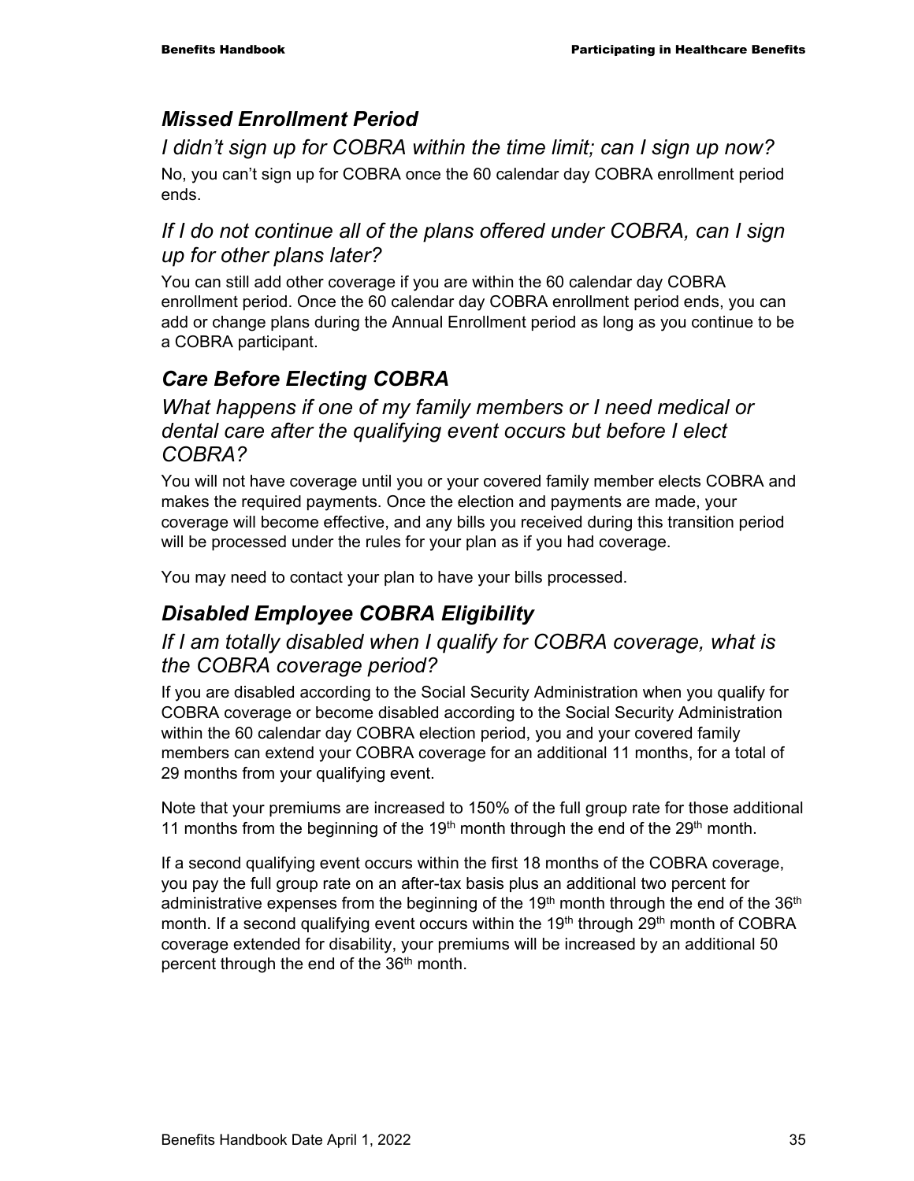## *Missed Enrollment Period*

### *I didn't sign up for COBRA within the time limit; can I sign up now?*

No, you can't sign up for COBRA once the 60 calendar day COBRA enrollment period ends.

### *If I do not continue all of the plans offered under COBRA, can I sign up for other plans later?*

You can still add other coverage if you are within the 60 calendar day COBRA enrollment period. Once the 60 calendar day COBRA enrollment period ends, you can add or change plans during the Annual Enrollment period as long as you continue to be a COBRA participant.

## *Care Before Electing COBRA*

### *What happens if one of my family members or I need medical or dental care after the qualifying event occurs but before I elect COBRA?*

You will not have coverage until you or your covered family member elects COBRA and makes the required payments. Once the election and payments are made, your coverage will become effective, and any bills you received during this transition period will be processed under the rules for your plan as if you had coverage.

You may need to contact your plan to have your bills processed.

## *Disabled Employee COBRA Eligibility*

### *If I am totally disabled when I qualify for COBRA coverage, what is the COBRA coverage period?*

If you are disabled according to the Social Security Administration when you qualify for COBRA coverage or become disabled according to the Social Security Administration within the 60 calendar day COBRA election period, you and your covered family members can extend your COBRA coverage for an additional 11 months, for a total of 29 months from your qualifying event.

Note that your premiums are increased to 150% of the full group rate for those additional 11 months from the beginning of the 19th month through the end of the 29th month.

If a second qualifying event occurs within the first 18 months of the COBRA coverage, you pay the full group rate on an after-tax basis plus an additional two percent for administrative expenses from the beginning of the 19th month through the end of the 36th month. If a second qualifying event occurs within the 19th through 29th month of COBRA coverage extended for disability, your premiums will be increased by an additional 50 percent through the end of the 36th month.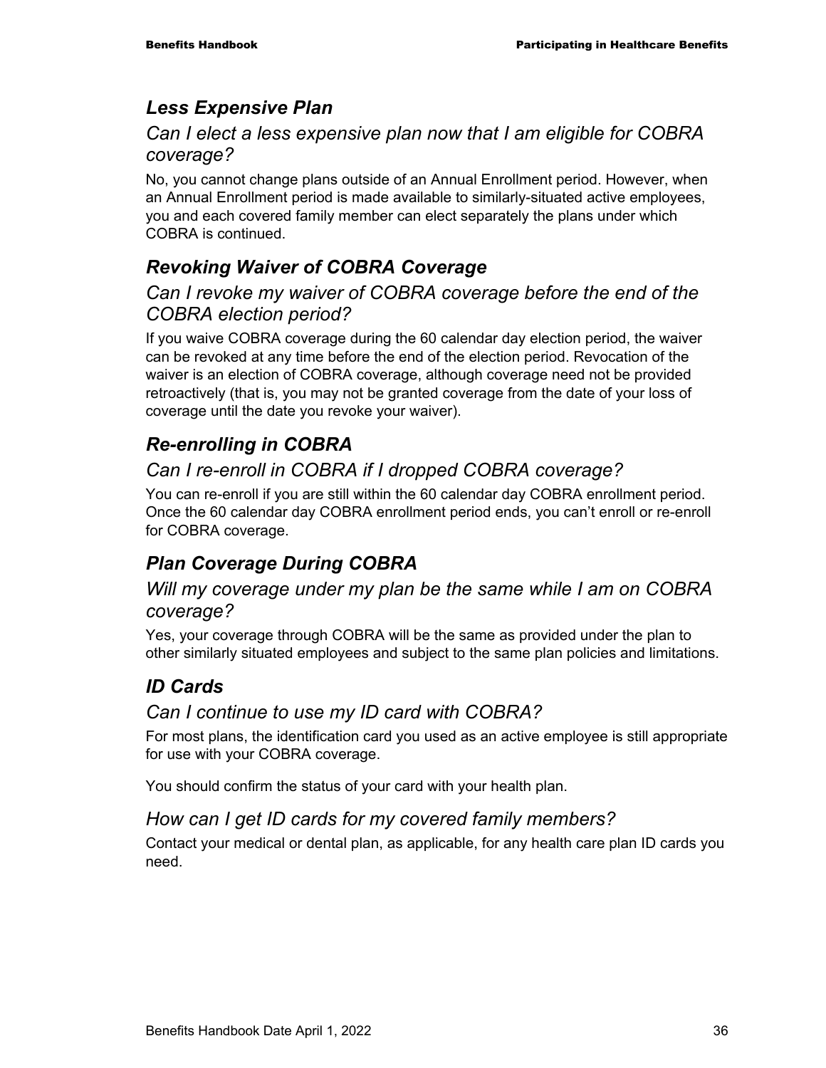## *Less Expensive Plan*

### *Can I elect a less expensive plan now that I am eligible for COBRA coverage?*

No, you cannot change plans outside of an Annual Enrollment period. However, when an Annual Enrollment period is made available to similarly-situated active employees, you and each covered family member can elect separately the plans under which COBRA is continued.

## *Revoking Waiver of COBRA Coverage*

### *Can I revoke my waiver of COBRA coverage before the end of the COBRA election period?*

If you waive COBRA coverage during the 60 calendar day election period, the waiver can be revoked at any time before the end of the election period. Revocation of the waiver is an election of COBRA coverage, although coverage need not be provided retroactively (that is, you may not be granted coverage from the date of your loss of coverage until the date you revoke your waiver).

## *Re-enrolling in COBRA*

### *Can I re-enroll in COBRA if I dropped COBRA coverage?*

You can re-enroll if you are still within the 60 calendar day COBRA enrollment period. Once the 60 calendar day COBRA enrollment period ends, you can't enroll or re-enroll for COBRA coverage.

## *Plan Coverage During COBRA*

### *Will my coverage under my plan be the same while I am on COBRA coverage?*

Yes, your coverage through COBRA will be the same as provided under the plan to other similarly situated employees and subject to the same plan policies and limitations.

## *ID Cards*

### *Can I continue to use my ID card with COBRA?*

For most plans, the identification card you used as an active employee is still appropriate for use with your COBRA coverage.

You should confirm the status of your card with your health plan.

### *How can I get ID cards for my covered family members?*

Contact your medical or dental plan, as applicable, for any health care plan ID cards you need.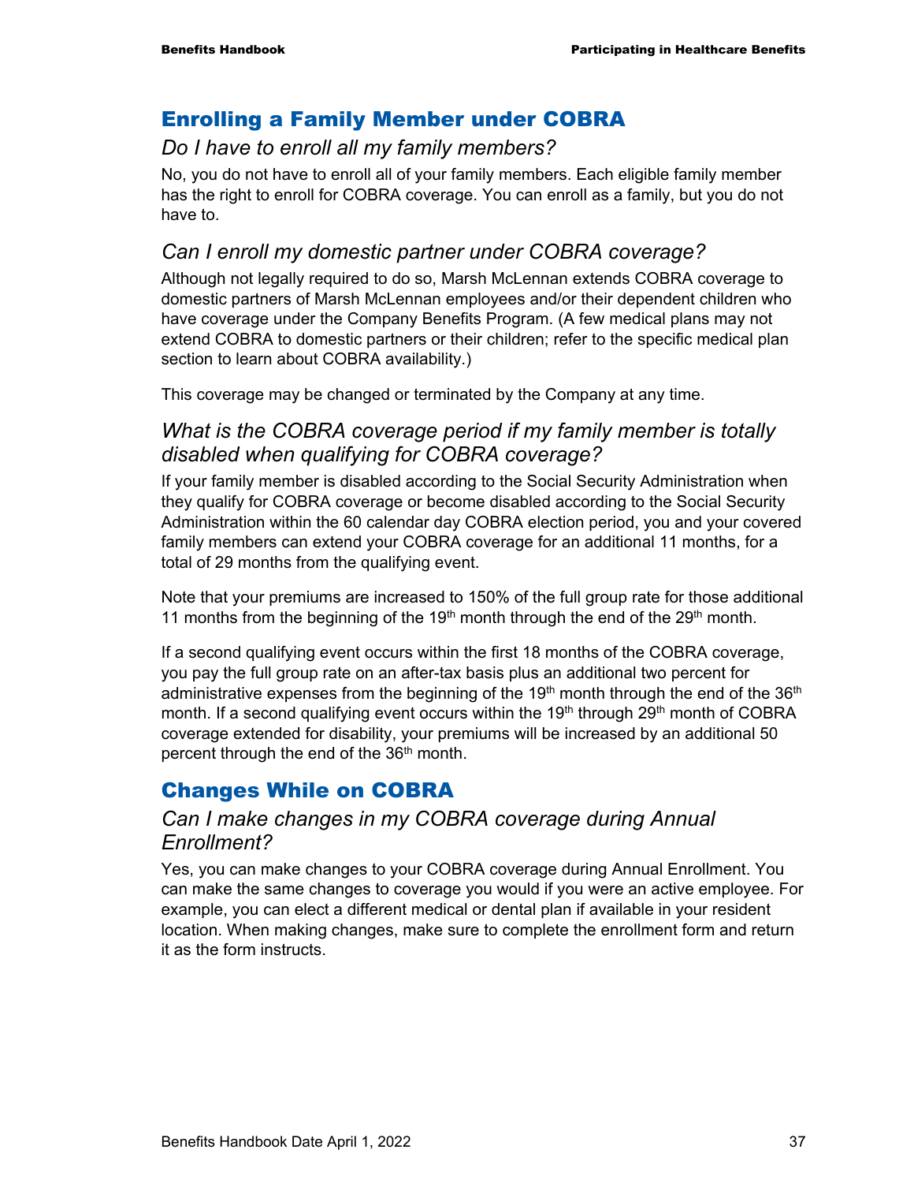## Enrolling a Family Member under COBRA

### *Do I have to enroll all my family members?*

No, you do not have to enroll all of your family members. Each eligible family member has the right to enroll for COBRA coverage. You can enroll as a family, but you do not have to.

### *Can I enroll my domestic partner under COBRA coverage?*

Although not legally required to do so, Marsh McLennan extends COBRA coverage to domestic partners of Marsh McLennan employees and/or their dependent children who have coverage under the Company Benefits Program. (A few medical plans may not extend COBRA to domestic partners or their children; refer to the specific medical plan section to learn about COBRA availability.)

This coverage may be changed or terminated by the Company at any time.

### *What is the COBRA coverage period if my family member is totally disabled when qualifying for COBRA coverage?*

If your family member is disabled according to the Social Security Administration when they qualify for COBRA coverage or become disabled according to the Social Security Administration within the 60 calendar day COBRA election period, you and your covered family members can extend your COBRA coverage for an additional 11 months, for a total of 29 months from the qualifying event.

Note that your premiums are increased to 150% of the full group rate for those additional 11 months from the beginning of the 19th month through the end of the 29th month.

If a second qualifying event occurs within the first 18 months of the COBRA coverage, you pay the full group rate on an after-tax basis plus an additional two percent for administrative expenses from the beginning of the 19th month through the end of the 36th month. If a second qualifying event occurs within the 19th through 29th month of COBRA coverage extended for disability, your premiums will be increased by an additional 50 percent through the end of the 36th month.

## Changes While on COBRA

### *Can I make changes in my COBRA coverage during Annual Enrollment?*

Yes, you can make changes to your COBRA coverage during Annual Enrollment. You can make the same changes to coverage you would if you were an active employee. For example, you can elect a different medical or dental plan if available in your resident location. When making changes, make sure to complete the enrollment form and return it as the form instructs.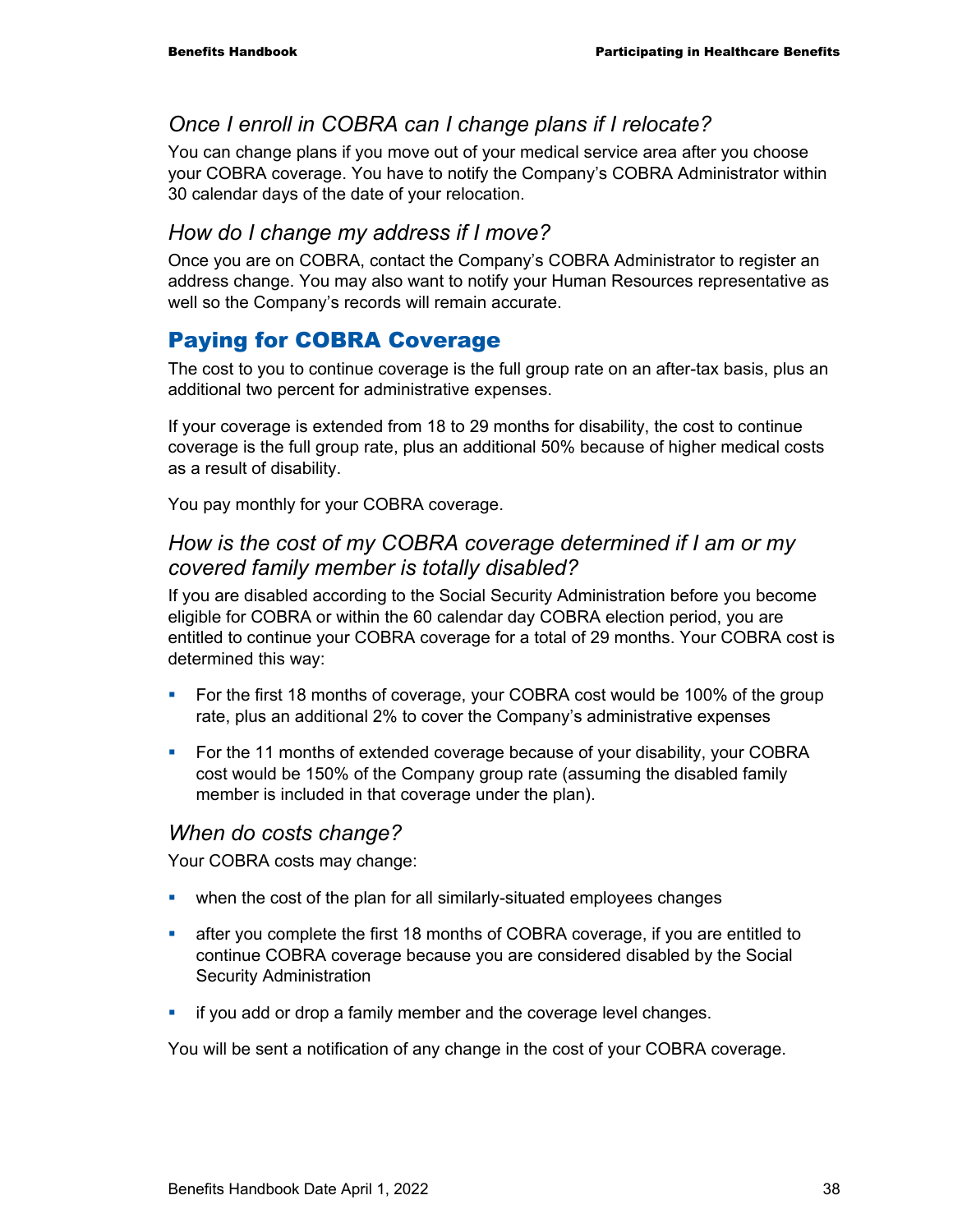### *Once I enroll in COBRA can I change plans if I relocate?*

You can change plans if you move out of your medical service area after you choose your COBRA coverage. You have to notify the Company's COBRA Administrator within 30 calendar days of the date of your relocation.

### *How do I change my address if I move?*

Once you are on COBRA, contact the Company's COBRA Administrator to register an address change. You may also want to notify your Human Resources representative as well so the Company's records will remain accurate.

## Paying for COBRA Coverage

The cost to you to continue coverage is the full group rate on an after-tax basis, plus an additional two percent for administrative expenses.

If your coverage is extended from 18 to 29 months for disability, the cost to continue coverage is the full group rate, plus an additional 50% because of higher medical costs as a result of disability.

You pay monthly for your COBRA coverage.

### *How is the cost of my COBRA coverage determined if I am or my covered family member is totally disabled?*

If you are disabled according to the Social Security Administration before you become eligible for COBRA or within the 60 calendar day COBRA election period, you are entitled to continue your COBRA coverage for a total of 29 months. Your COBRA cost is determined this way:

- For the first 18 months of coverage, your COBRA cost would be 100% of the group rate, plus an additional 2% to cover the Company's administrative expenses
- For the 11 months of extended coverage because of your disability, your COBRA cost would be 150% of the Company group rate (assuming the disabled family member is included in that coverage under the plan).

### *When do costs change?*

Your COBRA costs may change:

- when the cost of the plan for all similarly-situated employees changes
- after you complete the first 18 months of COBRA coverage, if you are entitled to continue COBRA coverage because you are considered disabled by the Social Security Administration
- if you add or drop a family member and the coverage level changes.

You will be sent a notification of any change in the cost of your COBRA coverage.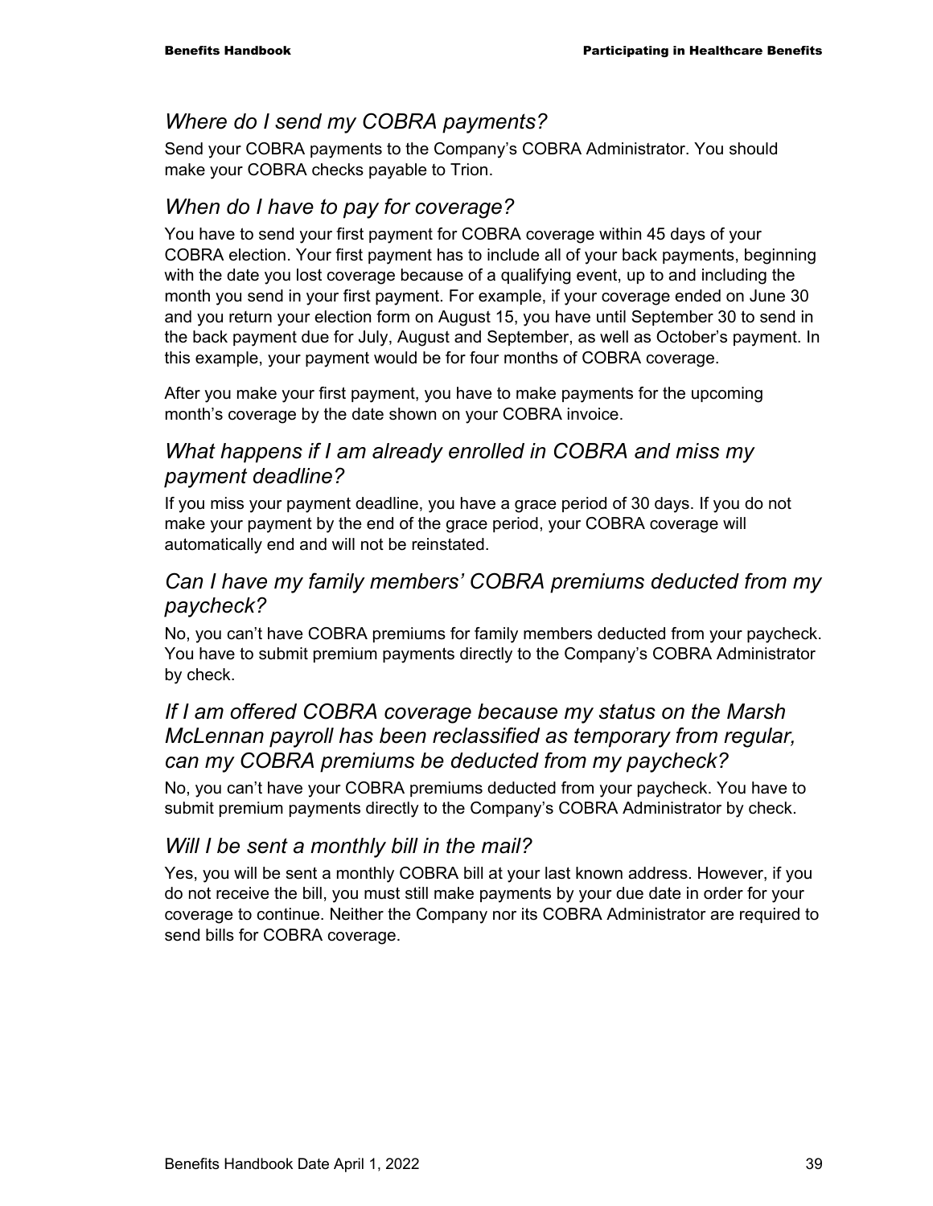### *Where do I send my COBRA payments?*

Send your COBRA payments to the Company's COBRA Administrator. You should make your COBRA checks payable to Trion.

### *When do I have to pay for coverage?*

You have to send your first payment for COBRA coverage within 45 days of your COBRA election. Your first payment has to include all of your back payments, beginning with the date you lost coverage because of a qualifying event, up to and including the month you send in your first payment. For example, if your coverage ended on June 30 and you return your election form on August 15, you have until September 30 to send in the back payment due for July, August and September, as well as October's payment. In this example, your payment would be for four months of COBRA coverage.

After you make your first payment, you have to make payments for the upcoming month's coverage by the date shown on your COBRA invoice.

### *What happens if I am already enrolled in COBRA and miss my payment deadline?*

If you miss your payment deadline, you have a grace period of 30 days. If you do not make your payment by the end of the grace period, your COBRA coverage will automatically end and will not be reinstated.

### *Can I have my family members' COBRA premiums deducted from my paycheck?*

No, you can't have COBRA premiums for family members deducted from your paycheck. You have to submit premium payments directly to the Company's COBRA Administrator by check.

### *If I am offered COBRA coverage because my status on the Marsh McLennan payroll has been reclassified as temporary from regular, can my COBRA premiums be deducted from my paycheck?*

No, you can't have your COBRA premiums deducted from your paycheck. You have to submit premium payments directly to the Company's COBRA Administrator by check.

### *Will I be sent a monthly bill in the mail?*

Yes, you will be sent a monthly COBRA bill at your last known address. However, if you do not receive the bill, you must still make payments by your due date in order for your coverage to continue. Neither the Company nor its COBRA Administrator are required to send bills for COBRA coverage.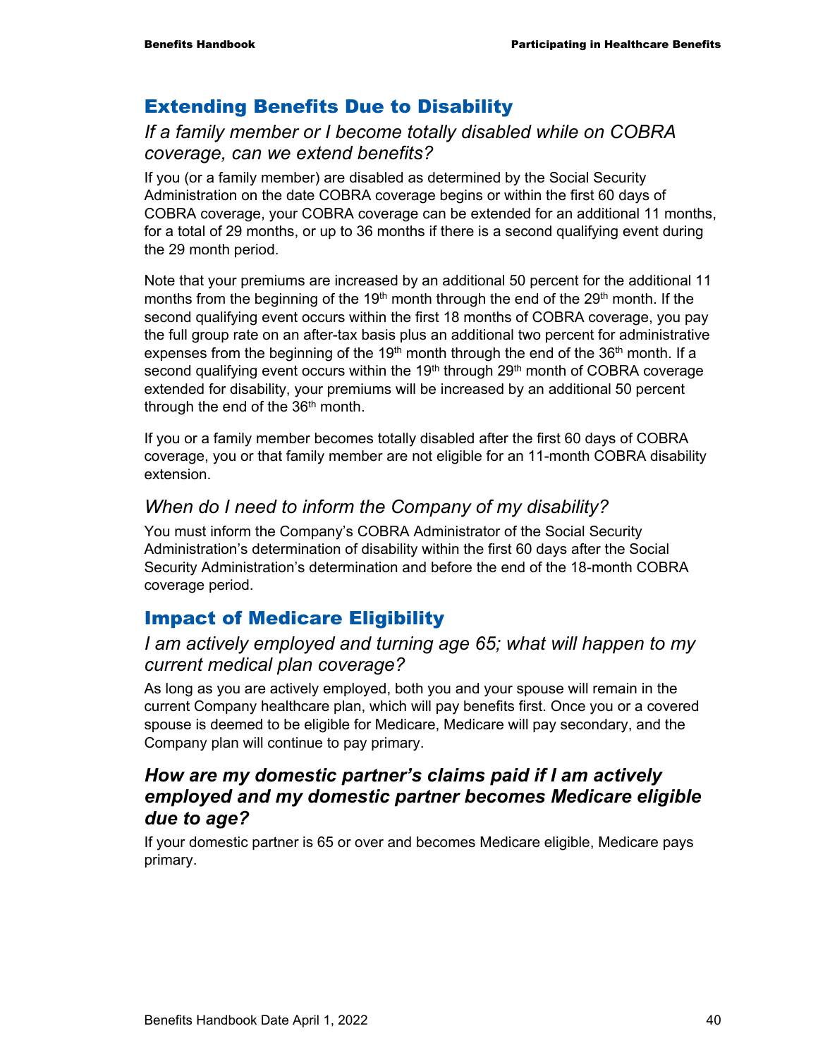## Extending Benefits Due to Disability

### *If a family member or I become totally disabled while on COBRA coverage, can we extend benefits?*

If you (or a family member) are disabled as determined by the Social Security Administration on the date COBRA coverage begins or within the first 60 days of COBRA coverage, your COBRA coverage can be extended for an additional 11 months, for a total of 29 months, or up to 36 months if there is a second qualifying event during the 29 month period.

Note that your premiums are increased by an additional 50 percent for the additional 11 months from the beginning of the 19th month through the end of the 29th month. If the second qualifying event occurs within the first 18 months of COBRA coverage, you pay the full group rate on an after-tax basis plus an additional two percent for administrative expenses from the beginning of the 19th month through the end of the 36th month. If a second qualifying event occurs within the 19th through 29th month of COBRA coverage extended for disability, your premiums will be increased by an additional 50 percent through the end of the 36th month.

If you or a family member becomes totally disabled after the first 60 days of COBRA coverage, you or that family member are not eligible for an 11-month COBRA disability extension.

### *When do I need to inform the Company of my disability?*

You must inform the Company's COBRA Administrator of the Social Security Administration's determination of disability within the first 60 days after the Social Security Administration's determination and before the end of the 18-month COBRA coverage period.

## Impact of Medicare Eligibility

### *I am actively employed and turning age 65; what will happen to my current medical plan coverage?*

As long as you are actively employed, both you and your spouse will remain in the current Company healthcare plan, which will pay benefits first. Once you or a covered spouse is deemed to be eligible for Medicare, Medicare will pay secondary, and the Company plan will continue to pay primary.

### ***How are my domestic partner's claims paid if I am actively employed and my domestic partner becomes Medicare eligible due to age?***

If your domestic partner is 65 or over and becomes Medicare eligible, Medicare pays primary.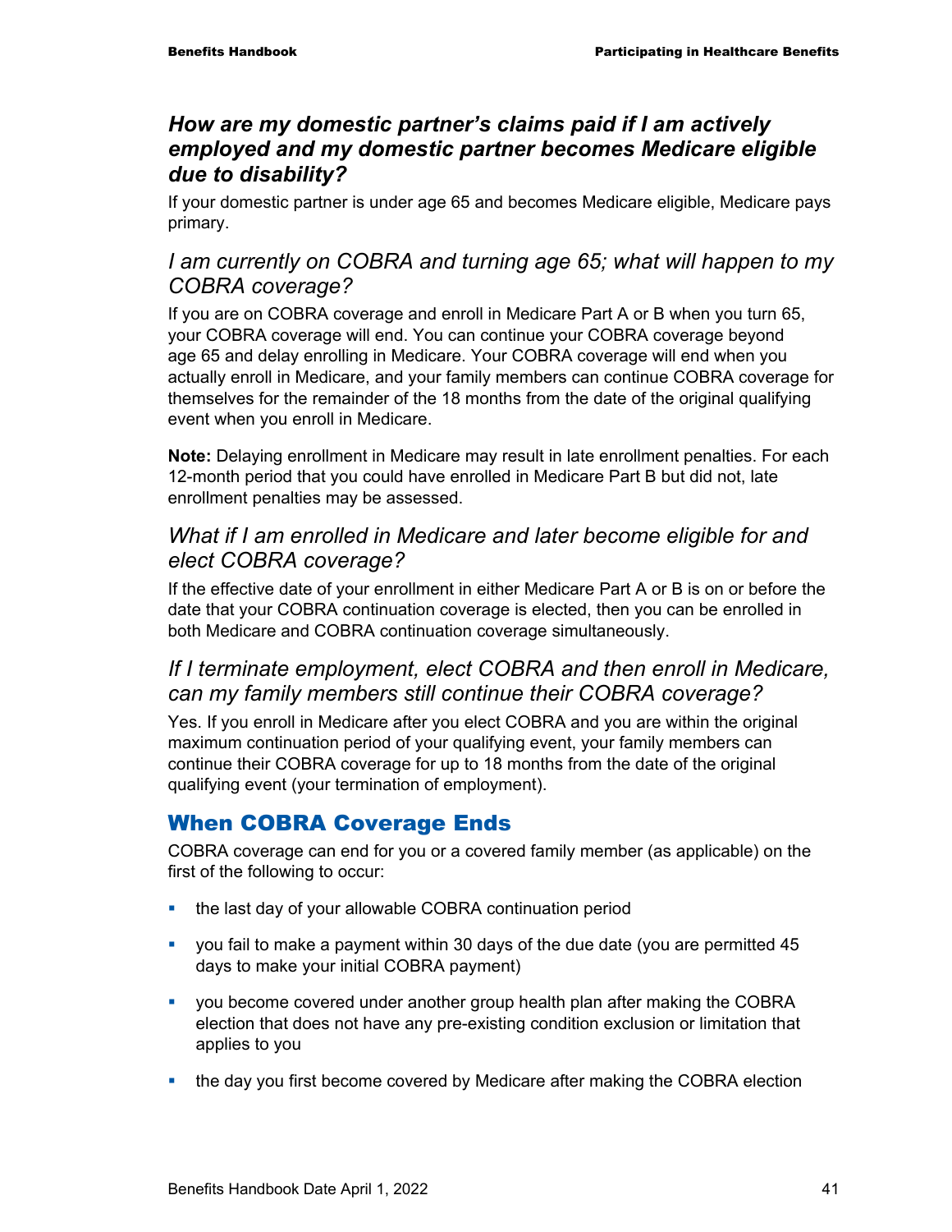### *How are my domestic partner's claims paid if I am actively employed and my domestic partner becomes Medicare eligible due to disability?*

If your domestic partner is under age 65 and becomes Medicare eligible, Medicare pays primary.

### *I am currently on COBRA and turning age 65; what will happen to my COBRA coverage?*

If you are on COBRA coverage and enroll in Medicare Part A or B when you turn 65, your COBRA coverage will end. You can continue your COBRA coverage beyond age 65 and delay enrolling in Medicare. Your COBRA coverage will end when you actually enroll in Medicare, and your family members can continue COBRA coverage for themselves for the remainder of the 18 months from the date of the original qualifying event when you enroll in Medicare.

**Note:** Delaying enrollment in Medicare may result in late enrollment penalties. For each 12-month period that you could have enrolled in Medicare Part B but did not, late enrollment penalties may be assessed.

### *What if I am enrolled in Medicare and later become eligible for and elect COBRA coverage?*

If the effective date of your enrollment in either Medicare Part A or B is on or before the date that your COBRA continuation coverage is elected, then you can be enrolled in both Medicare and COBRA continuation coverage simultaneously.

### *If I terminate employment, elect COBRA and then enroll in Medicare, can my family members still continue their COBRA coverage?*

Yes. If you enroll in Medicare after you elect COBRA and you are within the original maximum continuation period of your qualifying event, your family members can continue their COBRA coverage for up to 18 months from the date of the original qualifying event (your termination of employment).

## When COBRA Coverage Ends

COBRA coverage can end for you or a covered family member (as applicable) on the first of the following to occur:

- the last day of your allowable COBRA continuation period
- you fail to make a payment within 30 days of the due date (you are permitted 45 days to make your initial COBRA payment)
- you become covered under another group health plan after making the COBRA election that does not have any pre-existing condition exclusion or limitation that applies to you
- the day you first become covered by Medicare after making the COBRA election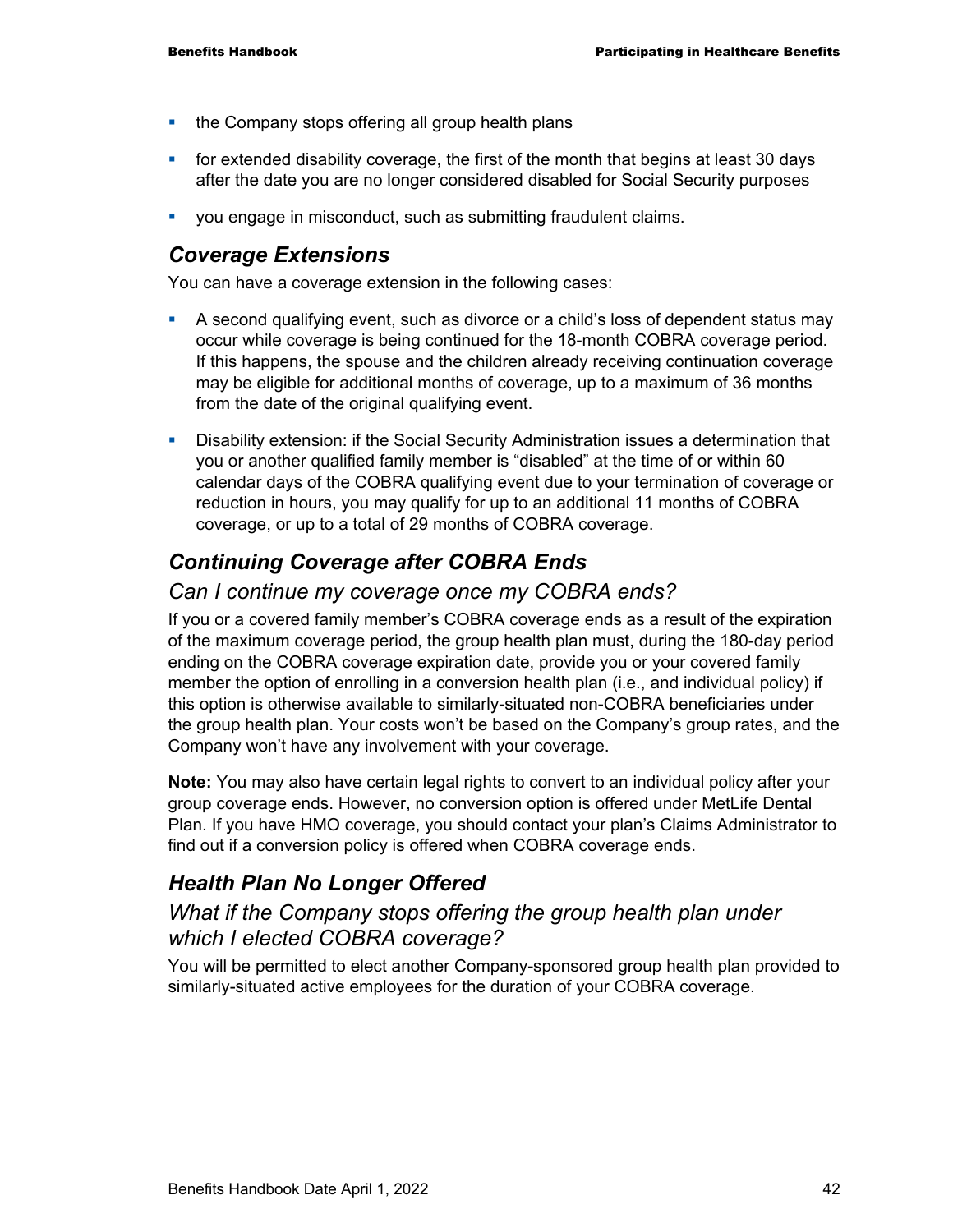- the Company stops offering all group health plans
- for extended disability coverage, the first of the month that begins at least 30 days after the date you are no longer considered disabled for Social Security purposes
- you engage in misconduct, such as submitting fraudulent claims.

## *Coverage Extensions*

You can have a coverage extension in the following cases:

- A second qualifying event, such as divorce or a child's loss of dependent status may occur while coverage is being continued for the 18-month COBRA coverage period. If this happens, the spouse and the children already receiving continuation coverage may be eligible for additional months of coverage, up to a maximum of 36 months from the date of the original qualifying event.
- Disability extension: if the Social Security Administration issues a determination that you or another qualified family member is "disabled" at the time of or within 60 calendar days of the COBRA qualifying event due to your termination of coverage or reduction in hours, you may qualify for up to an additional 11 months of COBRA coverage, or up to a total of 29 months of COBRA coverage.

## *Continuing Coverage after COBRA Ends*

### *Can I continue my coverage once my COBRA ends?*

If you or a covered family member's COBRA coverage ends as a result of the expiration of the maximum coverage period, the group health plan must, during the 180-day period ending on the COBRA coverage expiration date, provide you or your covered family member the option of enrolling in a conversion health plan (i.e., and individual policy) if this option is otherwise available to similarly-situated non-COBRA beneficiaries under the group health plan. Your costs won't be based on the Company's group rates, and the Company won't have any involvement with your coverage.

**Note:** You may also have certain legal rights to convert to an individual policy after your group coverage ends. However, no conversion option is offered under MetLife Dental Plan. If you have HMO coverage, you should contact your plan's Claims Administrator to find out if a conversion policy is offered when COBRA coverage ends.

## *Health Plan No Longer Offered*

### *What if the Company stops offering the group health plan under which I elected COBRA coverage?*

You will be permitted to elect another Company-sponsored group health plan provided to similarly-situated active employees for the duration of your COBRA coverage.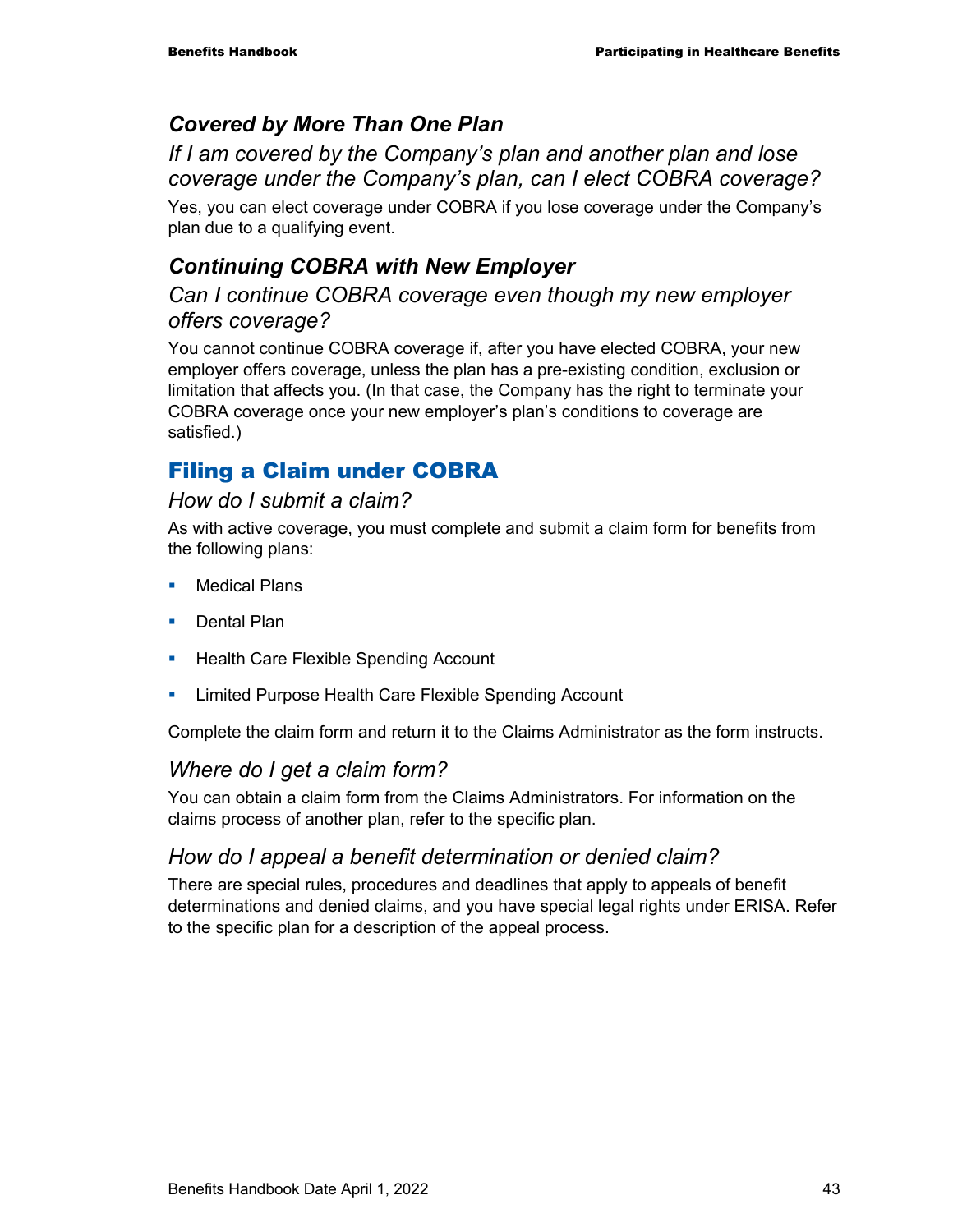### *Covered by More Than One Plan*

#### *If I am covered by the Company's plan and another plan and lose coverage under the Company's plan, can I elect COBRA coverage?*

Yes, you can elect coverage under COBRA if you lose coverage under the Company's plan due to a qualifying event.

### *Continuing COBRA with New Employer*

#### *Can I continue COBRA coverage even though my new employer offers coverage?*

You cannot continue COBRA coverage if, after you have elected COBRA, your new employer offers coverage, unless the plan has a pre-existing condition, exclusion or limitation that affects you. (In that case, the Company has the right to terminate your COBRA coverage once your new employer's plan's conditions to coverage are satisfied.)

## Filing a Claim under COBRA

#### *How do I submit a claim?*

As with active coverage, you must complete and submit a claim form for benefits from the following plans:

- Medical Plans
- Dental Plan
- Health Care Flexible Spending Account
- Limited Purpose Health Care Flexible Spending Account

Complete the claim form and return it to the Claims Administrator as the form instructs.

#### *Where do I get a claim form?*

You can obtain a claim form from the Claims Administrators. For information on the claims process of another plan, refer to the specific plan.

#### *How do I appeal a benefit determination or denied claim?*

There are special rules, procedures and deadlines that apply to appeals of benefit determinations and denied claims, and you have special legal rights under ERISA. Refer to the specific plan for a description of the appeal process.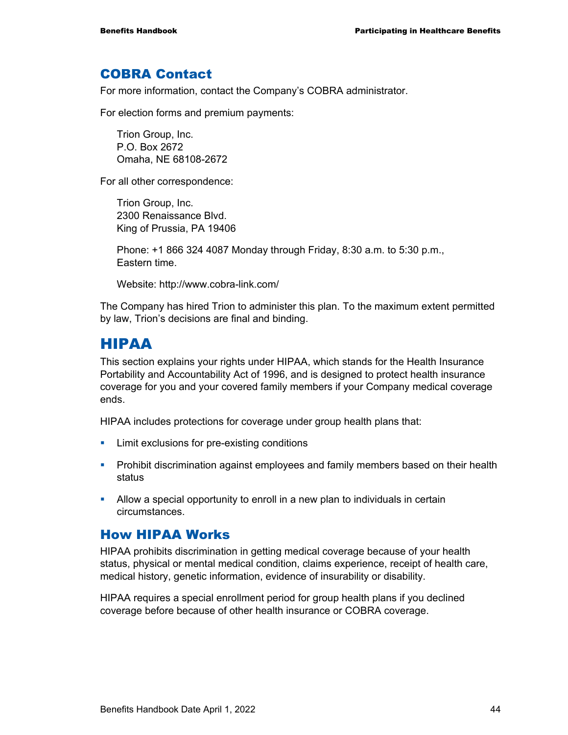## COBRA Contact

For more information, contact the Company's COBRA administrator.

For election forms and premium payments:

Trion Group, Inc.
P.O. Box 2672
Omaha, NE 68108-2672

For all other correspondence:

Trion Group, Inc.
2300 Renaissance Blvd.
King of Prussia, PA 19406

Phone: +1 866 324 4087 Monday through Friday, 8:30 a.m. to 5:30 p.m., Eastern time.

Website: http://www.cobra-link.com/

The Company has hired Trion to administer this plan. To the maximum extent permitted by law, Trion's decisions are final and binding.

# HIPAA

This section explains your rights under HIPAA, which stands for the Health Insurance Portability and Accountability Act of 1996, and is designed to protect health insurance coverage for you and your covered family members if your Company medical coverage ends.

HIPAA includes protections for coverage under group health plans that:

- Limit exclusions for pre-existing conditions
- Prohibit discrimination against employees and family members based on their health status
- Allow a special opportunity to enroll in a new plan to individuals in certain circumstances.

## How HIPAA Works

HIPAA prohibits discrimination in getting medical coverage because of your health status, physical or mental medical condition, claims experience, receipt of health care, medical history, genetic information, evidence of insurability or disability.

HIPAA requires a special enrollment period for group health plans if you declined coverage before because of other health insurance or COBRA coverage.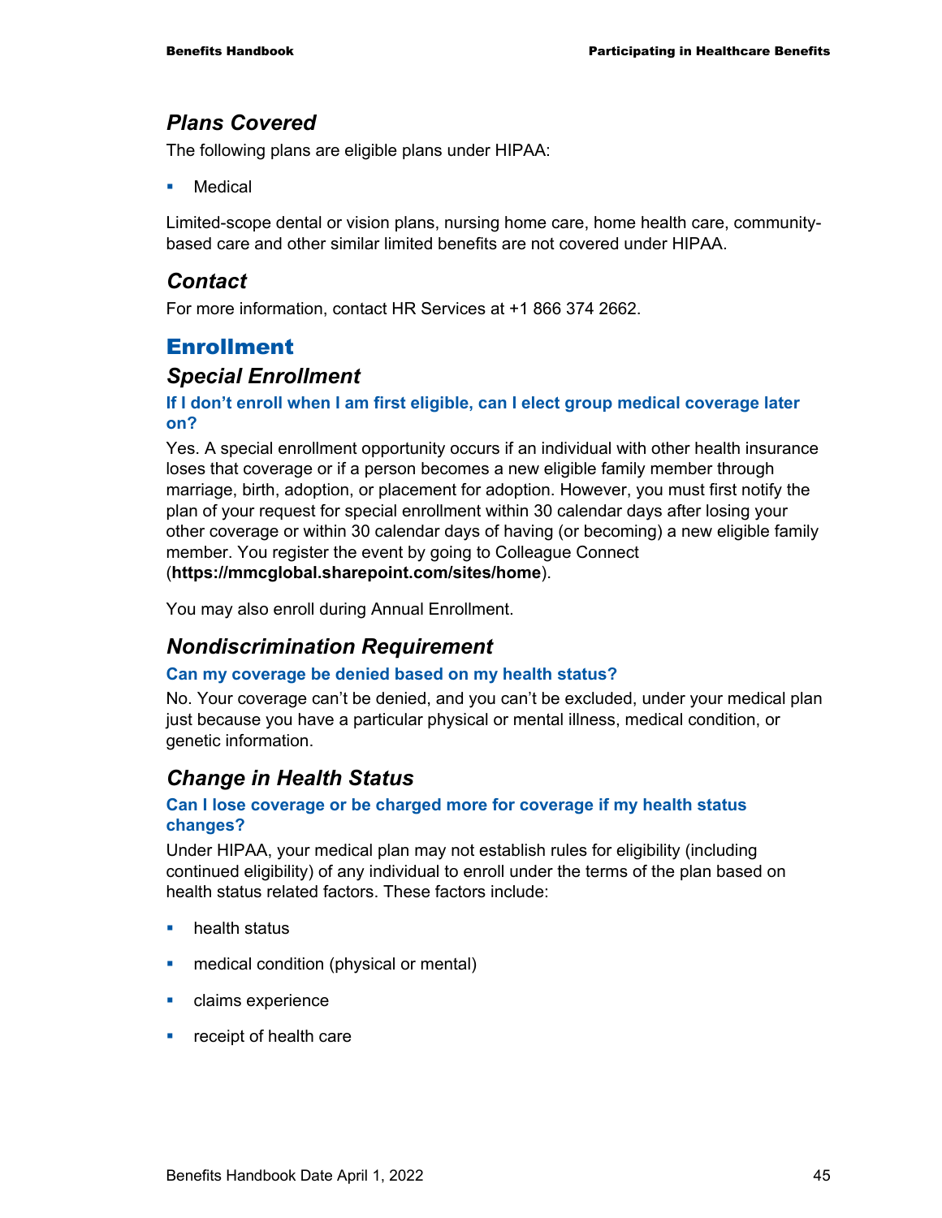### *Plans Covered*

The following plans are eligible plans under HIPAA:

- Medical

Limited-scope dental or vision plans, nursing home care, home health care, community-based care and other similar limited benefits are not covered under HIPAA.

### *Contact*

For more information, contact HR Services at +1 866 374 2662.

## Enrollment

### *Special Enrollment*

#### If I don't enroll when I am first eligible, can I elect group medical coverage later on?

Yes. A special enrollment opportunity occurs if an individual with other health insurance loses that coverage or if a person becomes a new eligible family member through marriage, birth, adoption, or placement for adoption. However, you must first notify the plan of your request for special enrollment within 30 calendar days after losing your other coverage or within 30 calendar days of having (or becoming) a new eligible family member. You register the event by going to Colleague Connect (**https://mmcglobal.sharepoint.com/sites/home**).

You may also enroll during Annual Enrollment.

### *Nondiscrimination Requirement*

#### Can my coverage be denied based on my health status?

No. Your coverage can't be denied, and you can't be excluded, under your medical plan just because you have a particular physical or mental illness, medical condition, or genetic information.

### *Change in Health Status*

#### Can I lose coverage or be charged more for coverage if my health status changes?

Under HIPAA, your medical plan may not establish rules for eligibility (including continued eligibility) of any individual to enroll under the terms of the plan based on health status related factors. These factors include:

- health status
- medical condition (physical or mental)
- claims experience
- receipt of health care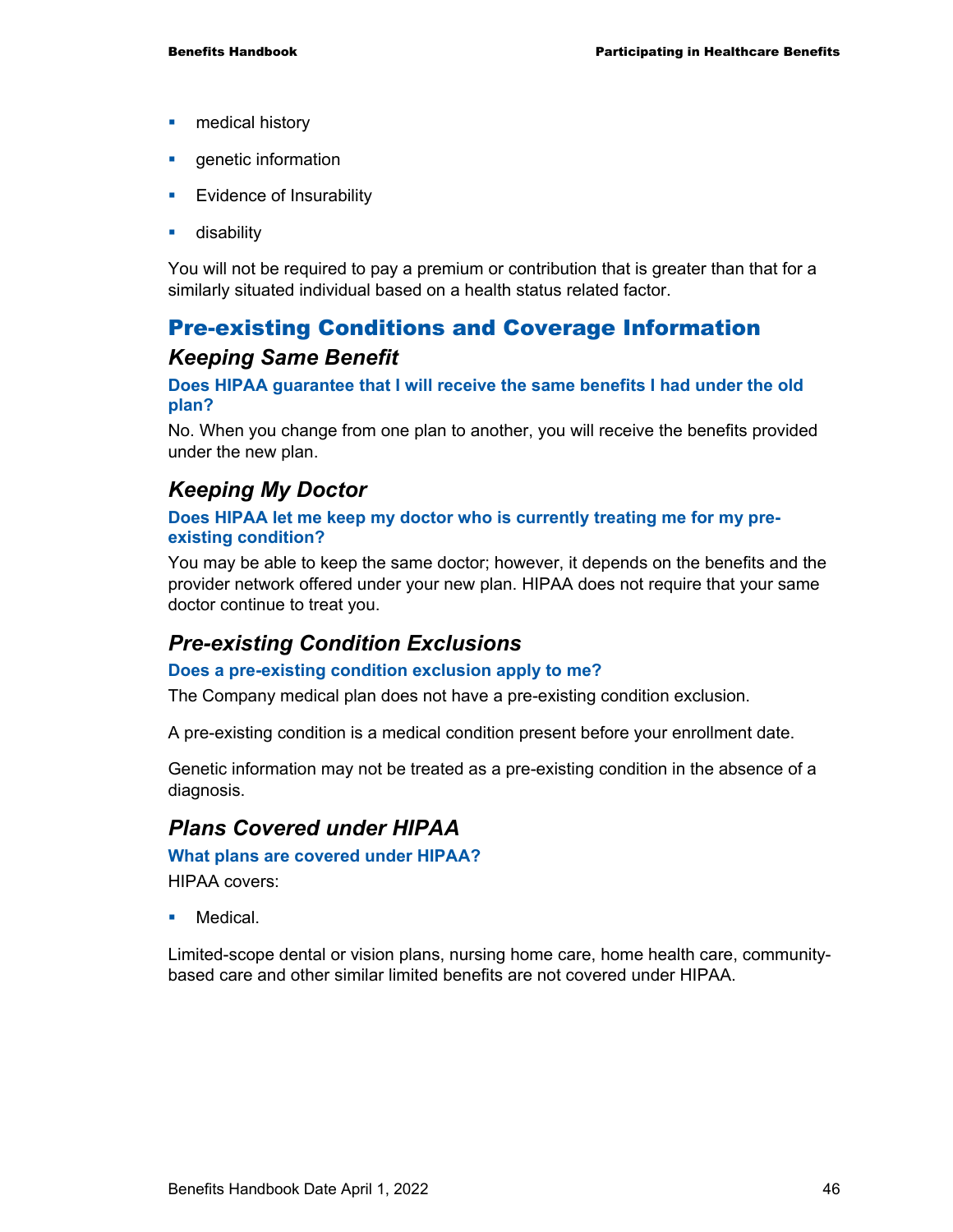- medical history
- genetic information
- Evidence of Insurability
- disability

You will not be required to pay a premium or contribution that is greater than that for a similarly situated individual based on a health status related factor.

## Pre-existing Conditions and Coverage Information

### *Keeping Same Benefit*

**Does HIPAA guarantee that I will receive the same benefits I had under the old plan?**

No. When you change from one plan to another, you will receive the benefits provided under the new plan.

### *Keeping My Doctor*

**Does HIPAA let me keep my doctor who is currently treating me for my pre-existing condition?**

You may be able to keep the same doctor; however, it depends on the benefits and the provider network offered under your new plan. HIPAA does not require that your same doctor continue to treat you.

### *Pre-existing Condition Exclusions*

**Does a pre-existing condition exclusion apply to me?**

The Company medical plan does not have a pre-existing condition exclusion.

A pre-existing condition is a medical condition present before your enrollment date.

Genetic information may not be treated as a pre-existing condition in the absence of a diagnosis.

### *Plans Covered under HIPAA*

**What plans are covered under HIPAA?**

HIPAA covers:

- Medical.

Limited-scope dental or vision plans, nursing home care, home health care, community-based care and other similar limited benefits are not covered under HIPAA.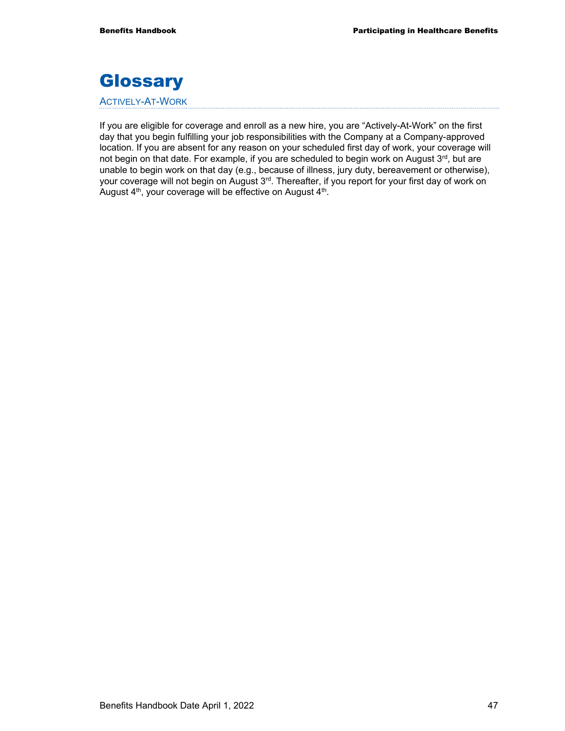# Glossary

## Actively-At-Work

If you are eligible for coverage and enroll as a new hire, you are "Actively-At-Work" on the first day that you begin fulfilling your job responsibilities with the Company at a Company-approved location. If you are absent for any reason on your scheduled first day of work, your coverage will not begin on that date. For example, if you are scheduled to begin work on August 3rd, but are unable to begin work on that day (e.g., because of illness, jury duty, bereavement or otherwise), your coverage will not begin on August 3rd. Thereafter, if you report for your first day of work on August 4th, your coverage will be effective on August 4th.